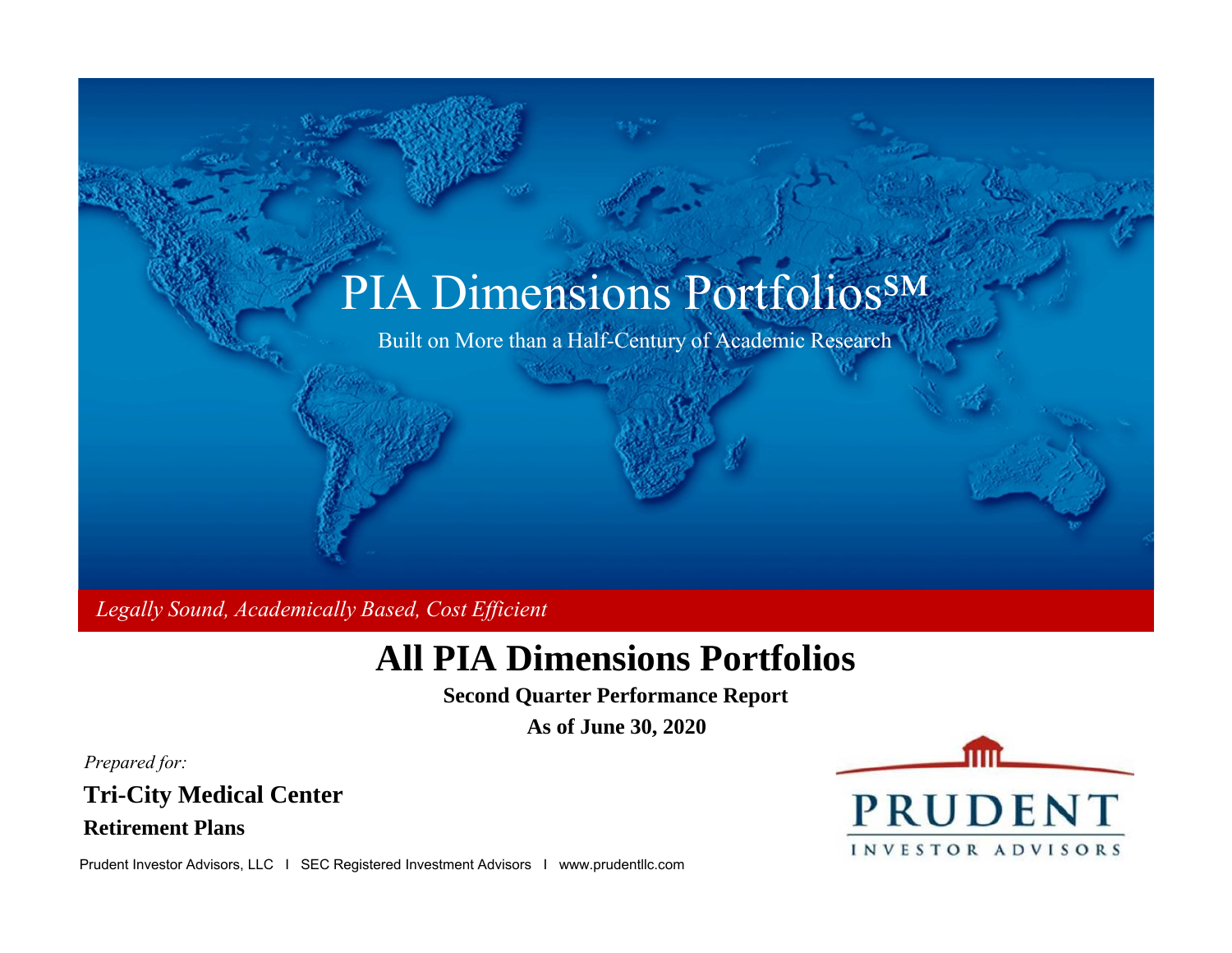# PIA Dimensions Portfolios℠

Built on More than a Half-Century of Academic Research

*Legally Sound, Academically Based, Cost Efficient*

# All PIA Dimensions Portfolios

**Second Quarter Performance Report**

**As of June 30, 2020**

*Prepared for:*

**Tri-City Medical Center**

**Retirement Plans**

PRUDENT INVESTOR ADVISORS

Prudent Investor Advisors, LLC I SEC Registered Investment Advisors I www.prudentllc.com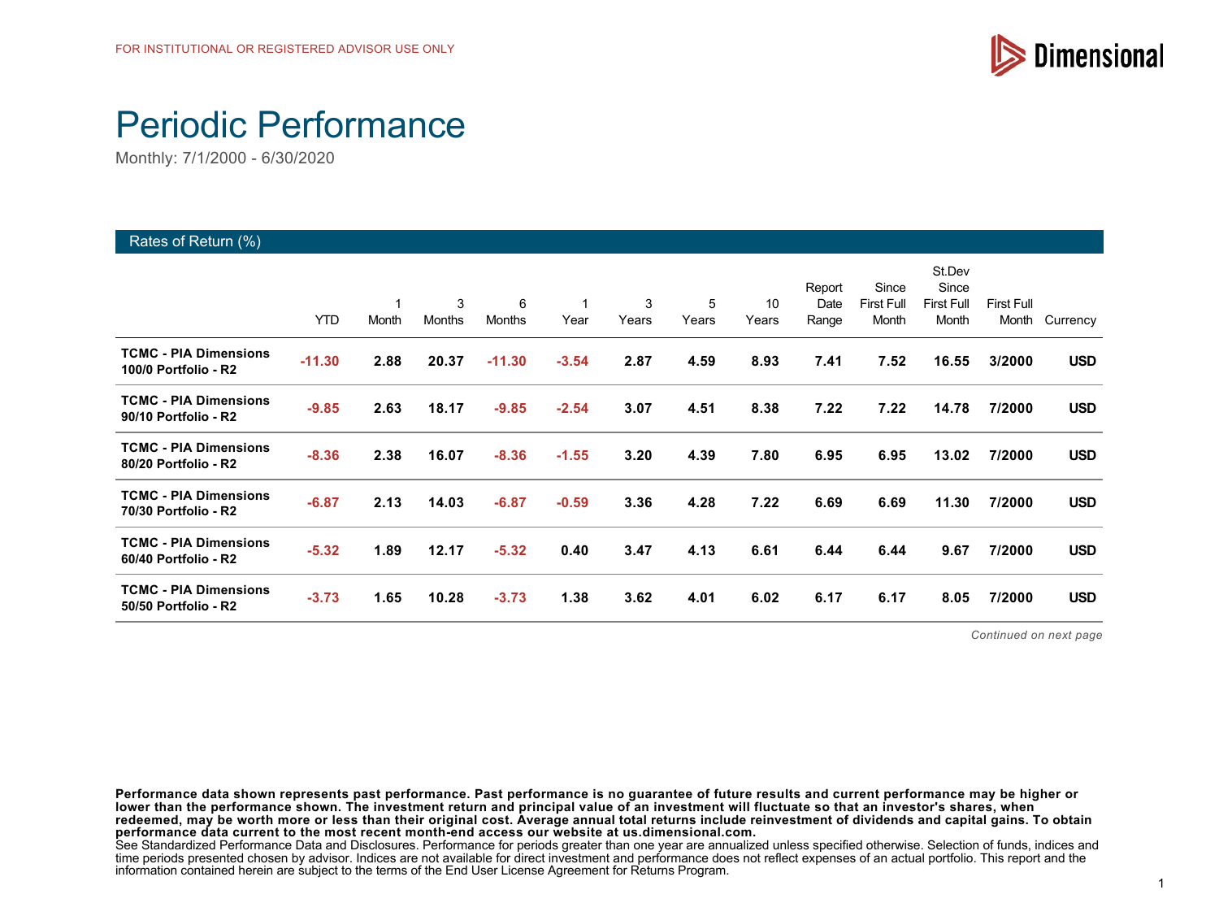FOR INSTITUTIONAL OR REGISTERED ADVISOR USE ONLY

# Periodic Performance

Monthly: 7/1/2000 - 6/30/2020

## Rates of Return (%)

| | YTD | 1 Month | 3 Months | 6 Months | 1 Year | 3 Years | 5 Years | 10 Years | Report Date Range | Since First Full Month | St.Dev Since First Full Month | First Full Month | Currency |
|---|---|---|---|---|---|---|---|---|---|---|---|---|---|
| **TCMC - PIA Dimensions 100/0 Portfolio - R2** | **-11.30** | **2.88** | **20.37** | **-11.30** | **-3.54** | **2.87** | **4.59** | **8.93** | **7.41** | **7.52** | **16.55** | **3/2000** | **USD** |
| **TCMC - PIA Dimensions 90/10 Portfolio - R2** | **-9.85** | **2.63** | **18.17** | **-9.85** | **-2.54** | **3.07** | **4.51** | **8.38** | **7.22** | **7.22** | **14.78** | **7/2000** | **USD** |
| **TCMC - PIA Dimensions 80/20 Portfolio - R2** | **-8.36** | **2.38** | **16.07** | **-8.36** | **-1.55** | **3.20** | **4.39** | **7.80** | **6.95** | **6.95** | **13.02** | **7/2000** | **USD** |
| **TCMC - PIA Dimensions 70/30 Portfolio - R2** | **-6.87** | **2.13** | **14.03** | **-6.87** | **-0.59** | **3.36** | **4.28** | **7.22** | **6.69** | **6.69** | **11.30** | **7/2000** | **USD** |
| **TCMC - PIA Dimensions 60/40 Portfolio - R2** | **-5.32** | **1.89** | **12.17** | **-5.32** | **0.40** | **3.47** | **4.13** | **6.61** | **6.44** | **6.44** | **9.67** | **7/2000** | **USD** |
| **TCMC - PIA Dimensions 50/50 Portfolio - R2** | **-3.73** | **1.65** | **10.28** | **-3.73** | **1.38** | **3.62** | **4.01** | **6.02** | **6.17** | **6.17** | **8.05** | **7/2000** | **USD** |

*Continued on next page*

**Performance data shown represents past performance. Past performance is no guarantee of future results and current performance may be higher or lower than the performance shown. The investment return and principal value of an investment will fluctuate so that an investor's shares, when redeemed, may be worth more or less than their original cost. Average annual total returns include reinvestment of dividends and capital gains. To obtain performance data current to the most recent month-end access our website at us.dimensional.com.**
See Standardized Performance Data and Disclosures. Performance for periods greater than one year are annualized unless specified otherwise. Selection of funds, indices and time periods presented chosen by advisor. Indices are not available for direct investment and performance does not reflect expenses of an actual portfolio. This report and the information contained herein are subject to the terms of the End User License Agreement for Returns Program.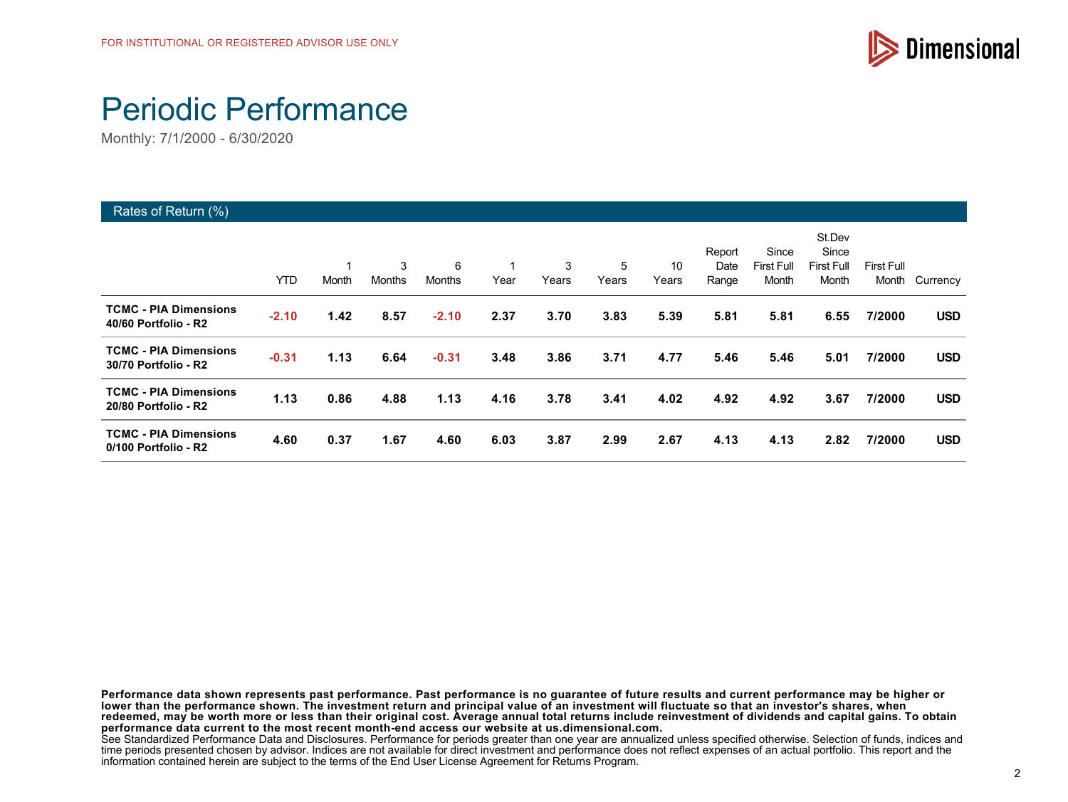FOR INSTITUTIONAL OR REGISTERED ADVISOR USE ONLY

# Periodic Performance

Monthly: 7/1/2000 - 6/30/2020

## Rates of Return (%)

| | YTD | 1 Month | 3 Months | 6 Months | 1 Year | 3 Years | 5 Years | 10 Years | Report Date Range | Since First Full Month | St.Dev Since First Full Month | First Full Month | Currency |
|---|---|---|---|---|---|---|---|---|---|---|---|---|---|
| **TCMC - PIA Dimensions 40/60 Portfolio - R2** | **-2.10** | **1.42** | **8.57** | **-2.10** | **2.37** | **3.70** | **3.83** | **5.39** | **5.81** | **5.81** | **6.55** | **7/2000** | **USD** |
| **TCMC - PIA Dimensions 30/70 Portfolio - R2** | **-0.31** | **1.13** | **6.64** | **-0.31** | **3.48** | **3.86** | **3.71** | **4.77** | **5.46** | **5.46** | **5.01** | **7/2000** | **USD** |
| **TCMC - PIA Dimensions 20/80 Portfolio - R2** | **1.13** | **0.86** | **4.88** | **1.13** | **4.16** | **3.78** | **3.41** | **4.02** | **4.92** | **4.92** | **3.67** | **7/2000** | **USD** |
| **TCMC - PIA Dimensions 0/100 Portfolio - R2** | **4.60** | **0.37** | **1.67** | **4.60** | **6.03** | **3.87** | **2.99** | **2.67** | **4.13** | **4.13** | **2.82** | **7/2000** | **USD** |

**Performance data shown represents past performance. Past performance is no guarantee of future results and current performance may be higher or lower than the performance shown. The investment return and principal value of an investment will fluctuate so that an investor's shares, when redeemed, may be worth more or less than their original cost. Average annual total returns include reinvestment of dividends and capital gains. To obtain performance data current to the most recent month-end access our website at us.dimensional.com.**
See Standardized Performance Data and Disclosures. Performance for periods greater than one year are annualized unless specified otherwise. Selection of funds, indices and time periods presented chosen by advisor. Indices are not available for direct investment and performance does not reflect expenses of an actual portfolio. This report and the information contained herein are subject to the terms of the End User License Agreement for Returns Program.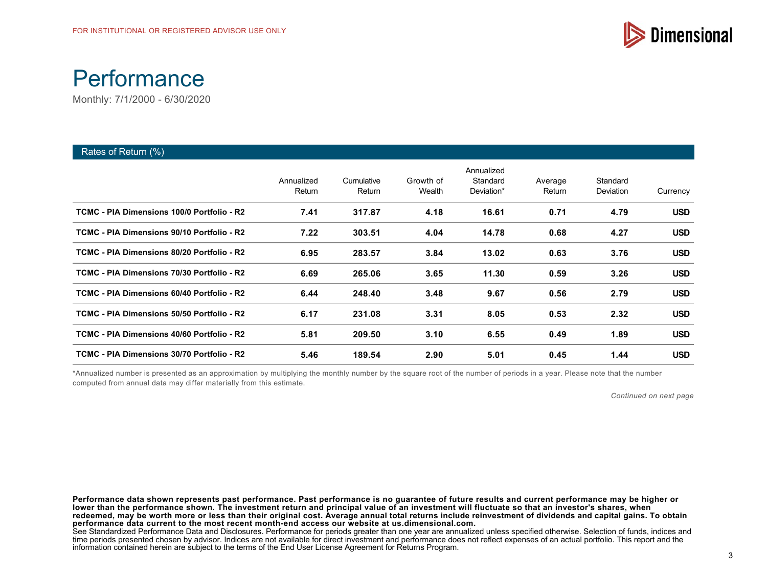FOR INSTITUTIONAL OR REGISTERED ADVISOR USE ONLY

# Performance

Monthly: 7/1/2000 - 6/30/2020

## Rates of Return (%)

| | Annualized Return | Cumulative Return | Growth of Wealth | Annualized Standard Deviation* | Average Return | Standard Deviation | Currency |
|---|---|---|---|---|---|---|---|
| **TCMC - PIA Dimensions 100/0 Portfolio - R2** | **7.41** | **317.87** | **4.18** | **16.61** | **0.71** | **4.79** | **USD** |
| **TCMC - PIA Dimensions 90/10 Portfolio - R2** | **7.22** | **303.51** | **4.04** | **14.78** | **0.68** | **4.27** | **USD** |
| **TCMC - PIA Dimensions 80/20 Portfolio - R2** | **6.95** | **283.57** | **3.84** | **13.02** | **0.63** | **3.76** | **USD** |
| **TCMC - PIA Dimensions 70/30 Portfolio - R2** | **6.69** | **265.06** | **3.65** | **11.30** | **0.59** | **3.26** | **USD** |
| **TCMC - PIA Dimensions 60/40 Portfolio - R2** | **6.44** | **248.40** | **3.48** | **9.67** | **0.56** | **2.79** | **USD** |
| **TCMC - PIA Dimensions 50/50 Portfolio - R2** | **6.17** | **231.08** | **3.31** | **8.05** | **0.53** | **2.32** | **USD** |
| **TCMC - PIA Dimensions 40/60 Portfolio - R2** | **5.81** | **209.50** | **3.10** | **6.55** | **0.49** | **1.89** | **USD** |
| **TCMC - PIA Dimensions 30/70 Portfolio - R2** | **5.46** | **189.54** | **2.90** | **5.01** | **0.45** | **1.44** | **USD** |

*Annualized number is presented as an approximation by multiplying the monthly number by the square root of the number of periods in a year. Please note that the number computed from annual data may differ materially from this estimate.

*Continued on next page*

**Performance data shown represents past performance. Past performance is no guarantee of future results and current performance may be higher or lower than the performance shown. The investment return and principal value of an investment will fluctuate so that an investor's shares, when redeemed, may be worth more or less than their original cost. Average annual total returns include reinvestment of dividends and capital gains. To obtain performance data current to the most recent month-end access our website at us.dimensional.com.**
See Standardized Performance Data and Disclosures. Performance for periods greater than one year are annualized unless specified otherwise. Selection of funds, indices and time periods presented chosen by advisor. Indices are not available for direct investment and performance does not reflect expenses of an actual portfolio. This report and the information contained herein are subject to the terms of the End User License Agreement for Returns Program.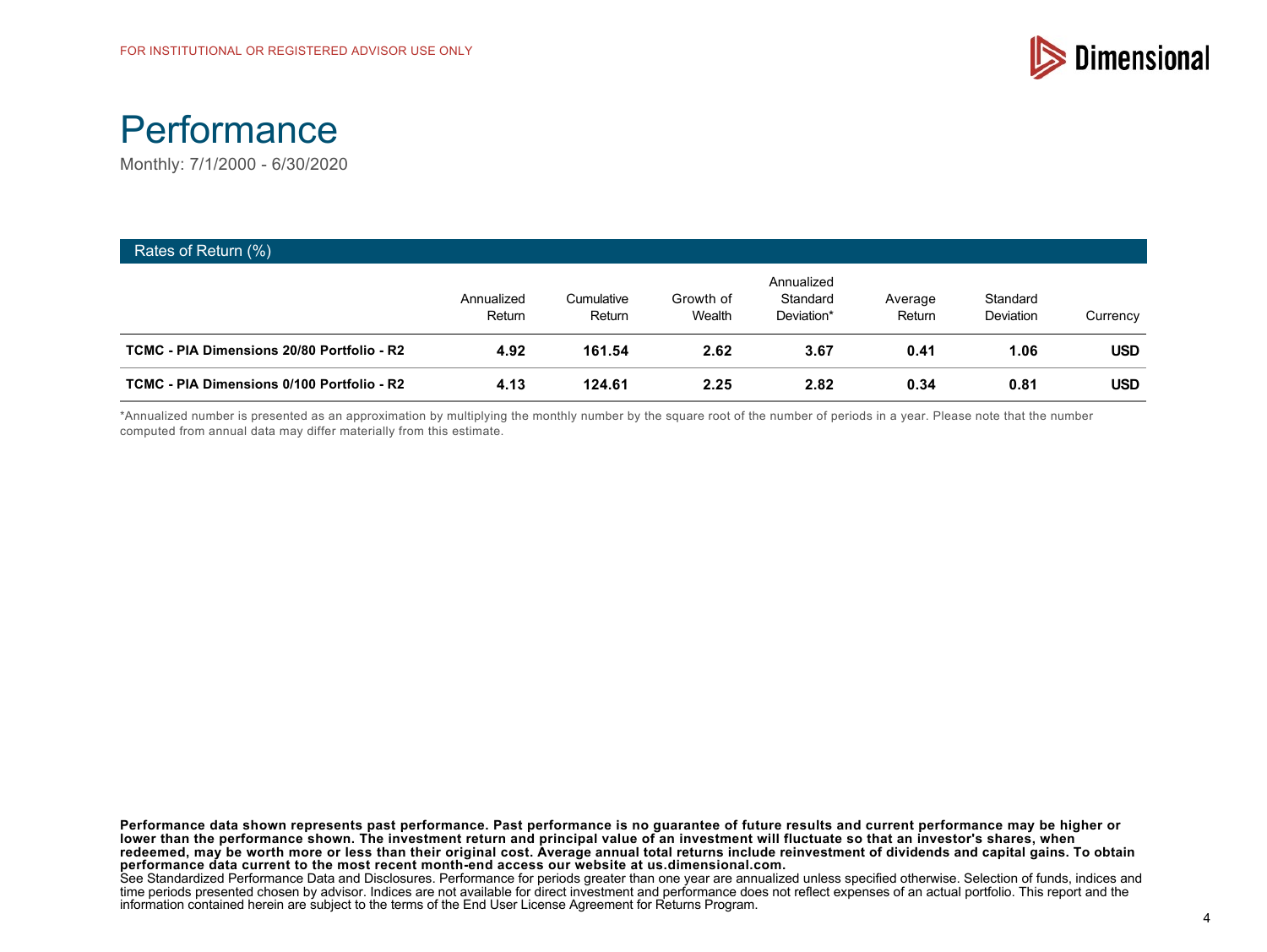FOR INSTITUTIONAL OR REGISTERED ADVISOR USE ONLY

# Performance

Monthly: 7/1/2000 - 6/30/2020

## Rates of Return (%)

| | Annualized Return | Cumulative Return | Growth of Wealth | Annualized Standard Deviation* | Average Return | Standard Deviation | Currency |
|---|---|---|---|---|---|---|---|
| **TCMC - PIA Dimensions 20/80 Portfolio - R2** | **4.92** | **161.54** | **2.62** | **3.67** | **0.41** | **1.06** | **USD** |
| **TCMC - PIA Dimensions 0/100 Portfolio - R2** | **4.13** | **124.61** | **2.25** | **2.82** | **0.34** | **0.81** | **USD** |

*Annualized number is presented as an approximation by multiplying the monthly number by the square root of the number of periods in a year. Please note that the number computed from annual data may differ materially from this estimate.

**Performance data shown represents past performance. Past performance is no guarantee of future results and current performance may be higher or lower than the performance shown. The investment return and principal value of an investment will fluctuate so that an investor's shares, when redeemed, may be worth more or less than their original cost. Average annual total returns include reinvestment of dividends and capital gains. To obtain performance data current to the most recent month-end access our website at us.dimensional.com.**

See Standardized Performance Data and Disclosures. Performance for periods greater than one year are annualized unless specified otherwise. Selection of funds, indices and time periods presented chosen by advisor. Indices are not available for direct investment and performance does not reflect expenses of an actual portfolio. This report and the information contained herein are subject to the terms of the End User License Agreement for Returns Program.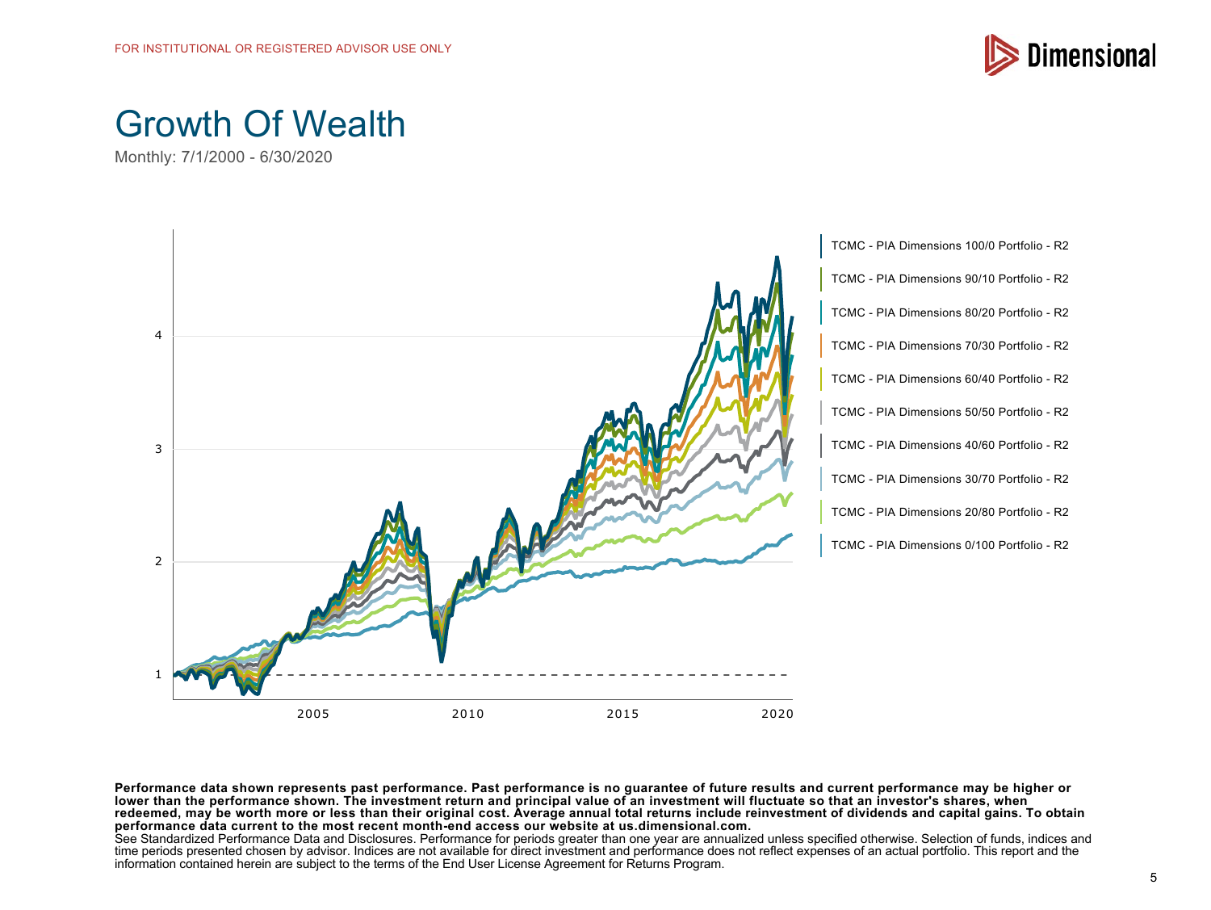FOR INSTITUTIONAL OR REGISTERED ADVISOR USE ONLY

# Growth Of Wealth

Monthly: 7/1/2000 - 6/30/2020

- TCMC - PIA Dimensions 100/0 Portfolio - R2
- TCMC - PIA Dimensions 90/10 Portfolio - R2
- TCMC - PIA Dimensions 80/20 Portfolio - R2
- TCMC - PIA Dimensions 70/30 Portfolio - R2
- TCMC - PIA Dimensions 60/40 Portfolio - R2
- TCMC - PIA Dimensions 50/50 Portfolio - R2
- TCMC - PIA Dimensions 40/60 Portfolio - R2
- TCMC - PIA Dimensions 30/70 Portfolio - R2
- TCMC - PIA Dimensions 20/80 Portfolio - R2
- TCMC - PIA Dimensions 0/100 Portfolio - R2

**Performance data shown represents past performance. Past performance is no guarantee of future results and current performance may be higher or lower than the performance shown. The investment return and principal value of an investment will fluctuate so that an investor's shares, when redeemed, may be worth more or less than their original cost. Average annual total returns include reinvestment of dividends and capital gains. To obtain performance data current to the most recent month-end access our website at us.dimensional.com.**

See Standardized Performance Data and Disclosures. Performance for periods greater than one year are annualized unless specified otherwise. Selection of funds, indices and time periods presented chosen by advisor. Indices are not available for direct investment and performance does not reflect expenses of an actual portfolio. This report and the information contained herein are subject to the terms of the End User License Agreement for Returns Program.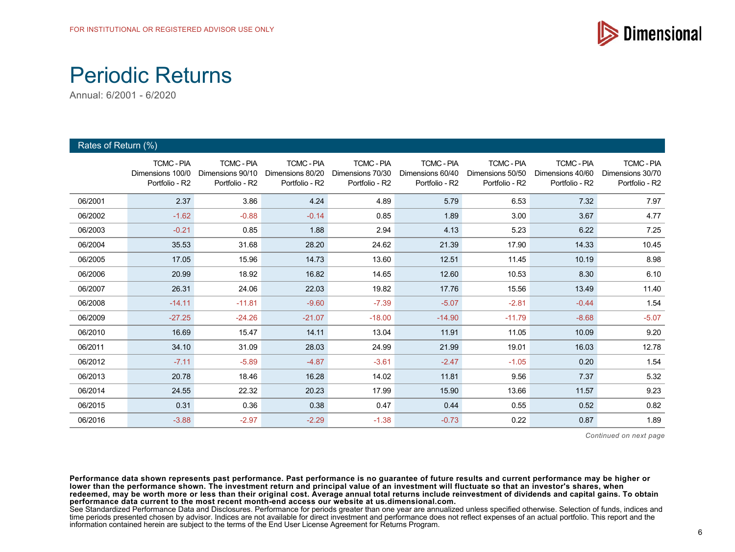FOR INSTITUTIONAL OR REGISTERED ADVISOR USE ONLY

# Periodic Returns

Annual: 6/2001 - 6/2020

**Rates of Return (%)**

| | TCMC - PIA Dimensions 100/0 Portfolio - R2 | TCMC - PIA Dimensions 90/10 Portfolio - R2 | TCMC - PIA Dimensions 80/20 Portfolio - R2 | TCMC - PIA Dimensions 70/30 Portfolio - R2 | TCMC - PIA Dimensions 60/40 Portfolio - R2 | TCMC - PIA Dimensions 50/50 Portfolio - R2 | TCMC - PIA Dimensions 40/60 Portfolio - R2 | TCMC - PIA Dimensions 30/70 Portfolio - R2 |
|---|---|---|---|---|---|---|---|---|
| 06/2001 | 2.37 | 3.86 | 4.24 | 4.89 | 5.79 | 6.53 | 7.32 | 7.97 |
| 06/2002 | -1.62 | -0.88 | -0.14 | 0.85 | 1.89 | 3.00 | 3.67 | 4.77 |
| 06/2003 | -0.21 | 0.85 | 1.88 | 2.94 | 4.13 | 5.23 | 6.22 | 7.25 |
| 06/2004 | 35.53 | 31.68 | 28.20 | 24.62 | 21.39 | 17.90 | 14.33 | 10.45 |
| 06/2005 | 17.05 | 15.96 | 14.73 | 13.60 | 12.51 | 11.45 | 10.19 | 8.98 |
| 06/2006 | 20.99 | 18.92 | 16.82 | 14.65 | 12.60 | 10.53 | 8.30 | 6.10 |
| 06/2007 | 26.31 | 24.06 | 22.03 | 19.82 | 17.76 | 15.56 | 13.49 | 11.40 |
| 06/2008 | -14.11 | -11.81 | -9.60 | -7.39 | -5.07 | -2.81 | -0.44 | 1.54 |
| 06/2009 | -27.25 | -24.26 | -21.07 | -18.00 | -14.90 | -11.79 | -8.68 | -5.07 |
| 06/2010 | 16.69 | 15.47 | 14.11 | 13.04 | 11.91 | 11.05 | 10.09 | 9.20 |
| 06/2011 | 34.10 | 31.09 | 28.03 | 24.99 | 21.99 | 19.01 | 16.03 | 12.78 |
| 06/2012 | -7.11 | -5.89 | -4.87 | -3.61 | -2.47 | -1.05 | 0.20 | 1.54 |
| 06/2013 | 20.78 | 18.46 | 16.28 | 14.02 | 11.81 | 9.56 | 7.37 | 5.32 |
| 06/2014 | 24.55 | 22.32 | 20.23 | 17.99 | 15.90 | 13.66 | 11.57 | 9.23 |
| 06/2015 | 0.31 | 0.36 | 0.38 | 0.47 | 0.44 | 0.55 | 0.52 | 0.82 |
| 06/2016 | -3.88 | -2.97 | -2.29 | -1.38 | -0.73 | 0.22 | 0.87 | 1.89 |

*Continued on next page*

**Performance data shown represents past performance. Past performance is no guarantee of future results and current performance may be higher or lower than the performance shown. The investment return and principal value of an investment will fluctuate so that an investor's shares, when redeemed, may be worth more or less than their original cost. Average annual total returns include reinvestment of dividends and capital gains. To obtain performance data current to the most recent month-end access our website at us.dimensional.com.**
See Standardized Performance Data and Disclosures. Performance for periods greater than one year are annualized unless specified otherwise. Selection of funds, indices and time periods presented chosen by advisor. Indices are not available for direct investment and performance does not reflect expenses of an actual portfolio. This report and the information contained herein are subject to the terms of the End User License Agreement for Returns Program.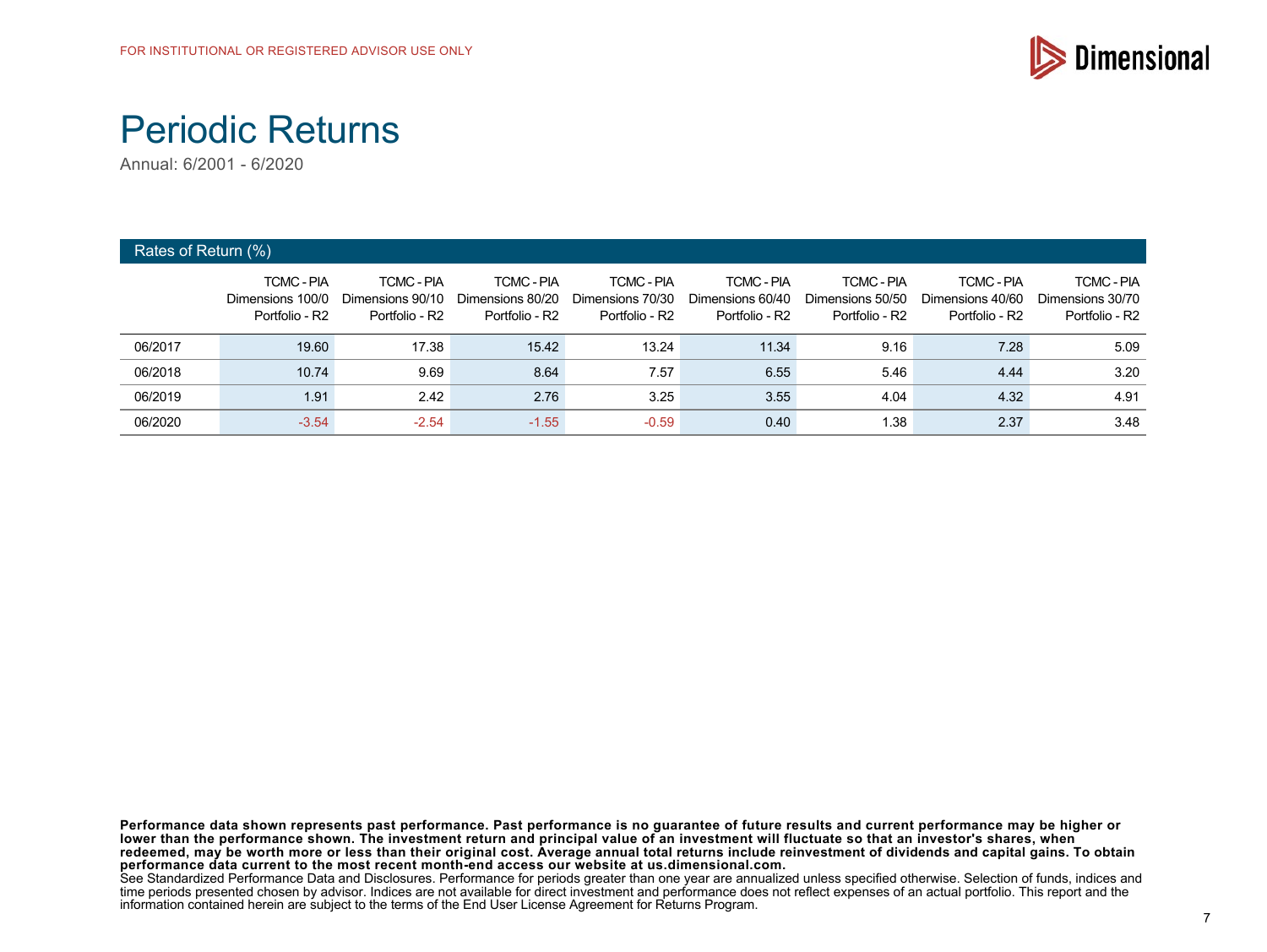FOR INSTITUTIONAL OR REGISTERED ADVISOR USE ONLY

# Periodic Returns

Annual: 6/2001 - 6/2020

## Rates of Return (%)

| | TCMC - PIA Dimensions 100/0 Portfolio - R2 | TCMC - PIA Dimensions 90/10 Portfolio - R2 | TCMC - PIA Dimensions 80/20 Portfolio - R2 | TCMC - PIA Dimensions 70/30 Portfolio - R2 | TCMC - PIA Dimensions 60/40 Portfolio - R2 | TCMC - PIA Dimensions 50/50 Portfolio - R2 | TCMC - PIA Dimensions 40/60 Portfolio - R2 | TCMC - PIA Dimensions 30/70 Portfolio - R2 |
|---|---|---|---|---|---|---|---|---|
| 06/2017 | 19.60 | 17.38 | 15.42 | 13.24 | 11.34 | 9.16 | 7.28 | 5.09 |
| 06/2018 | 10.74 | 9.69 | 8.64 | 7.57 | 6.55 | 5.46 | 4.44 | 3.20 |
| 06/2019 | 1.91 | 2.42 | 2.76 | 3.25 | 3.55 | 4.04 | 4.32 | 4.91 |
| 06/2020 | -3.54 | -2.54 | -1.55 | -0.59 | 0.40 | 1.38 | 2.37 | 3.48 |

**Performance data shown represents past performance. Past performance is no guarantee of future results and current performance may be higher or lower than the performance shown. The investment return and principal value of an investment will fluctuate so that an investor's shares, when redeemed, may be worth more or less than their original cost. Average annual total returns include reinvestment of dividends and capital gains. To obtain performance data current to the most recent month-end access our website at us.dimensional.com.**
See Standardized Performance Data and Disclosures. Performance for periods greater than one year are annualized unless specified otherwise. Selection of funds, indices and time periods presented chosen by advisor. Indices are not available for direct investment and performance does not reflect expenses of an actual portfolio. This report and the information contained herein are subject to the terms of the End User License Agreement for Returns Program.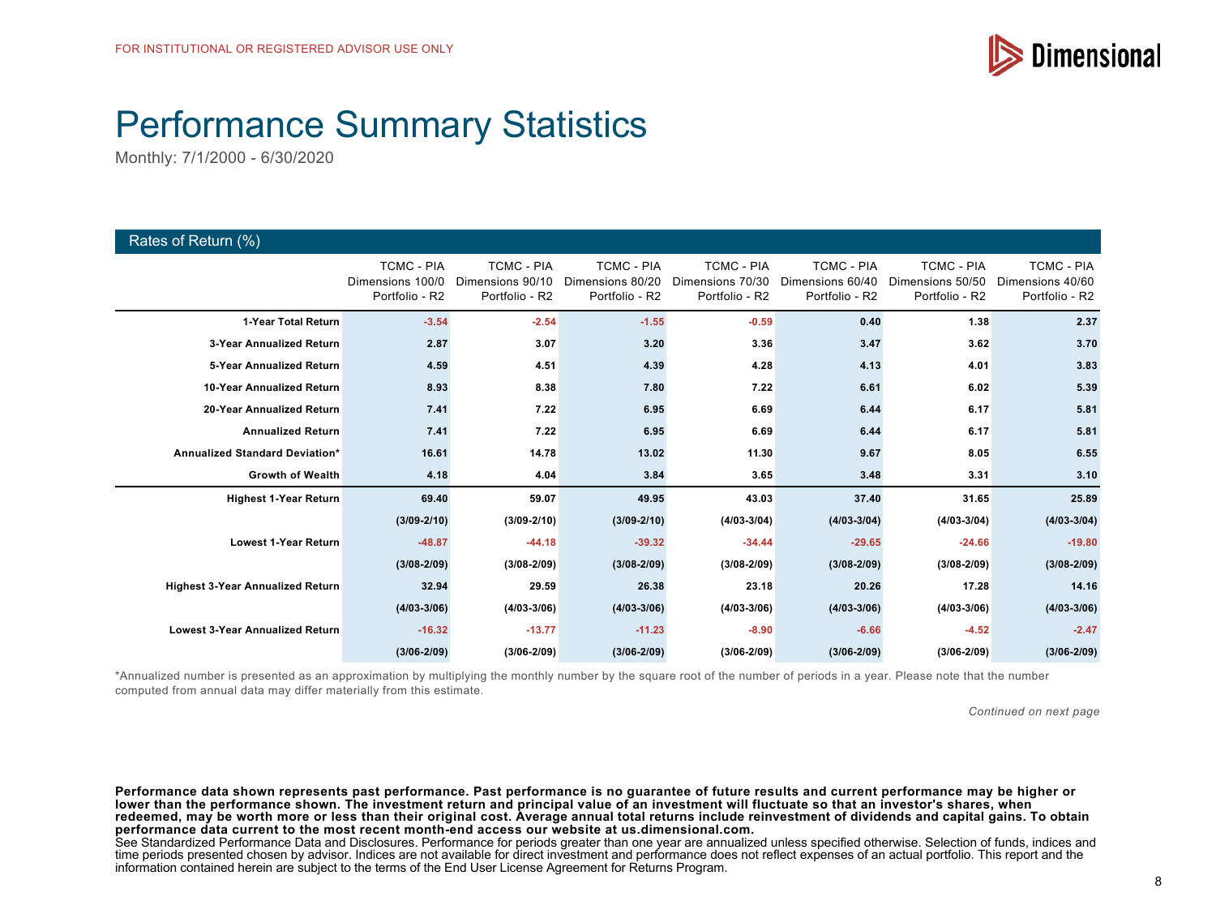FOR INSTITUTIONAL OR REGISTERED ADVISOR USE ONLY

# Performance Summary Statistics

Monthly: 7/1/2000 - 6/30/2020

**Rates of Return (%)**

| | TCMC - PIA Dimensions 100/0 Portfolio - R2 | TCMC - PIA Dimensions 90/10 Portfolio - R2 | TCMC - PIA Dimensions 80/20 Portfolio - R2 | TCMC - PIA Dimensions 70/30 Portfolio - R2 | TCMC - PIA Dimensions 60/40 Portfolio - R2 | TCMC - PIA Dimensions 50/50 Portfolio - R2 | TCMC - PIA Dimensions 40/60 Portfolio - R2 |
|---|---|---|---|---|---|---|---|
| **1-Year Total Return** | -3.54 | -2.54 | -1.55 | -0.59 | 0.40 | 1.38 | 2.37 |
| **3-Year Annualized Return** | 2.87 | 3.07 | 3.20 | 3.36 | 3.47 | 3.62 | 3.70 |
| **5-Year Annualized Return** | 4.59 | 4.51 | 4.39 | 4.28 | 4.13 | 4.01 | 3.83 |
| **10-Year Annualized Return** | 8.93 | 8.38 | 7.80 | 7.22 | 6.61 | 6.02 | 5.39 |
| **20-Year Annualized Return** | 7.41 | 7.22 | 6.95 | 6.69 | 6.44 | 6.17 | 5.81 |
| **Annualized Return** | 7.41 | 7.22 | 6.95 | 6.69 | 6.44 | 6.17 | 5.81 |
| **Annualized Standard Deviation*** | 16.61 | 14.78 | 13.02 | 11.30 | 9.67 | 8.05 | 6.55 |
| **Growth of Wealth** | 4.18 | 4.04 | 3.84 | 3.65 | 3.48 | 3.31 | 3.10 |
| **Highest 1-Year Return** | 69.40 | 59.07 | 49.95 | 43.03 | 37.40 | 31.65 | 25.89 |
| | (3/09-2/10) | (3/09-2/10) | (3/09-2/10) | (4/03-3/04) | (4/03-3/04) | (4/03-3/04) | (4/03-3/04) |
| **Lowest 1-Year Return** | -48.87 | -44.18 | -39.32 | -34.44 | -29.65 | -24.66 | -19.80 |
| | (3/08-2/09) | (3/08-2/09) | (3/08-2/09) | (3/08-2/09) | (3/08-2/09) | (3/08-2/09) | (3/08-2/09) |
| **Highest 3-Year Annualized Return** | 32.94 | 29.59 | 26.38 | 23.18 | 20.26 | 17.28 | 14.16 |
| | (4/03-3/06) | (4/03-3/06) | (4/03-3/06) | (4/03-3/06) | (4/03-3/06) | (4/03-3/06) | (4/03-3/06) |
| **Lowest 3-Year Annualized Return** | -16.32 | -13.77 | -11.23 | -8.90 | -6.66 | -4.52 | -2.47 |
| | (3/06-2/09) | (3/06-2/09) | (3/06-2/09) | (3/06-2/09) | (3/06-2/09) | (3/06-2/09) | (3/06-2/09) |

*Annualized number is presented as an approximation by multiplying the monthly number by the square root of the number of periods in a year. Please note that the number computed from annual data may differ materially from this estimate.

*Continued on next page*

**Performance data shown represents past performance. Past performance is no guarantee of future results and current performance may be higher or lower than the performance shown. The investment return and principal value of an investment will fluctuate so that an investor's shares, when redeemed, may be worth more or less than their original cost. Average annual total returns include reinvestment of dividends and capital gains. To obtain performance data current to the most recent month-end access our website at us.dimensional.com.**

See Standardized Performance Data and Disclosures. Performance for periods greater than one year are annualized unless specified otherwise. Selection of funds, indices and time periods presented chosen by advisor. Indices are not available for direct investment and performance does not reflect expenses of an actual portfolio. This report and the information contained herein are subject to the terms of the End User License Agreement for Returns Program.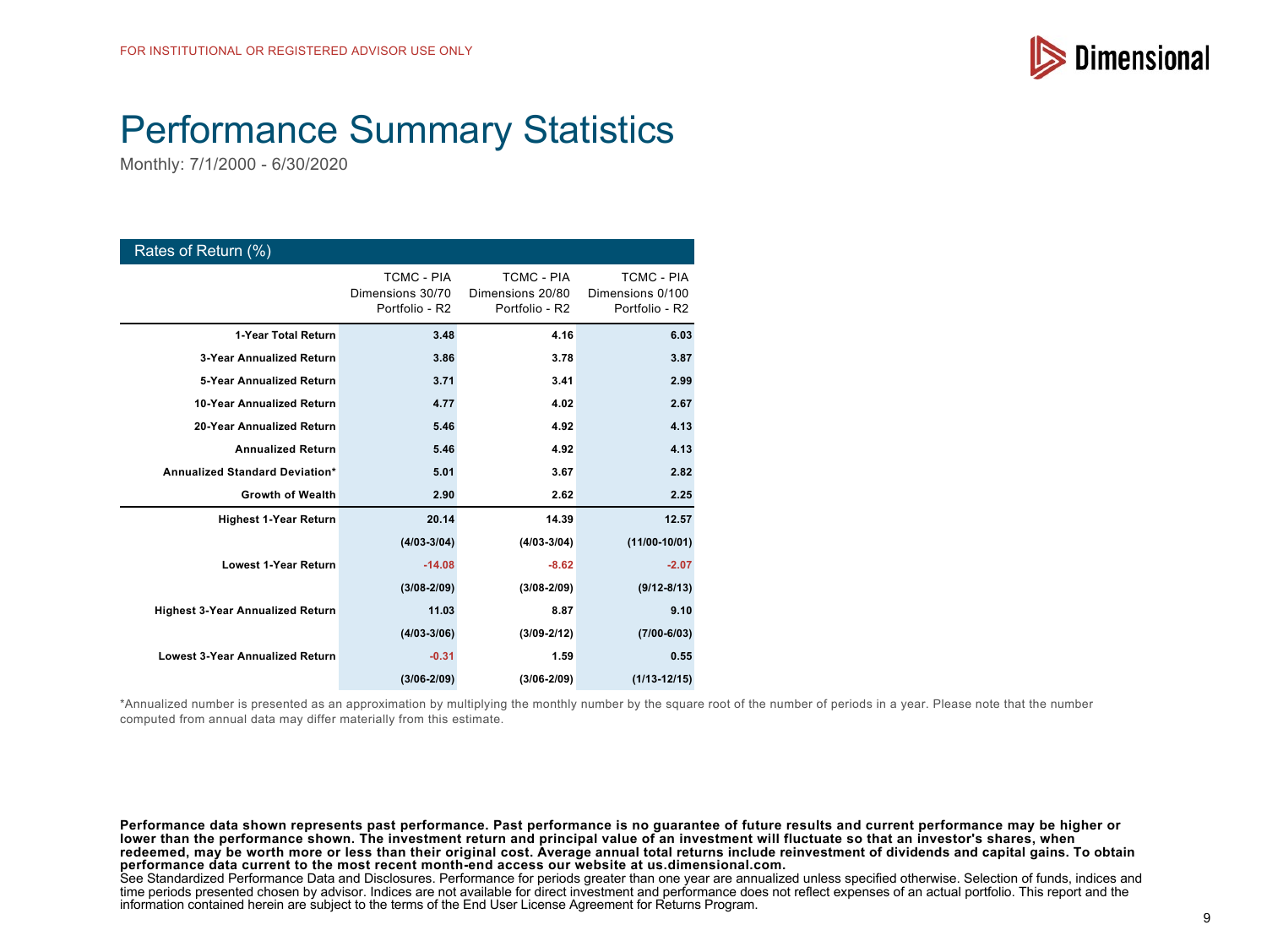FOR INSTITUTIONAL OR REGISTERED ADVISOR USE ONLY

# Performance Summary Statistics

Monthly: 7/1/2000 - 6/30/2020

**Rates of Return (%)**

| | TCMC - PIA Dimensions 30/70 Portfolio - R2 | TCMC - PIA Dimensions 20/80 Portfolio - R2 | TCMC - PIA Dimensions 0/100 Portfolio - R2 |
|---|---|---|---|
| **1-Year Total Return** | **3.48** | **4.16** | **6.03** |
| **3-Year Annualized Return** | **3.86** | **3.78** | **3.87** |
| **5-Year Annualized Return** | **3.71** | **3.41** | **2.99** |
| **10-Year Annualized Return** | **4.77** | **4.02** | **2.67** |
| **20-Year Annualized Return** | **5.46** | **4.92** | **4.13** |
| **Annualized Return** | **5.46** | **4.92** | **4.13** |
| **Annualized Standard Deviation*** | **5.01** | **3.67** | **2.82** |
| **Growth of Wealth** | **2.90** | **2.62** | **2.25** |
| **Highest 1-Year Return** | **20.14** | **14.39** | **12.57** |
| | **(4/03-3/04)** | **(4/03-3/04)** | **(11/00-10/01)** |
| **Lowest 1-Year Return** | **-14.08** | **-8.62** | **-2.07** |
| | **(3/08-2/09)** | **(3/08-2/09)** | **(9/12-8/13)** |
| **Highest 3-Year Annualized Return** | **11.03** | **8.87** | **9.10** |
| | **(4/03-3/06)** | **(3/09-2/12)** | **(7/00-6/03)** |
| **Lowest 3-Year Annualized Return** | **-0.31** | **1.59** | **0.55** |
| | **(3/06-2/09)** | **(3/06-2/09)** | **(1/13-12/15)** |

*Annualized number is presented as an approximation by multiplying the monthly number by the square root of the number of periods in a year. Please note that the number computed from annual data may differ materially from this estimate.

**Performance data shown represents past performance. Past performance is no guarantee of future results and current performance may be higher or lower than the performance shown. The investment return and principal value of an investment will fluctuate so that an investor's shares, when redeemed, may be worth more or less than their original cost. Average annual total returns include reinvestment of dividends and capital gains. To obtain performance data current to the most recent month-end access our website at us.dimensional.com.**
See Standardized Performance Data and Disclosures. Performance for periods greater than one year are annualized unless specified otherwise. Selection of funds, indices and time periods presented chosen by advisor. Indices are not available for direct investment and performance does not reflect expenses of an actual portfolio. This report and the information contained herein are subject to the terms of the End User License Agreement for Returns Program.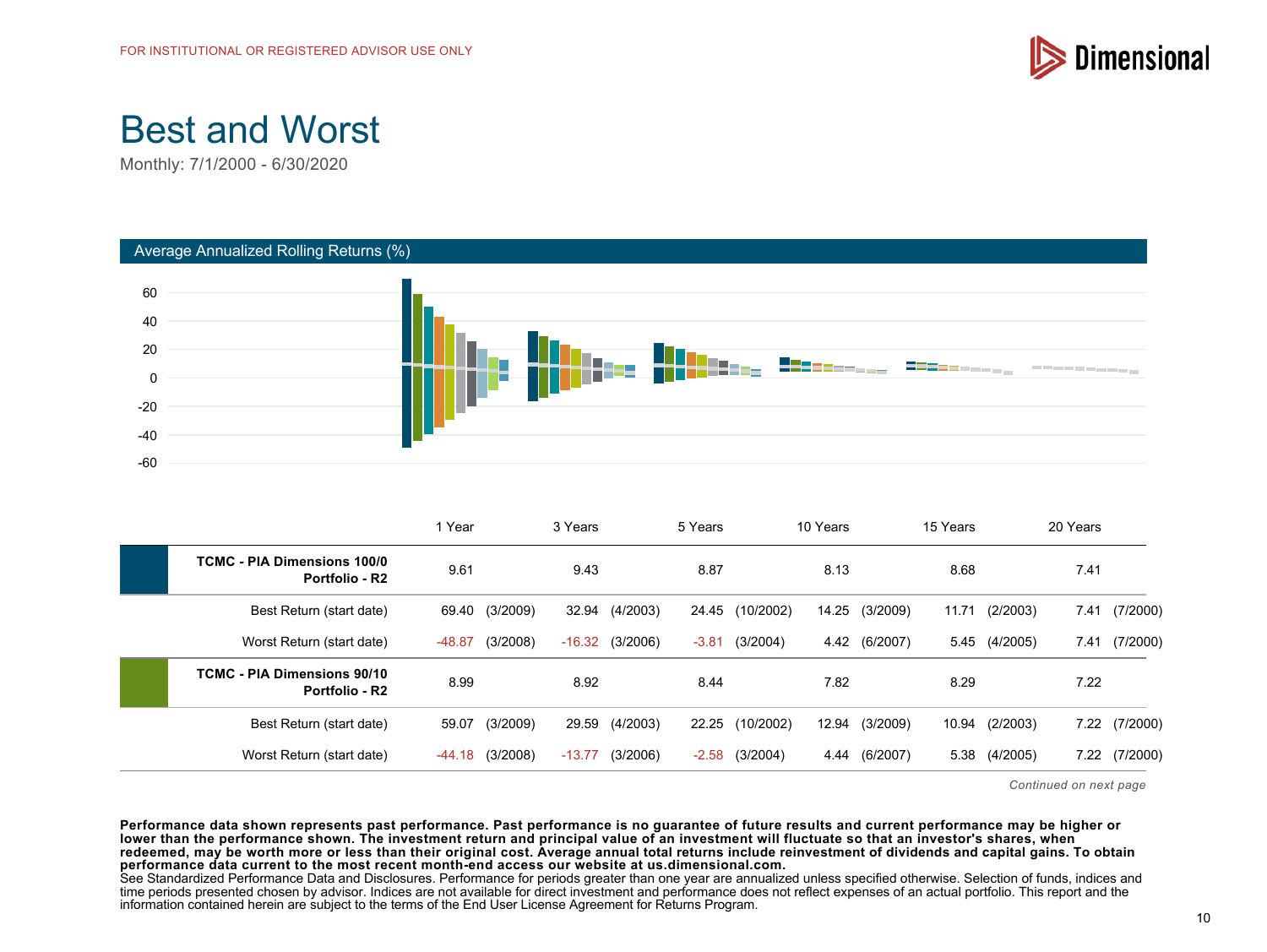FOR INSTITUTIONAL OR REGISTERED ADVISOR USE ONLY

# Best and Worst

Monthly: 7/1/2000 - 6/30/2020

## Average Annualized Rolling Returns (%)

| | 1 Year | | 3 Years | | 5 Years | | 10 Years | | 15 Years | | 20 Years | |
|---|---|---|---|---|---|---|---|---|---|---|---|---|
| **TCMC - PIA Dimensions 100/0 Portfolio - R2** | 9.61 | | 9.43 | | 8.87 | | 8.13 | | 8.68 | | 7.41 | |
| Best Return (start date) | 69.40 | (3/2009) | 32.94 | (4/2003) | 24.45 | (10/2002) | 14.25 | (3/2009) | 11.71 | (2/2003) | 7.41 | (7/2000) |
| Worst Return (start date) | -48.87 | (3/2008) | -16.32 | (3/2006) | -3.81 | (3/2004) | 4.42 | (6/2007) | 5.45 | (4/2005) | 7.41 | (7/2000) |
| **TCMC - PIA Dimensions 90/10 Portfolio - R2** | 8.99 | | 8.92 | | 8.44 | | 7.82 | | 8.29 | | 7.22 | |
| Best Return (start date) | 59.07 | (3/2009) | 29.59 | (4/2003) | 22.25 | (10/2002) | 12.94 | (3/2009) | 10.94 | (2/2003) | 7.22 | (7/2000) |
| Worst Return (start date) | -44.18 | (3/2008) | -13.77 | (3/2006) | -2.58 | (3/2004) | 4.44 | (6/2007) | 5.38 | (4/2005) | 7.22 | (7/2000) |

*Continued on next page*

**Performance data shown represents past performance. Past performance is no guarantee of future results and current performance may be higher or lower than the performance shown. The investment return and principal value of an investment will fluctuate so that an investor's shares, when redeemed, may be worth more or less than their original cost. Average annual total returns include reinvestment of dividends and capital gains. To obtain performance data current to the most recent month-end access our website at us.dimensional.com.**

See Standardized Performance Data and Disclosures. Performance for periods greater than one year are annualized unless specified otherwise. Selection of funds, indices and time periods presented chosen by advisor. Indices are not available for direct investment and performance does not reflect expenses of an actual portfolio. This report and the information contained herein are subject to the terms of the End User License Agreement for Returns Program.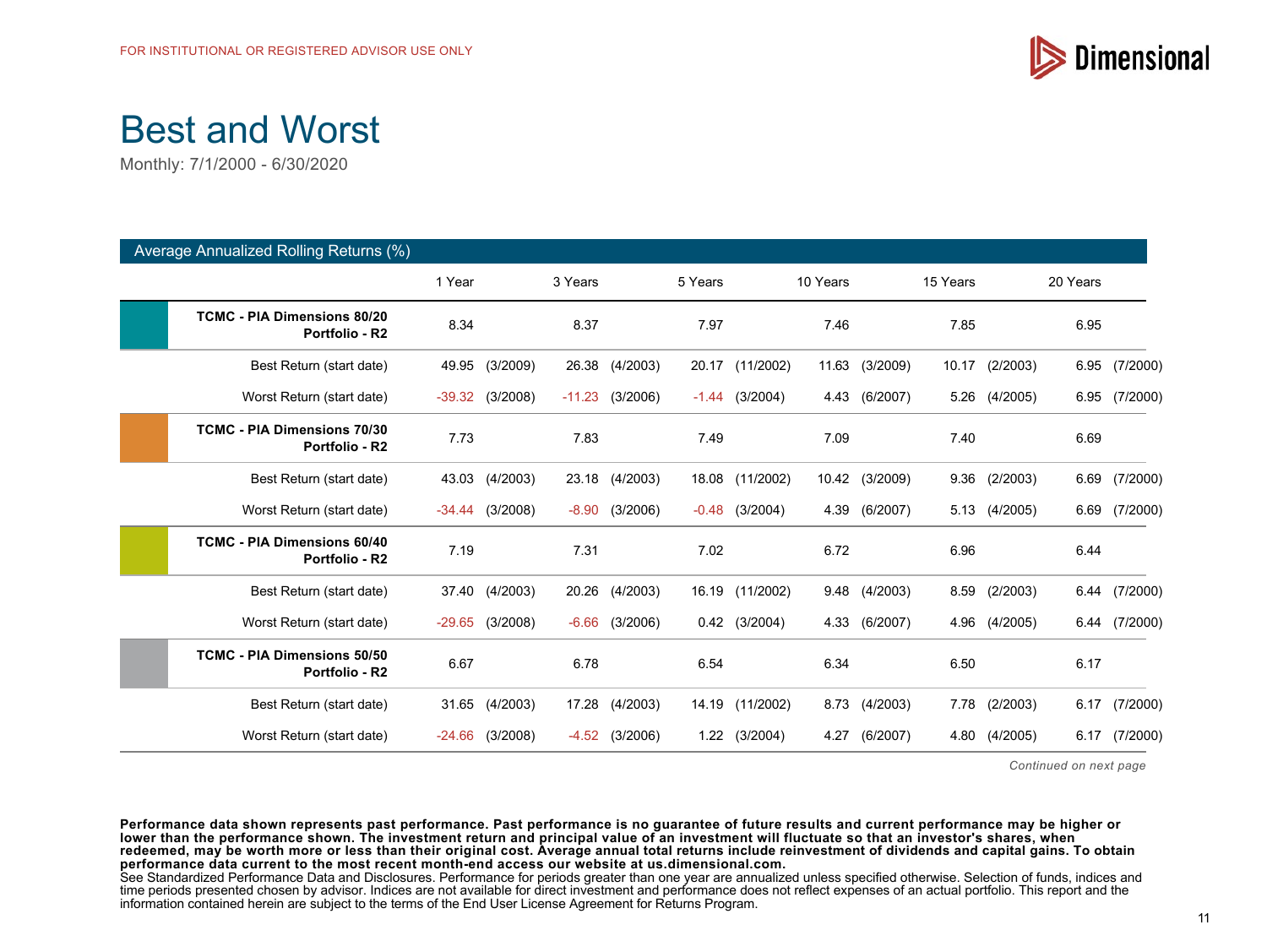FOR INSTITUTIONAL OR REGISTERED ADVISOR USE ONLY

# Best and Worst

Monthly: 7/1/2000 - 6/30/2020

**Average Annualized Rolling Returns (%)**

| | 1 Year | | 3 Years | | 5 Years | | 10 Years | | 15 Years | | 20 Years | |
|---|---|---|---|---|---|---|---|---|---|---|---|---|
| **TCMC - PIA Dimensions 80/20 Portfolio - R2** | 8.34 | | 8.37 | | 7.97 | | 7.46 | | 7.85 | | 6.95 | |
| Best Return (start date) | 49.95 | (3/2009) | 26.38 | (4/2003) | 20.17 | (11/2002) | 11.63 | (3/2009) | 10.17 | (2/2003) | 6.95 | (7/2000) |
| Worst Return (start date) | -39.32 | (3/2008) | -11.23 | (3/2006) | -1.44 | (3/2004) | 4.43 | (6/2007) | 5.26 | (4/2005) | 6.95 | (7/2000) |
| **TCMC - PIA Dimensions 70/30 Portfolio - R2** | 7.73 | | 7.83 | | 7.49 | | 7.09 | | 7.40 | | 6.69 | |
| Best Return (start date) | 43.03 | (4/2003) | 23.18 | (4/2003) | 18.08 | (11/2002) | 10.42 | (3/2009) | 9.36 | (2/2003) | 6.69 | (7/2000) |
| Worst Return (start date) | -34.44 | (3/2008) | -8.90 | (3/2006) | -0.48 | (3/2004) | 4.39 | (6/2007) | 5.13 | (4/2005) | 6.69 | (7/2000) |
| **TCMC - PIA Dimensions 60/40 Portfolio - R2** | 7.19 | | 7.31 | | 7.02 | | 6.72 | | 6.96 | | 6.44 | |
| Best Return (start date) | 37.40 | (4/2003) | 20.26 | (4/2003) | 16.19 | (11/2002) | 9.48 | (4/2003) | 8.59 | (2/2003) | 6.44 | (7/2000) |
| Worst Return (start date) | -29.65 | (3/2008) | -6.66 | (3/2006) | 0.42 | (3/2004) | 4.33 | (6/2007) | 4.96 | (4/2005) | 6.44 | (7/2000) |
| **TCMC - PIA Dimensions 50/50 Portfolio - R2** | 6.67 | | 6.78 | | 6.54 | | 6.34 | | 6.50 | | 6.17 | |
| Best Return (start date) | 31.65 | (4/2003) | 17.28 | (4/2003) | 14.19 | (11/2002) | 8.73 | (4/2003) | 7.78 | (2/2003) | 6.17 | (7/2000) |
| Worst Return (start date) | -24.66 | (3/2008) | -4.52 | (3/2006) | 1.22 | (3/2004) | 4.27 | (6/2007) | 4.80 | (4/2005) | 6.17 | (7/2000) |

*Continued on next page*

**Performance data shown represents past performance. Past performance is no guarantee of future results and current performance may be higher or lower than the performance shown. The investment return and principal value of an investment will fluctuate so that an investor's shares, when redeemed, may be worth more or less than their original cost. Average annual total returns include reinvestment of dividends and capital gains. To obtain performance data current to the most recent month-end access our website at us.dimensional.com.**

See Standardized Performance Data and Disclosures. Performance for periods greater than one year are annualized unless specified otherwise. Selection of funds, indices and time periods presented chosen by advisor. Indices are not available for direct investment and performance does not reflect expenses of an actual portfolio. This report and the information contained herein are subject to the terms of the End User License Agreement for Returns Program.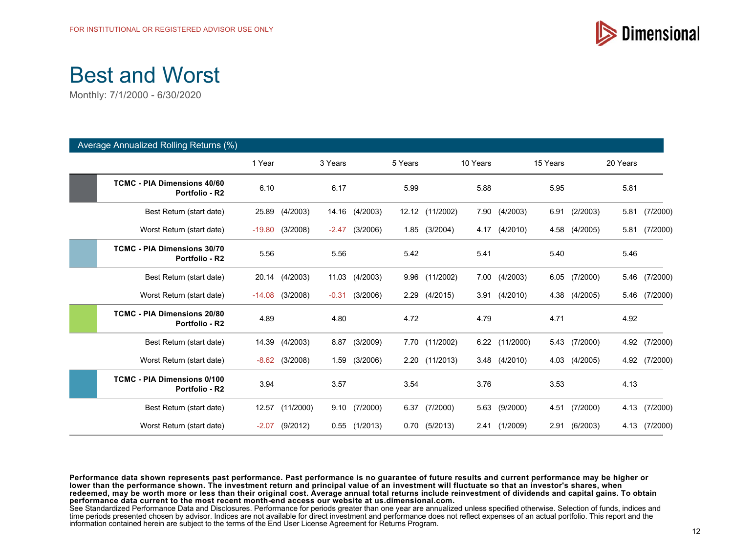FOR INSTITUTIONAL OR REGISTERED ADVISOR USE ONLY

# Best and Worst

Monthly: 7/1/2000 - 6/30/2020

**Average Annualized Rolling Returns (%)**

| | 1 Year | | 3 Years | | 5 Years | | 10 Years | | 15 Years | | 20 Years | |
|---|---|---|---|---|---|---|---|---|---|---|---|---|
| **TCMC - PIA Dimensions 40/60 Portfolio - R2** | 6.10 | | 6.17 | | 5.99 | | 5.88 | | 5.95 | | 5.81 | |
| Best Return (start date) | 25.89 | (4/2003) | 14.16 | (4/2003) | 12.12 | (11/2002) | 7.90 | (4/2003) | 6.91 | (2/2003) | 5.81 | (7/2000) |
| Worst Return (start date) | -19.80 | (3/2008) | -2.47 | (3/2006) | 1.85 | (3/2004) | 4.17 | (4/2010) | 4.58 | (4/2005) | 5.81 | (7/2000) |
| **TCMC - PIA Dimensions 30/70 Portfolio - R2** | 5.56 | | 5.56 | | 5.42 | | 5.41 | | 5.40 | | 5.46 | |
| Best Return (start date) | 20.14 | (4/2003) | 11.03 | (4/2003) | 9.96 | (11/2002) | 7.00 | (4/2003) | 6.05 | (7/2000) | 5.46 | (7/2000) |
| Worst Return (start date) | -14.08 | (3/2008) | -0.31 | (3/2006) | 2.29 | (4/2015) | 3.91 | (4/2010) | 4.38 | (4/2005) | 5.46 | (7/2000) |
| **TCMC - PIA Dimensions 20/80 Portfolio - R2** | 4.89 | | 4.80 | | 4.72 | | 4.79 | | 4.71 | | 4.92 | |
| Best Return (start date) | 14.39 | (4/2003) | 8.87 | (3/2009) | 7.70 | (11/2002) | 6.22 | (11/2000) | 5.43 | (7/2000) | 4.92 | (7/2000) |
| Worst Return (start date) | -8.62 | (3/2008) | 1.59 | (3/2006) | 2.20 | (11/2013) | 3.48 | (4/2010) | 4.03 | (4/2005) | 4.92 | (7/2000) |
| **TCMC - PIA Dimensions 0/100 Portfolio - R2** | 3.94 | | 3.57 | | 3.54 | | 3.76 | | 3.53 | | 4.13 | |
| Best Return (start date) | 12.57 | (11/2000) | 9.10 | (7/2000) | 6.37 | (7/2000) | 5.63 | (9/2000) | 4.51 | (7/2000) | 4.13 | (7/2000) |
| Worst Return (start date) | -2.07 | (9/2012) | 0.55 | (1/2013) | 0.70 | (5/2013) | 2.41 | (1/2009) | 2.91 | (6/2003) | 4.13 | (7/2000) |

**Performance data shown represents past performance. Past performance is no guarantee of future results and current performance may be higher or lower than the performance shown. The investment return and principal value of an investment will fluctuate so that an investor's shares, when redeemed, may be worth more or less than their original cost. Average annual total returns include reinvestment of dividends and capital gains. To obtain performance data current to the most recent month-end access our website at us.dimensional.com.**
See Standardized Performance Data and Disclosures. Performance for periods greater than one year are annualized unless specified otherwise. Selection of funds, indices and time periods presented chosen by advisor. Indices are not available for direct investment and performance does not reflect expenses of an actual portfolio. This report and the information contained herein are subject to the terms of the End User License Agreement for Returns Program.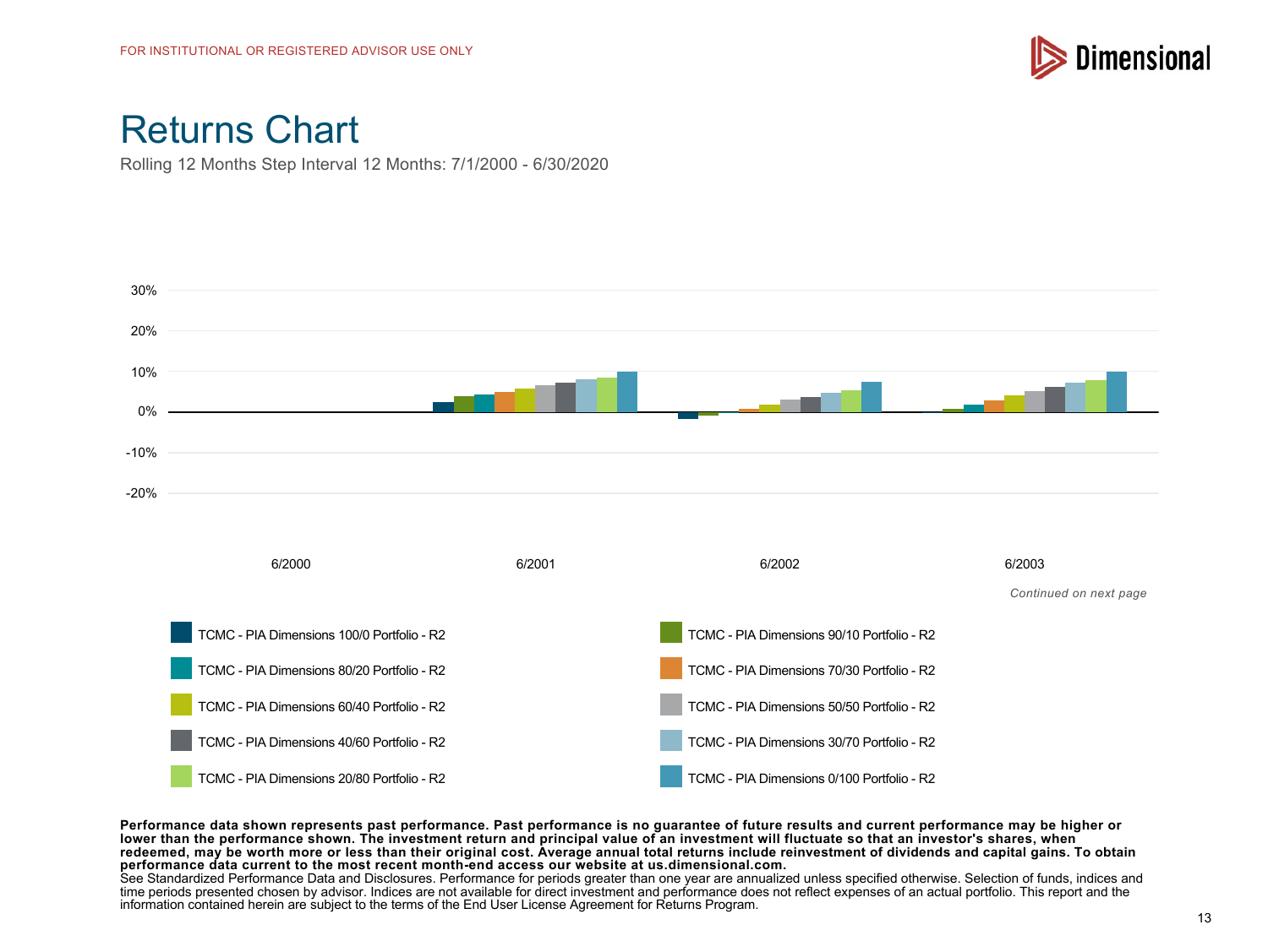FOR INSTITUTIONAL OR REGISTERED ADVISOR USE ONLY

# Returns Chart

Rolling 12 Months Step Interval 12 Months: 7/1/2000 - 6/30/2020

30%
20%
10%
0%
-10%
-20%

6/2000 6/2001 6/2002 6/2003

*Continued on next page*

- TCMC - PIA Dimensions 100/0 Portfolio - R2
- TCMC - PIA Dimensions 90/10 Portfolio - R2
- TCMC - PIA Dimensions 80/20 Portfolio - R2
- TCMC - PIA Dimensions 70/30 Portfolio - R2
- TCMC - PIA Dimensions 60/40 Portfolio - R2
- TCMC - PIA Dimensions 50/50 Portfolio - R2
- TCMC - PIA Dimensions 40/60 Portfolio - R2
- TCMC - PIA Dimensions 30/70 Portfolio - R2
- TCMC - PIA Dimensions 20/80 Portfolio - R2
- TCMC - PIA Dimensions 0/100 Portfolio - R2

**Performance data shown represents past performance. Past performance is no guarantee of future results and current performance may be higher or lower than the performance shown. The investment return and principal value of an investment will fluctuate so that an investor's shares, when redeemed, may be worth more or less than their original cost. Average annual total returns include reinvestment of dividends and capital gains. To obtain performance data current to the most recent month-end access our website at us.dimensional.com.**
See Standardized Performance Data and Disclosures. Performance for periods greater than one year are annualized unless specified otherwise. Selection of funds, indices and time periods presented chosen by advisor. Indices are not available for direct investment and performance does not reflect expenses of an actual portfolio. This report and the information contained herein are subject to the terms of the End User License Agreement for Returns Program.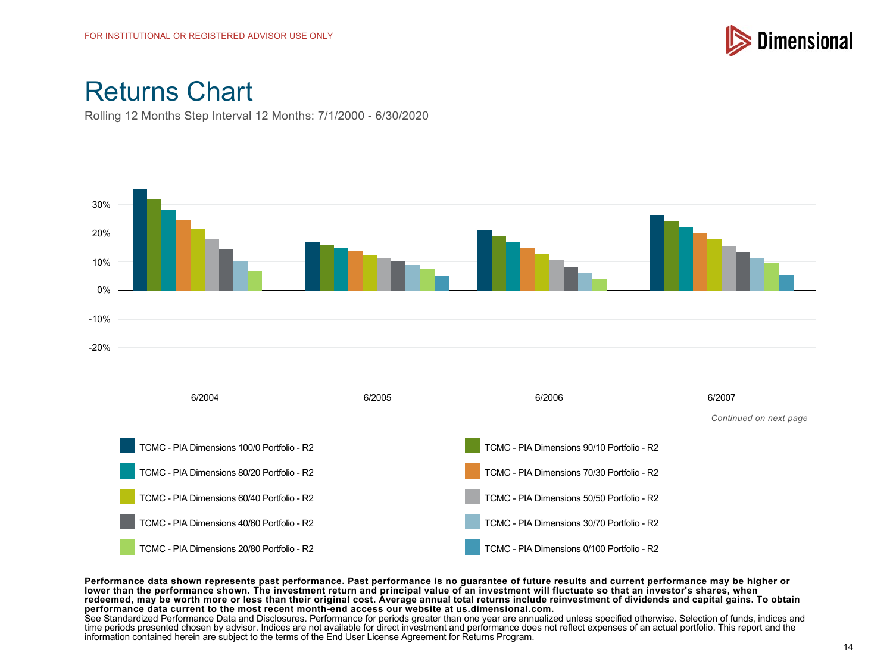FOR INSTITUTIONAL OR REGISTERED ADVISOR USE ONLY

# Returns Chart

Rolling 12 Months Step Interval 12 Months: 7/1/2000 - 6/30/2020

30%
20%
10%
0%
-10%
-20%

6/2004 6/2005 6/2006 6/2007

*Continued on next page*

- TCMC - PIA Dimensions 100/0 Portfolio - R2
- TCMC - PIA Dimensions 90/10 Portfolio - R2
- TCMC - PIA Dimensions 80/20 Portfolio - R2
- TCMC - PIA Dimensions 70/30 Portfolio - R2
- TCMC - PIA Dimensions 60/40 Portfolio - R2
- TCMC - PIA Dimensions 50/50 Portfolio - R2
- TCMC - PIA Dimensions 40/60 Portfolio - R2
- TCMC - PIA Dimensions 30/70 Portfolio - R2
- TCMC - PIA Dimensions 20/80 Portfolio - R2
- TCMC - PIA Dimensions 0/100 Portfolio - R2

**Performance data shown represents past performance. Past performance is no guarantee of future results and current performance may be higher or lower than the performance shown. The investment return and principal value of an investment will fluctuate so that an investor's shares, when redeemed, may be worth more or less than their original cost. Average annual total returns include reinvestment of dividends and capital gains. To obtain performance data current to the most recent month-end access our website at us.dimensional.com.**
See Standardized Performance Data and Disclosures. Performance for periods greater than one year are annualized unless specified otherwise. Selection of funds, indices and time periods presented chosen by advisor. Indices are not available for direct investment and performance does not reflect expenses of an actual portfolio. This report and the information contained herein are subject to the terms of the End User License Agreement for Returns Program.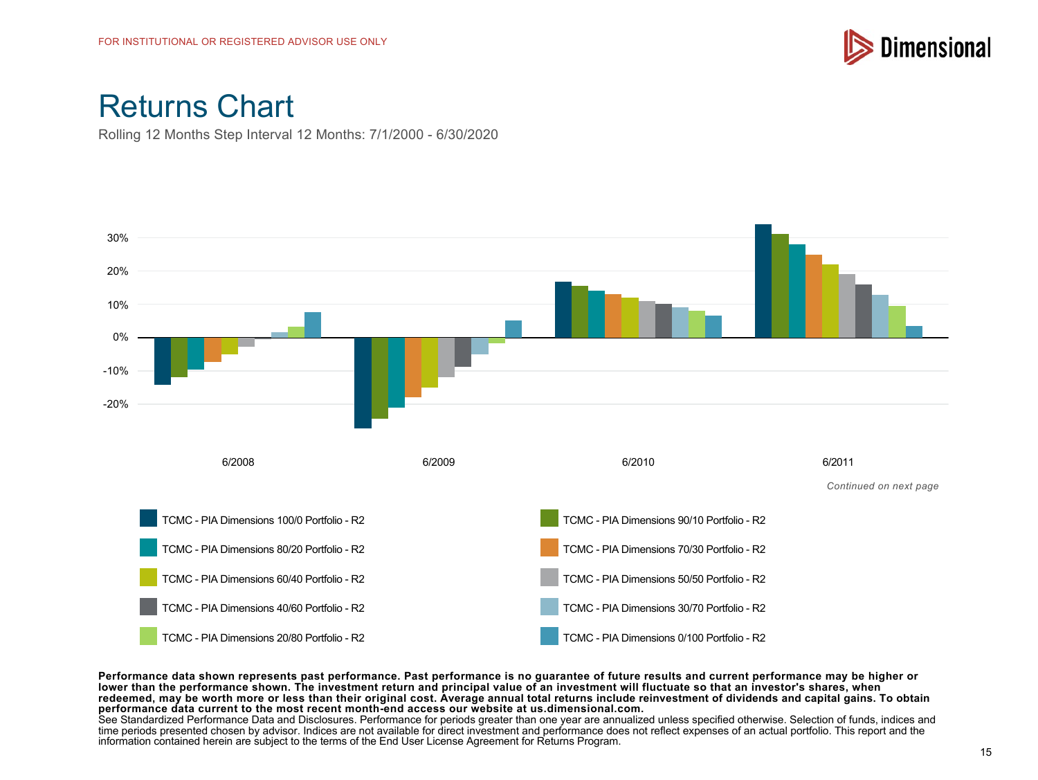FOR INSTITUTIONAL OR REGISTERED ADVISOR USE ONLY

# Returns Chart

Rolling 12 Months Step Interval 12 Months: 7/1/2000 - 6/30/2020

30%
20%
10%
0%
-10%
-20%

6/2008 6/2009 6/2010 6/2011

*Continued on next page*

- TCMC - PIA Dimensions 100/0 Portfolio - R2
- TCMC - PIA Dimensions 90/10 Portfolio - R2
- TCMC - PIA Dimensions 80/20 Portfolio - R2
- TCMC - PIA Dimensions 70/30 Portfolio - R2
- TCMC - PIA Dimensions 60/40 Portfolio - R2
- TCMC - PIA Dimensions 50/50 Portfolio - R2
- TCMC - PIA Dimensions 40/60 Portfolio - R2
- TCMC - PIA Dimensions 30/70 Portfolio - R2
- TCMC - PIA Dimensions 20/80 Portfolio - R2
- TCMC - PIA Dimensions 0/100 Portfolio - R2

**Performance data shown represents past performance. Past performance is no guarantee of future results and current performance may be higher or lower than the performance shown. The investment return and principal value of an investment will fluctuate so that an investor's shares, when redeemed, may be worth more or less than their original cost. Average annual total returns include reinvestment of dividends and capital gains. To obtain performance data current to the most recent month-end access our website at us.dimensional.com.**
See Standardized Performance Data and Disclosures. Performance for periods greater than one year are annualized unless specified otherwise. Selection of funds, indices and time periods presented chosen by advisor. Indices are not available for direct investment and performance does not reflect expenses of an actual portfolio. This report and the information contained herein are subject to the terms of the End User License Agreement for Returns Program.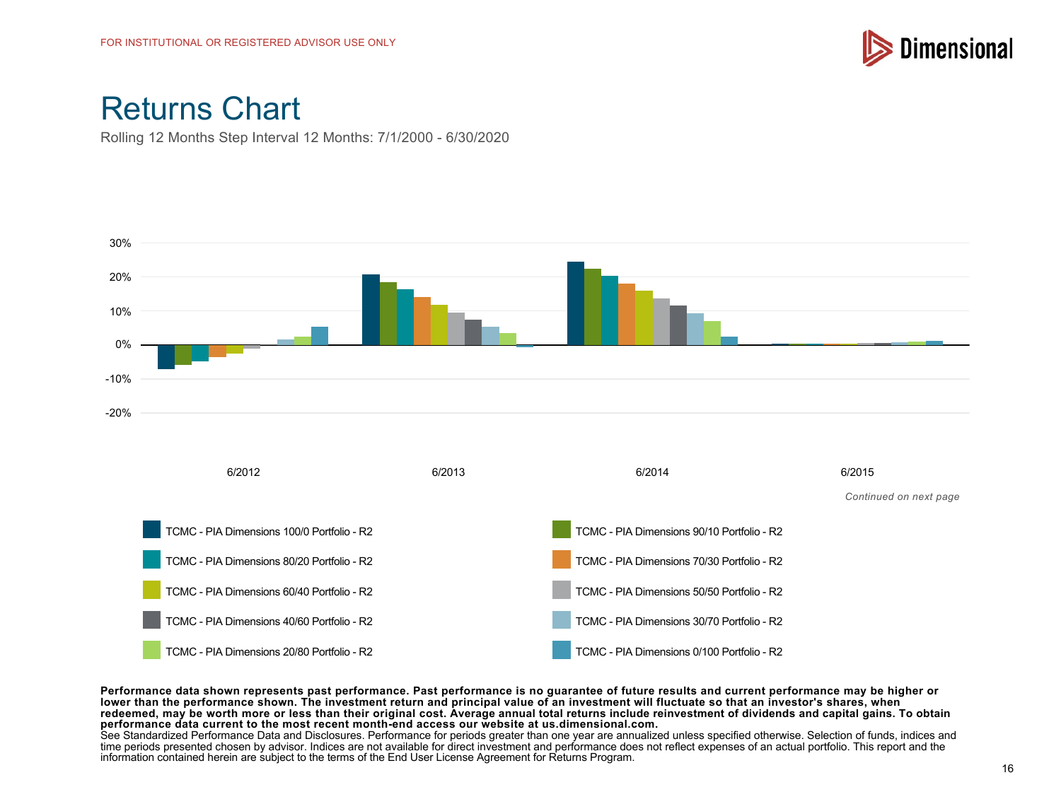FOR INSTITUTIONAL OR REGISTERED ADVISOR USE ONLY

# Returns Chart

Rolling 12 Months Step Interval 12 Months: 7/1/2000 - 6/30/2020

30%
20%
10%
0%
-10%
-20%

6/2012 6/2013 6/2014 6/2015

*Continued on next page*

- TCMC - PIA Dimensions 100/0 Portfolio - R2
- TCMC - PIA Dimensions 90/10 Portfolio - R2
- TCMC - PIA Dimensions 80/20 Portfolio - R2
- TCMC - PIA Dimensions 70/30 Portfolio - R2
- TCMC - PIA Dimensions 60/40 Portfolio - R2
- TCMC - PIA Dimensions 50/50 Portfolio - R2
- TCMC - PIA Dimensions 40/60 Portfolio - R2
- TCMC - PIA Dimensions 30/70 Portfolio - R2
- TCMC - PIA Dimensions 20/80 Portfolio - R2
- TCMC - PIA Dimensions 0/100 Portfolio - R2

**Performance data shown represents past performance. Past performance is no guarantee of future results and current performance may be higher or lower than the performance shown. The investment return and principal value of an investment will fluctuate so that an investor's shares, when redeemed, may be worth more or less than their original cost. Average annual total returns include reinvestment of dividends and capital gains. To obtain performance data current to the most recent month-end access our website at us.dimensional.com.**
See Standardized Performance Data and Disclosures. Performance for periods greater than one year are annualized unless specified otherwise. Selection of funds, indices and time periods presented chosen by advisor. Indices are not available for direct investment and performance does not reflect expenses of an actual portfolio. This report and the information contained herein are subject to the terms of the End User License Agreement for Returns Program.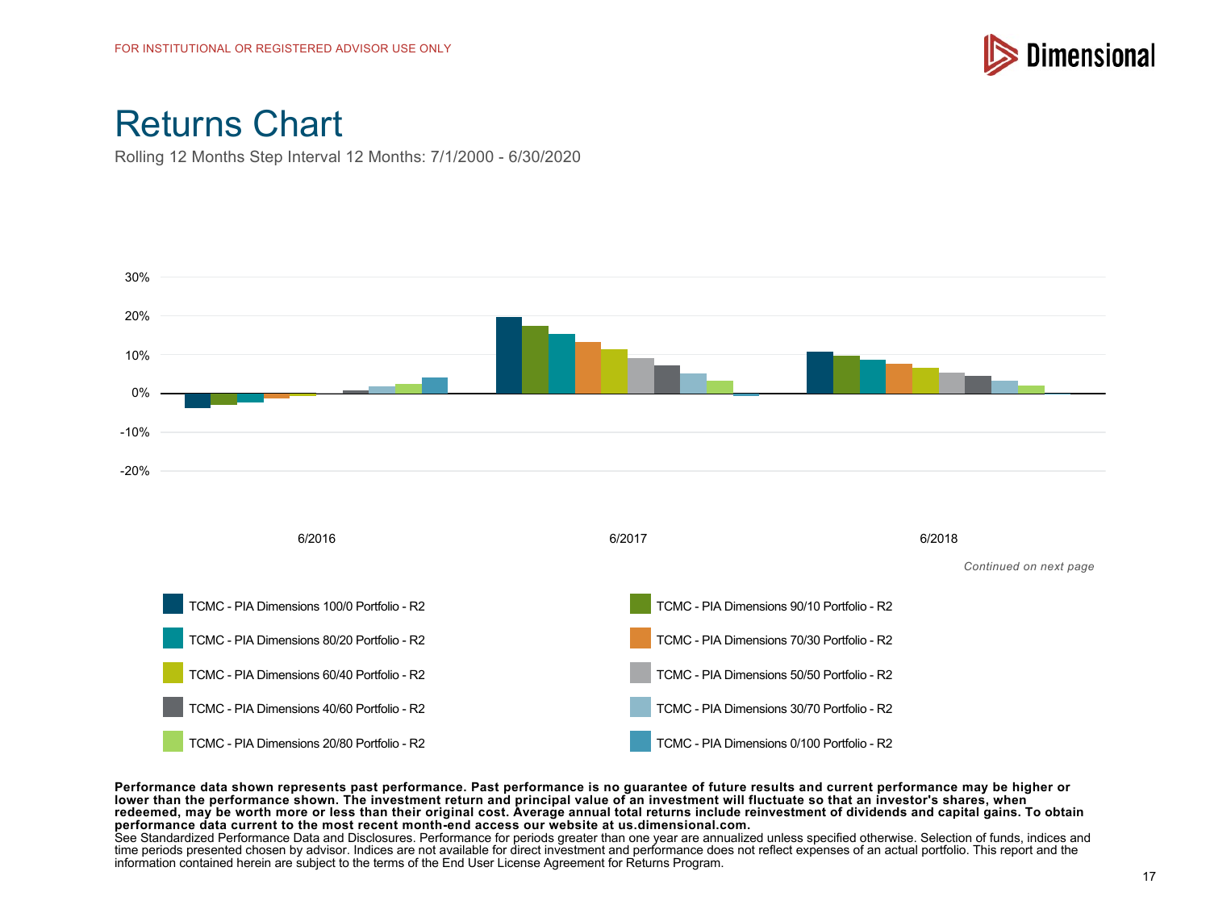FOR INSTITUTIONAL OR REGISTERED ADVISOR USE ONLY

# Returns Chart

Rolling 12 Months Step Interval 12 Months: 7/1/2000 - 6/30/2020

30%
20%
10%
0%
-10%
-20%

6/2016 6/2017 6/2018

*Continued on next page*

- TCMC - PIA Dimensions 100/0 Portfolio - R2
- TCMC - PIA Dimensions 90/10 Portfolio - R2
- TCMC - PIA Dimensions 80/20 Portfolio - R2
- TCMC - PIA Dimensions 70/30 Portfolio - R2
- TCMC - PIA Dimensions 60/40 Portfolio - R2
- TCMC - PIA Dimensions 50/50 Portfolio - R2
- TCMC - PIA Dimensions 40/60 Portfolio - R2
- TCMC - PIA Dimensions 30/70 Portfolio - R2
- TCMC - PIA Dimensions 20/80 Portfolio - R2
- TCMC - PIA Dimensions 0/100 Portfolio - R2

**Performance data shown represents past performance. Past performance is no guarantee of future results and current performance may be higher or lower than the performance shown. The investment return and principal value of an investment will fluctuate so that an investor's shares, when redeemed, may be worth more or less than their original cost. Average annual total returns include reinvestment of dividends and capital gains. To obtain performance data current to the most recent month-end access our website at us.dimensional.com.**
See Standardized Performance Data and Disclosures. Performance for periods greater than one year are annualized unless specified otherwise. Selection of funds, indices and time periods presented chosen by advisor. Indices are not available for direct investment and performance does not reflect expenses of an actual portfolio. This report and the information contained herein are subject to the terms of the End User License Agreement for Returns Program.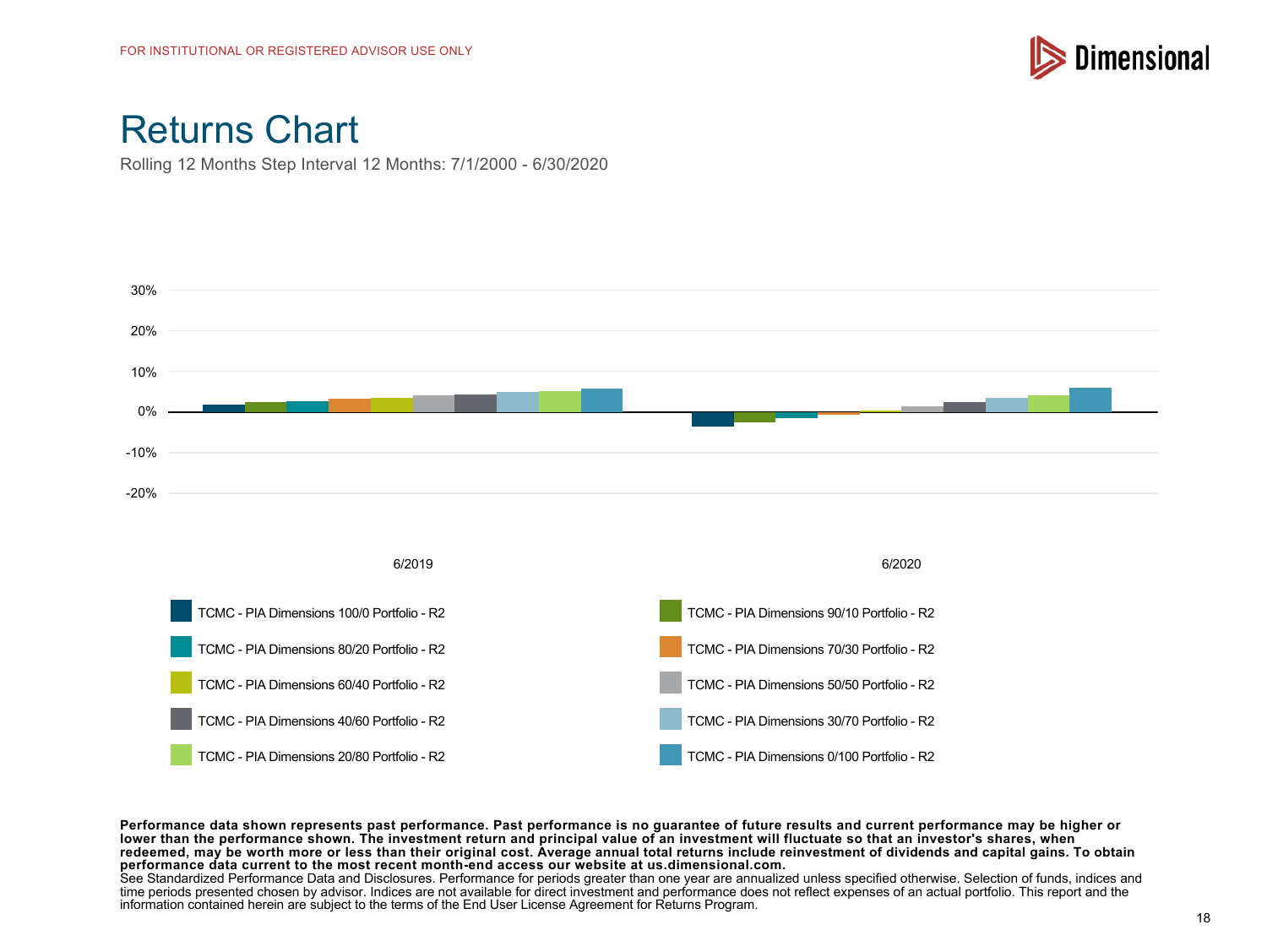FOR INSTITUTIONAL OR REGISTERED ADVISOR USE ONLY

# Returns Chart

Rolling 12 Months Step Interval 12 Months: 7/1/2000 - 6/30/2020

30%
20%
10%
0%
-10%
-20%

6/2019 6/2020

- TCMC - PIA Dimensions 100/0 Portfolio - R2
- TCMC - PIA Dimensions 90/10 Portfolio - R2
- TCMC - PIA Dimensions 80/20 Portfolio - R2
- TCMC - PIA Dimensions 70/30 Portfolio - R2
- TCMC - PIA Dimensions 60/40 Portfolio - R2
- TCMC - PIA Dimensions 50/50 Portfolio - R2
- TCMC - PIA Dimensions 40/60 Portfolio - R2
- TCMC - PIA Dimensions 30/70 Portfolio - R2
- TCMC - PIA Dimensions 20/80 Portfolio - R2
- TCMC - PIA Dimensions 0/100 Portfolio - R2

**Performance data shown represents past performance. Past performance is no guarantee of future results and current performance may be higher or lower than the performance shown. The investment return and principal value of an investment will fluctuate so that an investor's shares, when redeemed, may be worth more or less than their original cost. Average annual total returns include reinvestment of dividends and capital gains. To obtain performance data current to the most recent month-end access our website at us.dimensional.com.**
See Standardized Performance Data and Disclosures. Performance for periods greater than one year are annualized unless specified otherwise. Selection of funds, indices and time periods presented chosen by advisor. Indices are not available for direct investment and performance does not reflect expenses of an actual portfolio. This report and the information contained herein are subject to the terms of the End User License Agreement for Returns Program.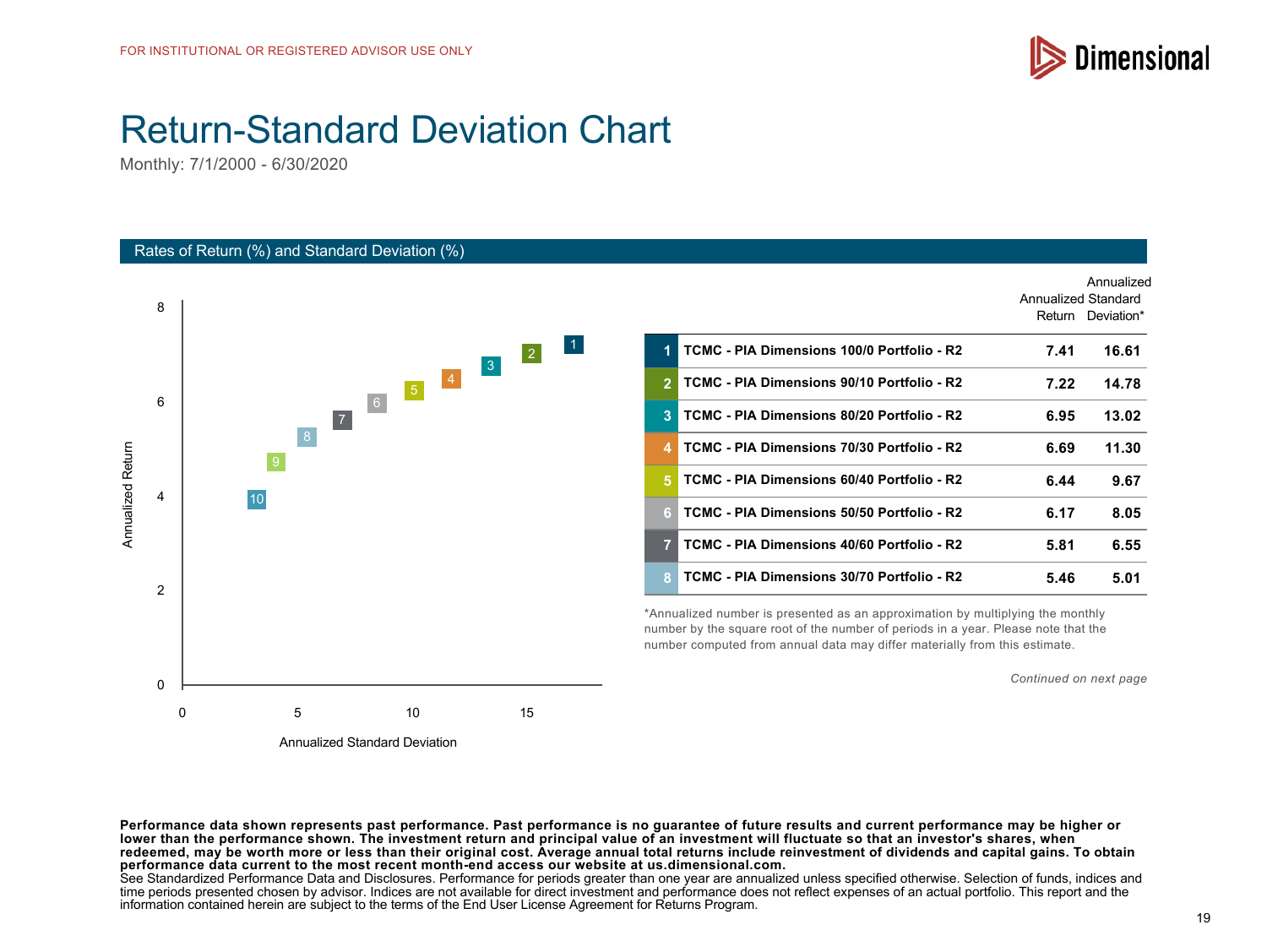FOR INSTITUTIONAL OR REGISTERED ADVISOR USE ONLY

# Return-Standard Deviation Chart

Monthly: 7/1/2000 - 6/30/2020

## Rates of Return (%) and Standard Deviation (%)

| # | Portfolio | Annualized Return | Annualized Standard Deviation* |
|---|---|---|---|
| 1 | **TCMC - PIA Dimensions 100/0 Portfolio - R2** | **7.41** | **16.61** |
| 2 | **TCMC - PIA Dimensions 90/10 Portfolio - R2** | **7.22** | **14.78** |
| 3 | **TCMC - PIA Dimensions 80/20 Portfolio - R2** | **6.95** | **13.02** |
| 4 | **TCMC - PIA Dimensions 70/30 Portfolio - R2** | **6.69** | **11.30** |
| 5 | **TCMC - PIA Dimensions 60/40 Portfolio - R2** | **6.44** | **9.67** |
| 6 | **TCMC - PIA Dimensions 50/50 Portfolio - R2** | **6.17** | **8.05** |
| 7 | **TCMC - PIA Dimensions 40/60 Portfolio - R2** | **5.81** | **6.55** |
| 8 | **TCMC - PIA Dimensions 30/70 Portfolio - R2** | **5.46** | **5.01** |

*Annualized number is presented as an approximation by multiplying the monthly number by the square root of the number of periods in a year. Please note that the number computed from annual data may differ materially from this estimate.

*Continued on next page*

**Performance data shown represents past performance. Past performance is no guarantee of future results and current performance may be higher or lower than the performance shown. The investment return and principal value of an investment will fluctuate so that an investor's shares, when redeemed, may be worth more or less than their original cost. Average annual total returns include reinvestment of dividends and capital gains. To obtain performance data current to the most recent month-end access our website at us.dimensional.com.**
See Standardized Performance Data and Disclosures. Performance for periods greater than one year are annualized unless specified otherwise. Selection of funds, indices and time periods presented chosen by advisor. Indices are not available for direct investment and performance does not reflect expenses of an actual portfolio. This report and the information contained herein are subject to the terms of the End User License Agreement for Returns Program.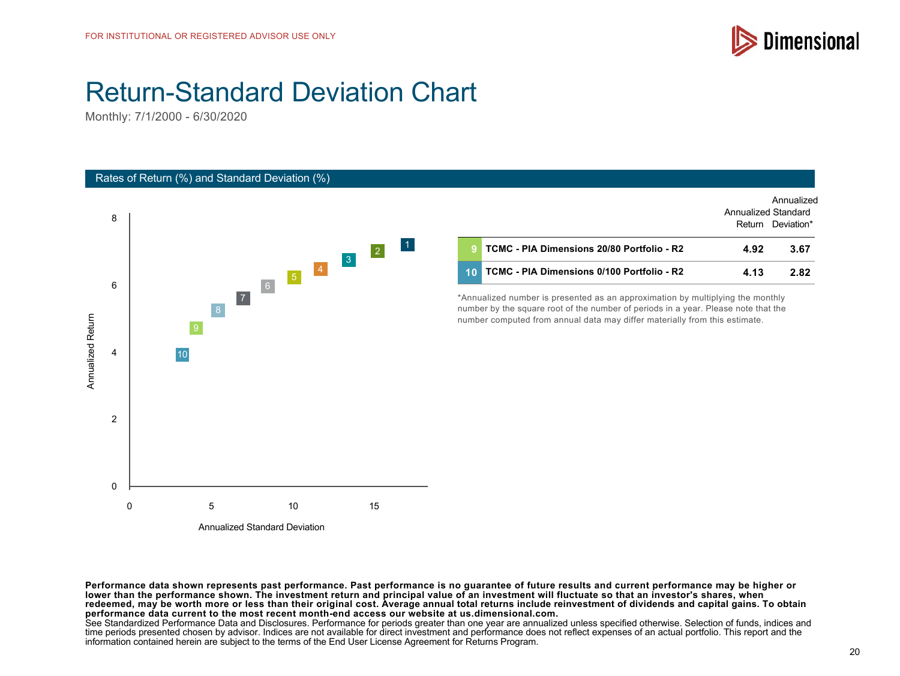FOR INSTITUTIONAL OR REGISTERED ADVISOR USE ONLY

# Return-Standard Deviation Chart

Monthly: 7/1/2000 - 6/30/2020

## Rates of Return (%) and Standard Deviation (%)

| | | Annualized Return | Annualized Standard Deviation* |
|---|---|---|---|
| 9 | TCMC - PIA Dimensions 20/80 Portfolio - R2 | 4.92 | 3.67 |
| 10 | TCMC - PIA Dimensions 0/100 Portfolio - R2 | 4.13 | 2.82 |

*Annualized number is presented as an approximation by multiplying the monthly number by the square root of the number of periods in a year. Please note that the number computed from annual data may differ materially from this estimate.

**Performance data shown represents past performance. Past performance is no guarantee of future results and current performance may be higher or lower than the performance shown. The investment return and principal value of an investment will fluctuate so that an investor's shares, when redeemed, may be worth more or less than their original cost. Average annual total returns include reinvestment of dividends and capital gains. To obtain performance data current to the most recent month-end access our website at us.dimensional.com.**

See Standardized Performance Data and Disclosures. Performance for periods greater than one year are annualized unless specified otherwise. Selection of funds, indices and time periods presented chosen by advisor. Indices are not available for direct investment and performance does not reflect expenses of an actual portfolio. This report and the information contained herein are subject to the terms of the End User License Agreement for Returns Program.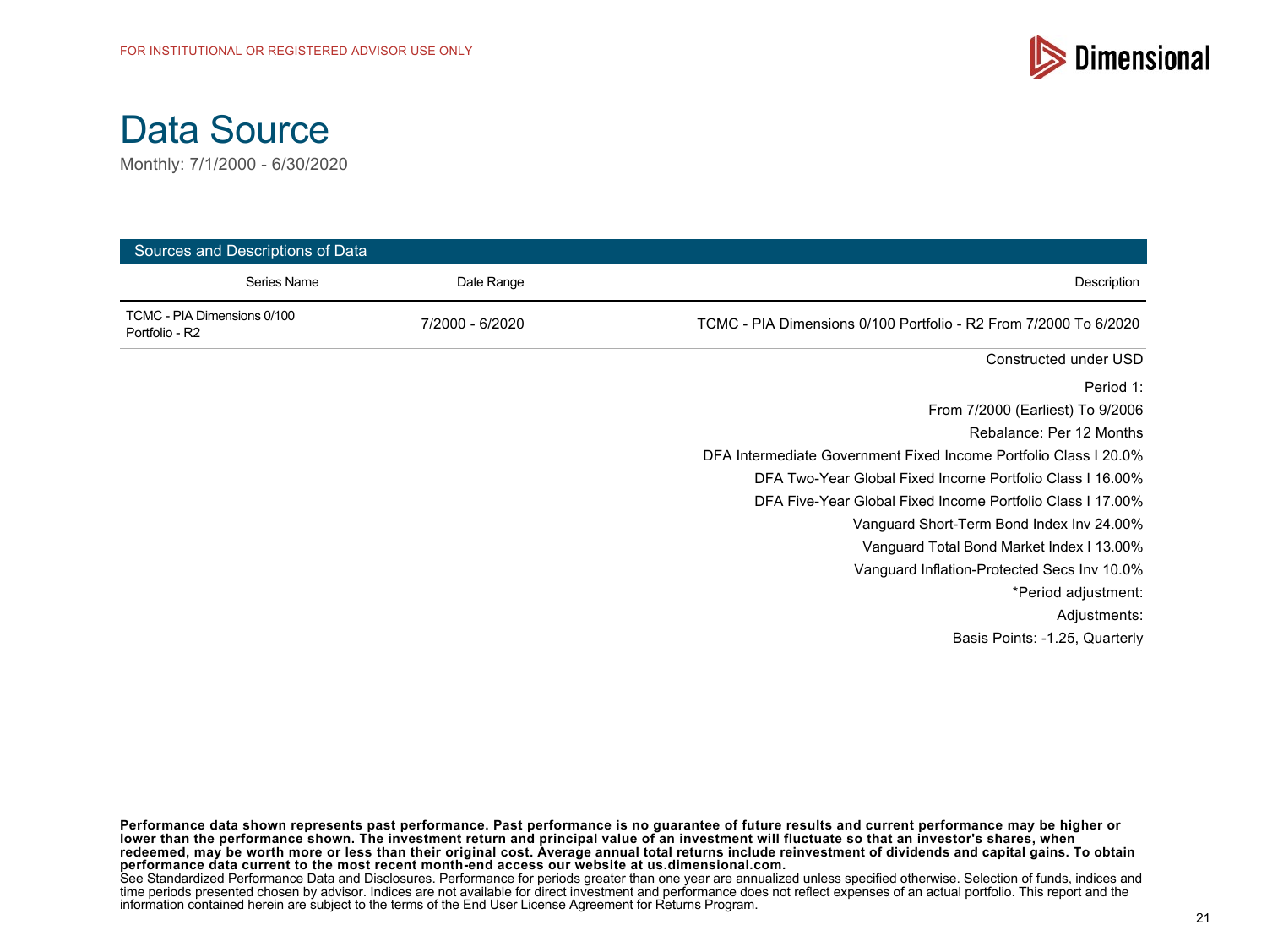FOR INSTITUTIONAL OR REGISTERED ADVISOR USE ONLY

# Data Source

Monthly: 7/1/2000 - 6/30/2020

## Sources and Descriptions of Data

| Series Name | Date Range | Description |
| --- | --- | --- |
| TCMC - PIA Dimensions 0/100 Portfolio - R2 | 7/2000 - 6/2020 | TCMC - PIA Dimensions 0/100 Portfolio - R2 From 7/2000 To 6/2020 |

Constructed under USD

Period 1:

From 7/2000 (Earliest) To 9/2006

Rebalance: Per 12 Months

DFA Intermediate Government Fixed Income Portfolio Class I 20.0%

DFA Two-Year Global Fixed Income Portfolio Class I 16.00%

DFA Five-Year Global Fixed Income Portfolio Class I 17.00%

Vanguard Short-Term Bond Index Inv 24.00%

Vanguard Total Bond Market Index I 13.00%

Vanguard Inflation-Protected Secs Inv 10.0%

*Period adjustment:

Adjustments:

Basis Points: -1.25, Quarterly

**Performance data shown represents past performance. Past performance is no guarantee of future results and current performance may be higher or lower than the performance shown. The investment return and principal value of an investment will fluctuate so that an investor's shares, when redeemed, may be worth more or less than their original cost. Average annual total returns include reinvestment of dividends and capital gains. To obtain performance data current to the most recent month-end access our website at us.dimensional.com.**

See Standardized Performance Data and Disclosures. Performance for periods greater than one year are annualized unless specified otherwise. Selection of funds, indices and time periods presented chosen by advisor. Indices are not available for direct investment and performance does not reflect expenses of an actual portfolio. This report and the information contained herein are subject to the terms of the End User License Agreement for Returns Program.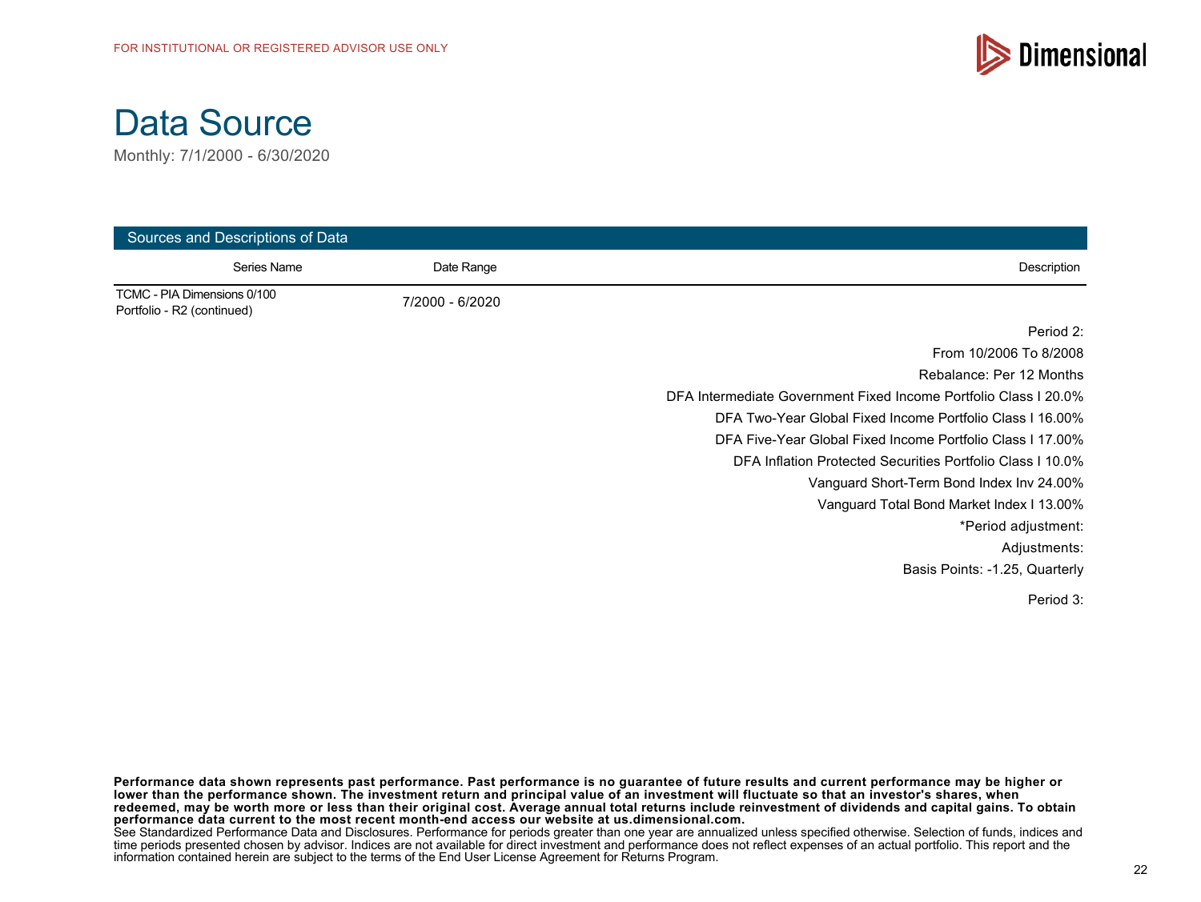FOR INSTITUTIONAL OR REGISTERED ADVISOR USE ONLY

# Data Source

Monthly: 7/1/2000 - 6/30/2020

| Sources and Descriptions of Data | | |
|---|---|---|
| Series Name | Date Range | Description |
| TCMC - PIA Dimensions 0/100 Portfolio - R2 (continued) | 7/2000 - 6/2020 | |
| | | Period 2: |
| | | From 10/2006 To 8/2008 |
| | | Rebalance: Per 12 Months |
| | | DFA Intermediate Government Fixed Income Portfolio Class I 20.0% |
| | | DFA Two-Year Global Fixed Income Portfolio Class I 16.00% |
| | | DFA Five-Year Global Fixed Income Portfolio Class I 17.00% |
| | | DFA Inflation Protected Securities Portfolio Class I 10.0% |
| | | Vanguard Short-Term Bond Index Inv 24.00% |
| | | Vanguard Total Bond Market Index I 13.00% |
| | | *Period adjustment: |
| | | Adjustments: |
| | | Basis Points: -1.25, Quarterly |
| | | Period 3: |

**Performance data shown represents past performance. Past performance is no guarantee of future results and current performance may be higher or lower than the performance shown. The investment return and principal value of an investment will fluctuate so that an investor's shares, when redeemed, may be worth more or less than their original cost. Average annual total returns include reinvestment of dividends and capital gains. To obtain performance data current to the most recent month-end access our website at us.dimensional.com.**
See Standardized Performance Data and Disclosures. Performance for periods greater than one year are annualized unless specified otherwise. Selection of funds, indices and time periods presented chosen by advisor. Indices are not available for direct investment and performance does not reflect expenses of an actual portfolio. This report and the information contained herein are subject to the terms of the End User License Agreement for Returns Program.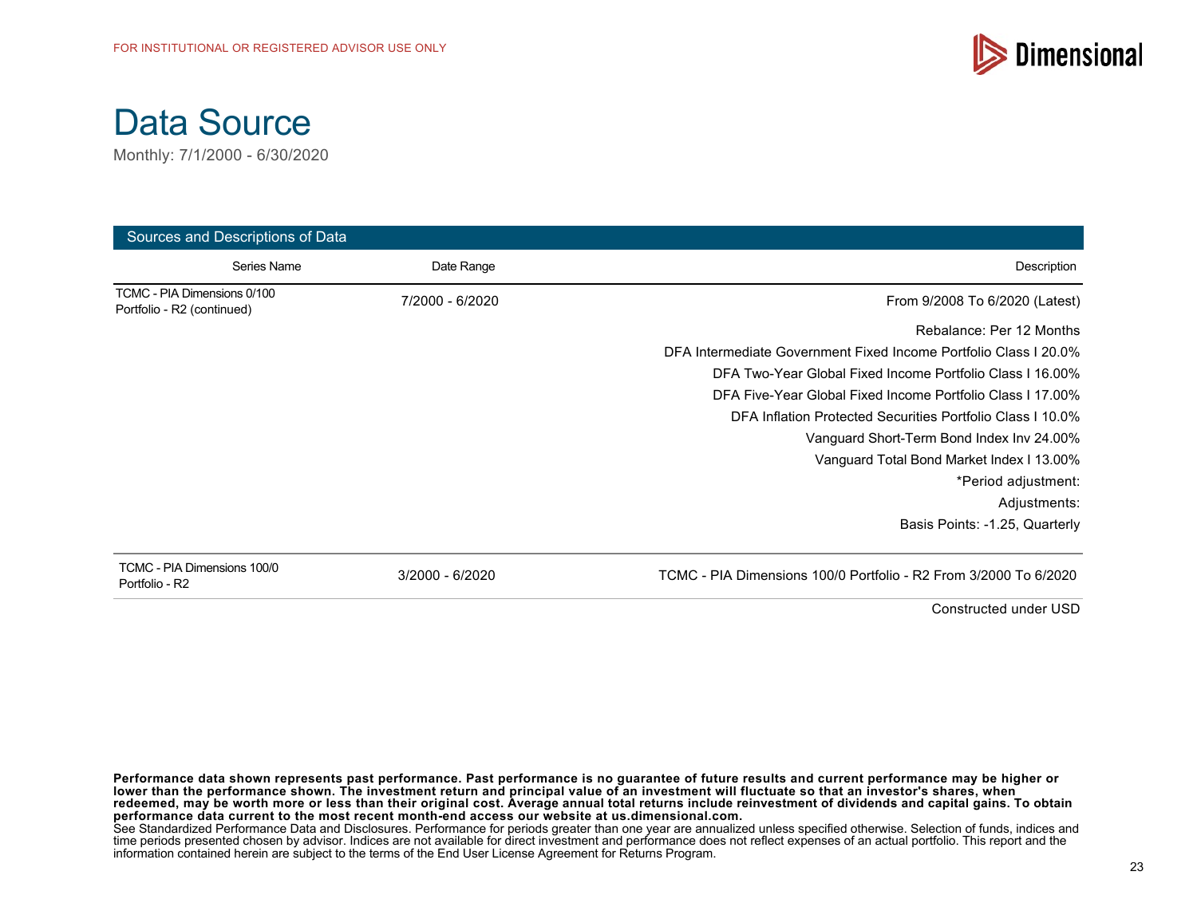# Data Source

Monthly: 7/1/2000 - 6/30/2020

**Sources and Descriptions of Data**

| Series Name | Date Range | Description |
|---|---|---|
| TCMC - PIA Dimensions 0/100 Portfolio - R2 (continued) | 7/2000 - 6/2020 | From 9/2008 To 6/2020 (Latest) |
| | | Rebalance: Per 12 Months |
| | | DFA Intermediate Government Fixed Income Portfolio Class I 20.0% |
| | | DFA Two-Year Global Fixed Income Portfolio Class I 16.00% |
| | | DFA Five-Year Global Fixed Income Portfolio Class I 17.00% |
| | | DFA Inflation Protected Securities Portfolio Class I 10.0% |
| | | Vanguard Short-Term Bond Index Inv 24.00% |
| | | Vanguard Total Bond Market Index I 13.00% |
| | | *Period adjustment: |
| | | Adjustments: |
| | | Basis Points: -1.25, Quarterly |
| TCMC - PIA Dimensions 100/0 Portfolio - R2 | 3/2000 - 6/2020 | TCMC - PIA Dimensions 100/0 Portfolio - R2 From 3/2000 To 6/2020 |

Constructed under USD

**Performance data shown represents past performance. Past performance is no guarantee of future results and current performance may be higher or lower than the performance shown. The investment return and principal value of an investment will fluctuate so that an investor's shares, when redeemed, may be worth more or less than their original cost. Average annual total returns include reinvestment of dividends and capital gains. To obtain performance data current to the most recent month-end access our website at us.dimensional.com.**
See Standardized Performance Data and Disclosures. Performance for periods greater than one year are annualized unless specified otherwise. Selection of funds, indices and time periods presented chosen by advisor. Indices are not available for direct investment and performance does not reflect expenses of an actual portfolio. This report and the information contained herein are subject to the terms of the End User License Agreement for Returns Program.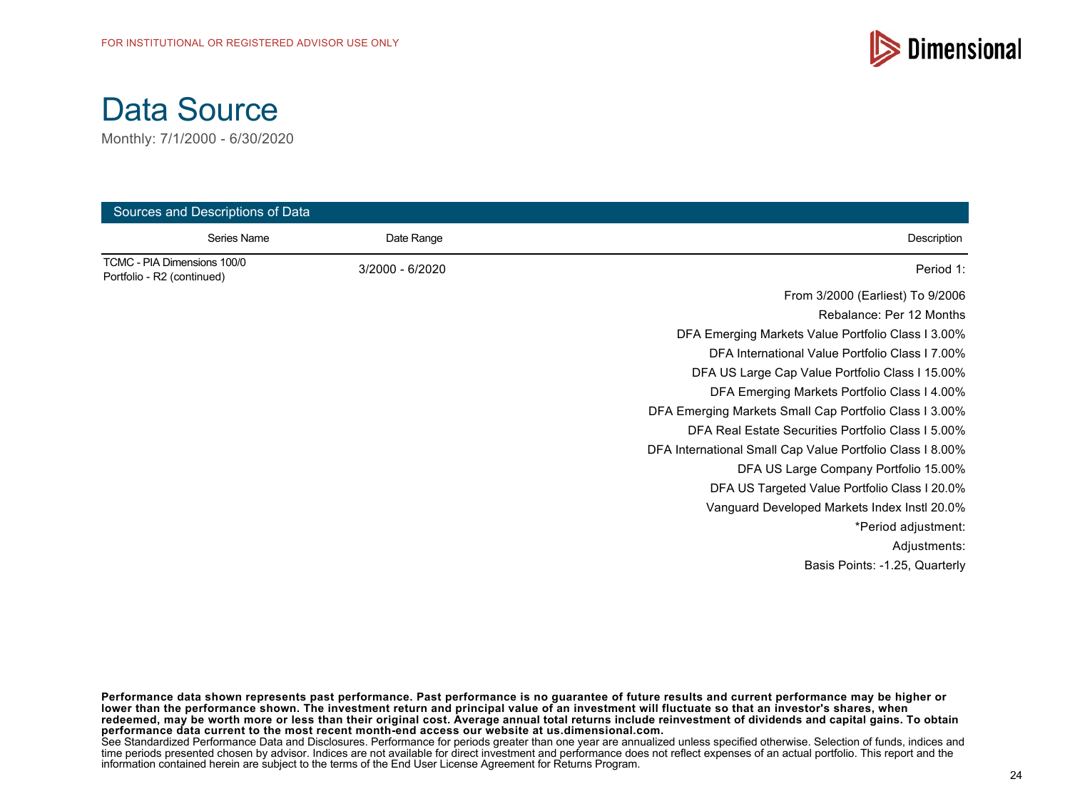FOR INSTITUTIONAL OR REGISTERED ADVISOR USE ONLY

# Data Source

Monthly: 7/1/2000 - 6/30/2020

## Sources and Descriptions of Data

| Series Name | Date Range | Description |
|---|---|---|
| TCMC - PIA Dimensions 100/0 Portfolio - R2 (continued) | 3/2000 - 6/2020 | Period 1: |
| | | From 3/2000 (Earliest) To 9/2006 |
| | | Rebalance: Per 12 Months |
| | | DFA Emerging Markets Value Portfolio Class I 3.00% |
| | | DFA International Value Portfolio Class I 7.00% |
| | | DFA US Large Cap Value Portfolio Class I 15.00% |
| | | DFA Emerging Markets Portfolio Class I 4.00% |
| | | DFA Emerging Markets Small Cap Portfolio Class I 3.00% |
| | | DFA Real Estate Securities Portfolio Class I 5.00% |
| | | DFA International Small Cap Value Portfolio Class I 8.00% |
| | | DFA US Large Company Portfolio 15.00% |
| | | DFA US Targeted Value Portfolio Class I 20.0% |
| | | Vanguard Developed Markets Index Instl 20.0% |
| | | *Period adjustment: |
| | | Adjustments: |
| | | Basis Points: -1.25, Quarterly |

**Performance data shown represents past performance. Past performance is no guarantee of future results and current performance may be higher or lower than the performance shown. The investment return and principal value of an investment will fluctuate so that an investor's shares, when redeemed, may be worth more or less than their original cost. Average annual total returns include reinvestment of dividends and capital gains. To obtain performance data current to the most recent month-end access our website at us.dimensional.com.**

See Standardized Performance Data and Disclosures. Performance for periods greater than one year are annualized unless specified otherwise. Selection of funds, indices and time periods presented chosen by advisor. Indices are not available for direct investment and performance does not reflect expenses of an actual portfolio. This report and the information contained herein are subject to the terms of the End User License Agreement for Returns Program.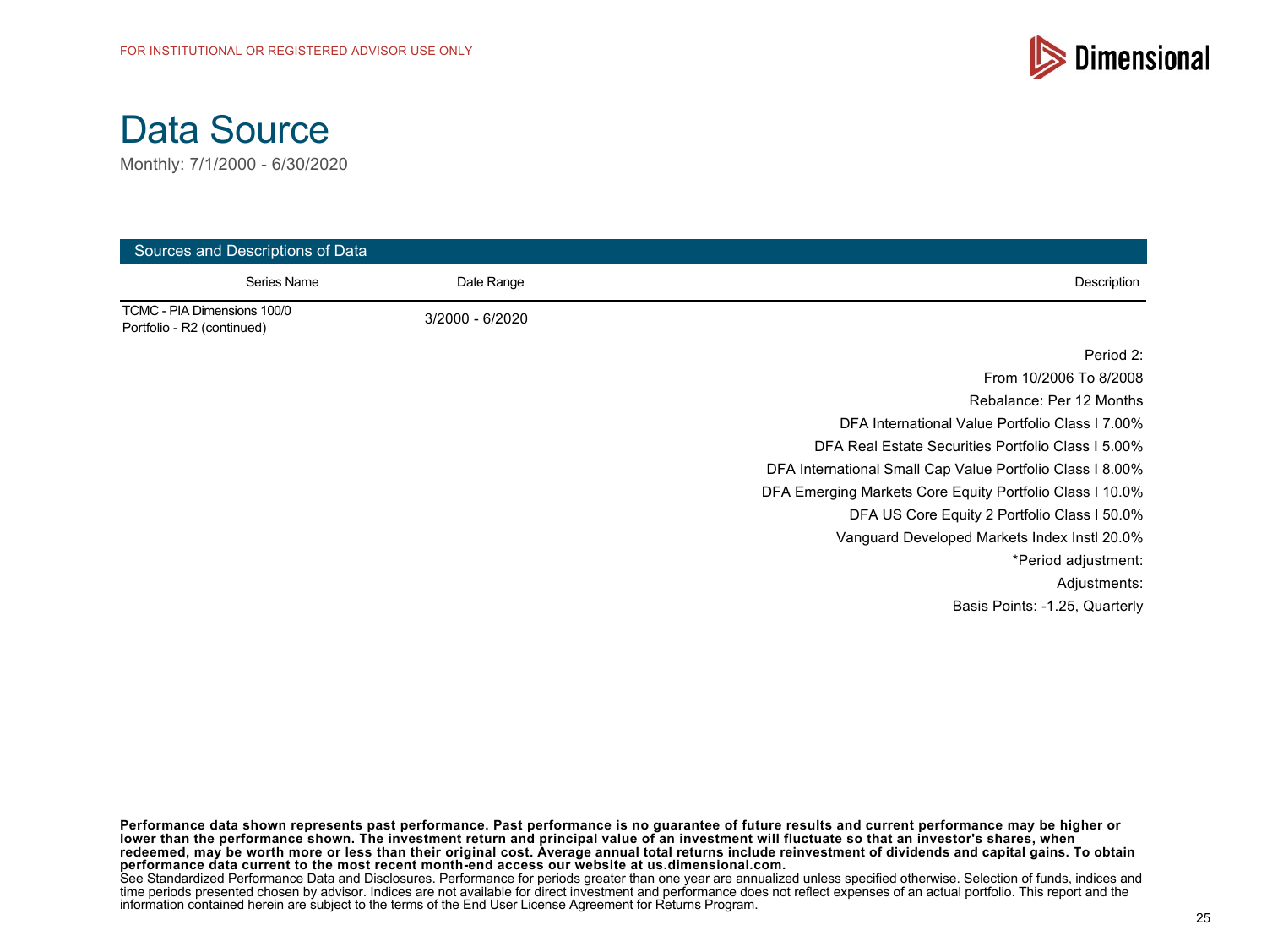FOR INSTITUTIONAL OR REGISTERED ADVISOR USE ONLY

# Data Source

Monthly: 7/1/2000 - 6/30/2020

**Sources and Descriptions of Data**

| Series Name | Date Range | Description |
|---|---|---|
| TCMC - PIA Dimensions 100/0 Portfolio - R2 (continued) | 3/2000 - 6/2020 | Period 2:<br>From 10/2006 To 8/2008<br>Rebalance: Per 12 Months<br>DFA International Value Portfolio Class I 7.00%<br>DFA Real Estate Securities Portfolio Class I 5.00%<br>DFA International Small Cap Value Portfolio Class I 8.00%<br>DFA Emerging Markets Core Equity Portfolio Class I 10.0%<br>DFA US Core Equity 2 Portfolio Class I 50.0%<br>Vanguard Developed Markets Index Instl 20.0%<br>*Period adjustment:<br>Adjustments:<br>Basis Points: -1.25, Quarterly |

**Performance data shown represents past performance. Past performance is no guarantee of future results and current performance may be higher or lower than the performance shown. The investment return and principal value of an investment will fluctuate so that an investor's shares, when redeemed, may be worth more or less than their original cost. Average annual total returns include reinvestment of dividends and capital gains. To obtain performance data current to the most recent month-end access our website at us.dimensional.com.**
See Standardized Performance Data and Disclosures. Performance for periods greater than one year are annualized unless specified otherwise. Selection of funds, indices and time periods presented chosen by advisor. Indices are not available for direct investment and performance does not reflect expenses of an actual portfolio. This report and the information contained herein are subject to the terms of the End User License Agreement for Returns Program.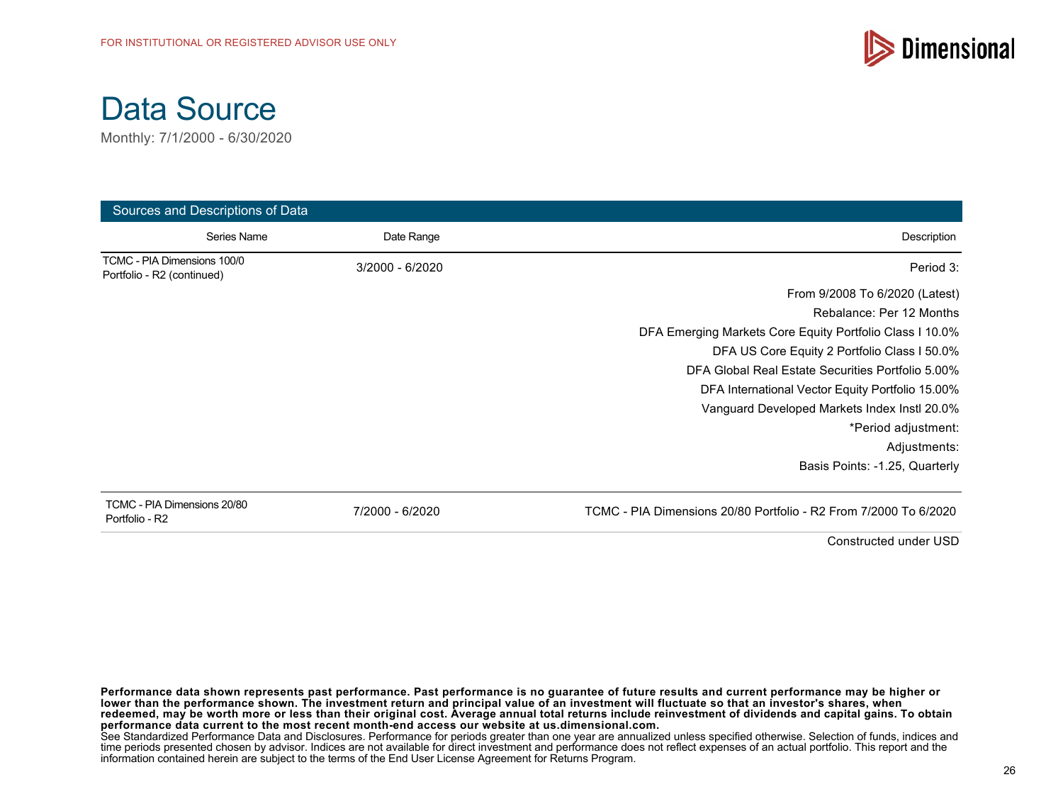FOR INSTITUTIONAL OR REGISTERED ADVISOR USE ONLY

# Data Source

Monthly: 7/1/2000 - 6/30/2020

## Sources and Descriptions of Data

| Series Name | Date Range | Description |
|---|---|---|
| TCMC - PIA Dimensions 100/0 Portfolio - R2 (continued) | 3/2000 - 6/2020 | Period 3: |
| | | From 9/2008 To 6/2020 (Latest) |
| | | Rebalance: Per 12 Months |
| | | DFA Emerging Markets Core Equity Portfolio Class I 10.0% |
| | | DFA US Core Equity 2 Portfolio Class I 50.0% |
| | | DFA Global Real Estate Securities Portfolio 5.00% |
| | | DFA International Vector Equity Portfolio 15.00% |
| | | Vanguard Developed Markets Index Instl 20.0% |
| | | *Period adjustment: |
| | | Adjustments: |
| | | Basis Points: -1.25, Quarterly |
| TCMC - PIA Dimensions 20/80 Portfolio - R2 | 7/2000 - 6/2020 | TCMC - PIA Dimensions 20/80 Portfolio - R2 From 7/2000 To 6/2020 |
| | | Constructed under USD |

**Performance data shown represents past performance. Past performance is no guarantee of future results and current performance may be higher or lower than the performance shown. The investment return and principal value of an investment will fluctuate so that an investor's shares, when redeemed, may be worth more or less than their original cost. Average annual total returns include reinvestment of dividends and capital gains. To obtain performance data current to the most recent month-end access our website at us.dimensional.com.**
See Standardized Performance Data and Disclosures. Performance for periods greater than one year are annualized unless specified otherwise. Selection of funds, indices and time periods presented chosen by advisor. Indices are not available for direct investment and performance does not reflect expenses of an actual portfolio. This report and the information contained herein are subject to the terms of the End User License Agreement for Returns Program.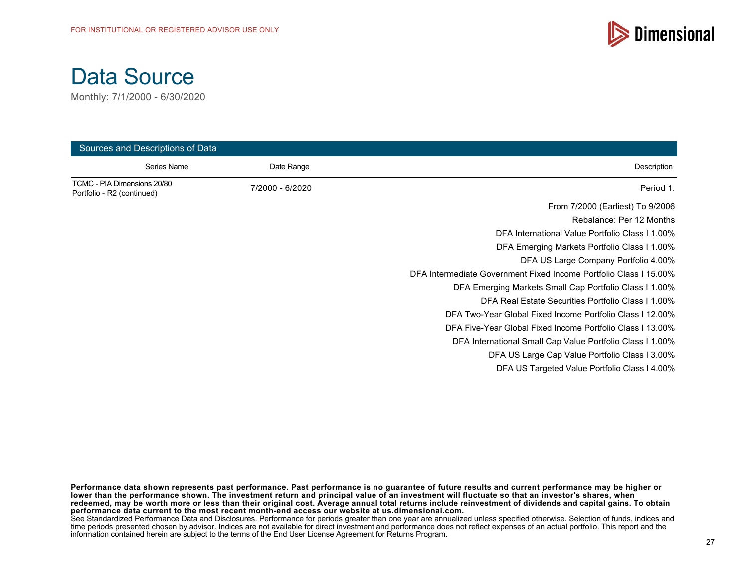FOR INSTITUTIONAL OR REGISTERED ADVISOR USE ONLY

# Data Source

Monthly: 7/1/2000 - 6/30/2020

## Sources and Descriptions of Data

| Series Name | Date Range | Description |
|---|---|---|
| TCMC - PIA Dimensions 20/80 Portfolio - R2 (continued) | 7/2000 - 6/2020 | Period 1: |
| | | From 7/2000 (Earliest) To 9/2006 |
| | | Rebalance: Per 12 Months |
| | | DFA International Value Portfolio Class I 1.00% |
| | | DFA Emerging Markets Portfolio Class I 1.00% |
| | | DFA US Large Company Portfolio 4.00% |
| | | DFA Intermediate Government Fixed Income Portfolio Class I 15.00% |
| | | DFA Emerging Markets Small Cap Portfolio Class I 1.00% |
| | | DFA Real Estate Securities Portfolio Class I 1.00% |
| | | DFA Two-Year Global Fixed Income Portfolio Class I 12.00% |
| | | DFA Five-Year Global Fixed Income Portfolio Class I 13.00% |
| | | DFA International Small Cap Value Portfolio Class I 1.00% |
| | | DFA US Large Cap Value Portfolio Class I 3.00% |
| | | DFA US Targeted Value Portfolio Class I 4.00% |

**Performance data shown represents past performance. Past performance is no guarantee of future results and current performance may be higher or lower than the performance shown. The investment return and principal value of an investment will fluctuate so that an investor's shares, when redeemed, may be worth more or less than their original cost. Average annual total returns include reinvestment of dividends and capital gains. To obtain performance data current to the most recent month-end access our website at us.dimensional.com.**

See Standardized Performance Data and Disclosures. Performance for periods greater than one year are annualized unless specified otherwise. Selection of funds, indices and time periods presented chosen by advisor. Indices are not available for direct investment and performance does not reflect expenses of an actual portfolio. This report and the information contained herein are subject to the terms of the End User License Agreement for Returns Program.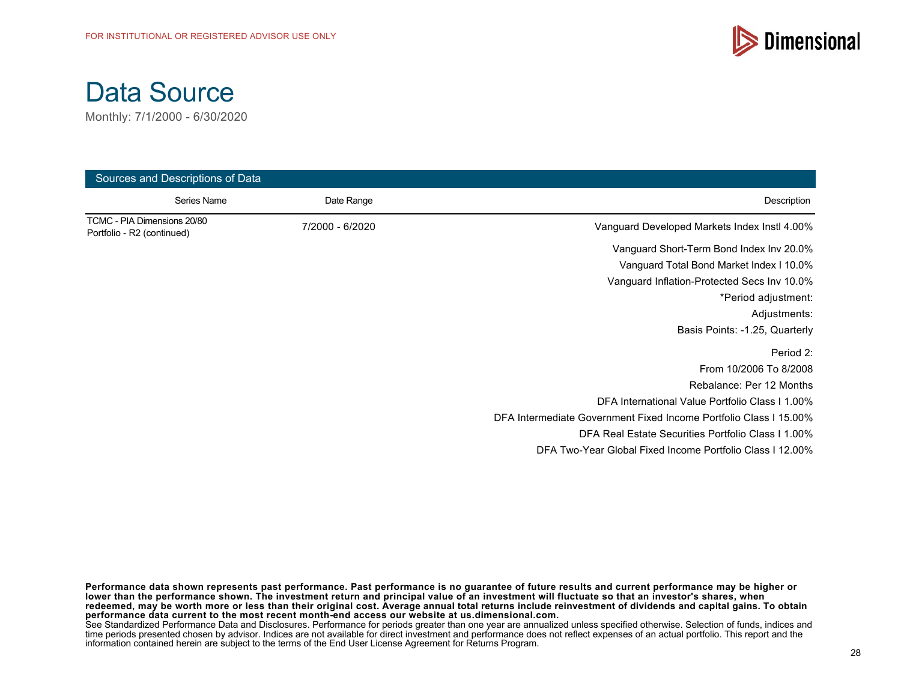FOR INSTITUTIONAL OR REGISTERED ADVISOR USE ONLY

# Data Source

Monthly: 7/1/2000 - 6/30/2020

## Sources and Descriptions of Data

| Series Name | Date Range | Description |
|---|---|---|
| TCMC - PIA Dimensions 20/80 Portfolio - R2 (continued) | 7/2000 - 6/2020 | Vanguard Developed Markets Index Instl 4.00% |
| | | Vanguard Short-Term Bond Index Inv 20.0% |
| | | Vanguard Total Bond Market Index I 10.0% |
| | | Vanguard Inflation-Protected Secs Inv 10.0% |
| | | *Period adjustment: |
| | | Adjustments: |
| | | Basis Points: -1.25, Quarterly |
| | | Period 2: |
| | | From 10/2006 To 8/2008 |
| | | Rebalance: Per 12 Months |
| | | DFA International Value Portfolio Class I 1.00% |
| | | DFA Intermediate Government Fixed Income Portfolio Class I 15.00% |
| | | DFA Real Estate Securities Portfolio Class I 1.00% |
| | | DFA Two-Year Global Fixed Income Portfolio Class I 12.00% |

**Performance data shown represents past performance. Past performance is no guarantee of future results and current performance may be higher or lower than the performance shown. The investment return and principal value of an investment will fluctuate so that an investor's shares, when redeemed, may be worth more or less than their original cost. Average annual total returns include reinvestment of dividends and capital gains. To obtain performance data current to the most recent month-end access our website at us.dimensional.com.**

See Standardized Performance Data and Disclosures. Performance for periods greater than one year are annualized unless specified otherwise. Selection of funds, indices and time periods presented chosen by advisor. Indices are not available for direct investment and performance does not reflect expenses of an actual portfolio. This report and the information contained herein are subject to the terms of the End User License Agreement for Returns Program.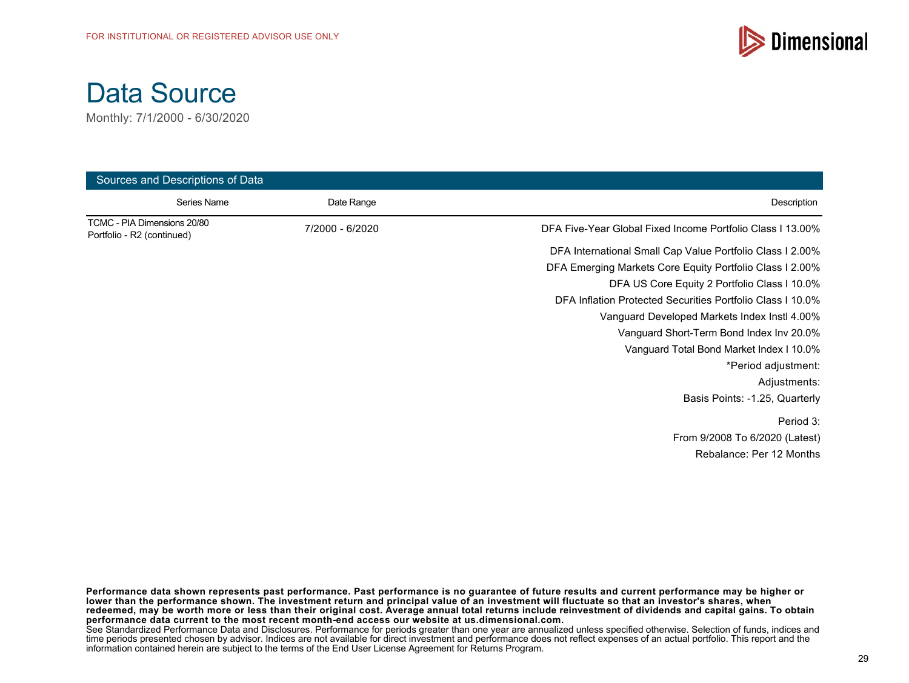FOR INSTITUTIONAL OR REGISTERED ADVISOR USE ONLY

# Data Source

Monthly: 7/1/2000 - 6/30/2020

## Sources and Descriptions of Data

| Series Name | Date Range | Description |
|---|---|---|
| TCMC - PIA Dimensions 20/80 Portfolio - R2 (continued) | 7/2000 - 6/2020 | DFA Five-Year Global Fixed Income Portfolio Class I 13.00% |
| | | DFA International Small Cap Value Portfolio Class I 2.00% |
| | | DFA Emerging Markets Core Equity Portfolio Class I 2.00% |
| | | DFA US Core Equity 2 Portfolio Class I 10.0% |
| | | DFA Inflation Protected Securities Portfolio Class I 10.0% |
| | | Vanguard Developed Markets Index Instl 4.00% |
| | | Vanguard Short-Term Bond Index Inv 20.0% |
| | | Vanguard Total Bond Market Index I 10.0% |
| | | *Period adjustment: |
| | | Adjustments: |
| | | Basis Points: -1.25, Quarterly |
| | | Period 3: |
| | | From 9/2008 To 6/2020 (Latest) |
| | | Rebalance: Per 12 Months |

**Performance data shown represents past performance. Past performance is no guarantee of future results and current performance may be higher or lower than the performance shown. The investment return and principal value of an investment will fluctuate so that an investor's shares, when redeemed, may be worth more or less than their original cost. Average annual total returns include reinvestment of dividends and capital gains. To obtain performance data current to the most recent month-end access our website at us.dimensional.com.**

See Standardized Performance Data and Disclosures. Performance for periods greater than one year are annualized unless specified otherwise. Selection of funds, indices and time periods presented chosen by advisor. Indices are not available for direct investment and performance does not reflect expenses of an actual portfolio. This report and the information contained herein are subject to the terms of the End User License Agreement for Returns Program.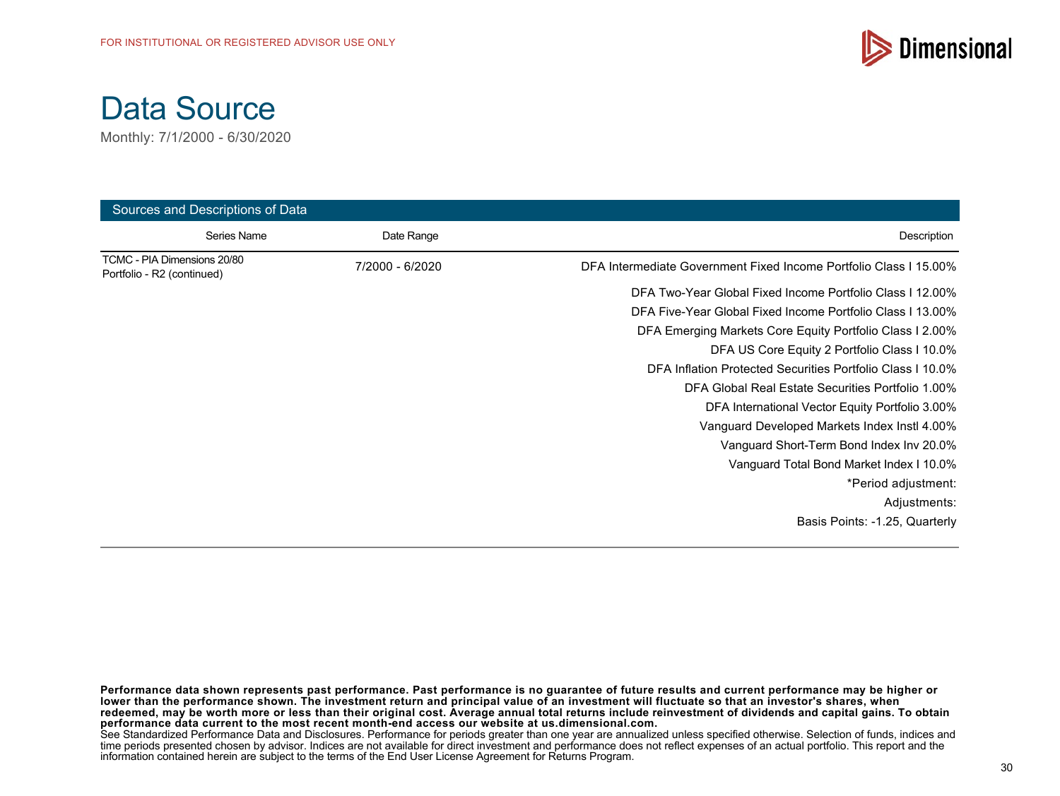FOR INSTITUTIONAL OR REGISTERED ADVISOR USE ONLY

# Data Source

Monthly: 7/1/2000 - 6/30/2020

## Sources and Descriptions of Data

| Series Name | Date Range | Description |
|---|---|---|
| TCMC - PIA Dimensions 20/80 Portfolio - R2 (continued) | 7/2000 - 6/2020 | DFA Intermediate Government Fixed Income Portfolio Class I 15.00% |
| | | DFA Two-Year Global Fixed Income Portfolio Class I 12.00% |
| | | DFA Five-Year Global Fixed Income Portfolio Class I 13.00% |
| | | DFA Emerging Markets Core Equity Portfolio Class I 2.00% |
| | | DFA US Core Equity 2 Portfolio Class I 10.0% |
| | | DFA Inflation Protected Securities Portfolio Class I 10.0% |
| | | DFA Global Real Estate Securities Portfolio 1.00% |
| | | DFA International Vector Equity Portfolio 3.00% |
| | | Vanguard Developed Markets Index Instl 4.00% |
| | | Vanguard Short-Term Bond Index Inv 20.0% |
| | | Vanguard Total Bond Market Index I 10.0% |
| | | *Period adjustment: |
| | | Adjustments: |
| | | Basis Points: -1.25, Quarterly |

**Performance data shown represents past performance. Past performance is no guarantee of future results and current performance may be higher or lower than the performance shown. The investment return and principal value of an investment will fluctuate so that an investor's shares, when redeemed, may be worth more or less than their original cost. Average annual total returns include reinvestment of dividends and capital gains. To obtain performance data current to the most recent month-end access our website at us.dimensional.com.**

See Standardized Performance Data and Disclosures. Performance for periods greater than one year are annualized unless specified otherwise. Selection of funds, indices and time periods presented chosen by advisor. Indices are not available for direct investment and performance does not reflect expenses of an actual portfolio. This report and the information contained herein are subject to the terms of the End User License Agreement for Returns Program.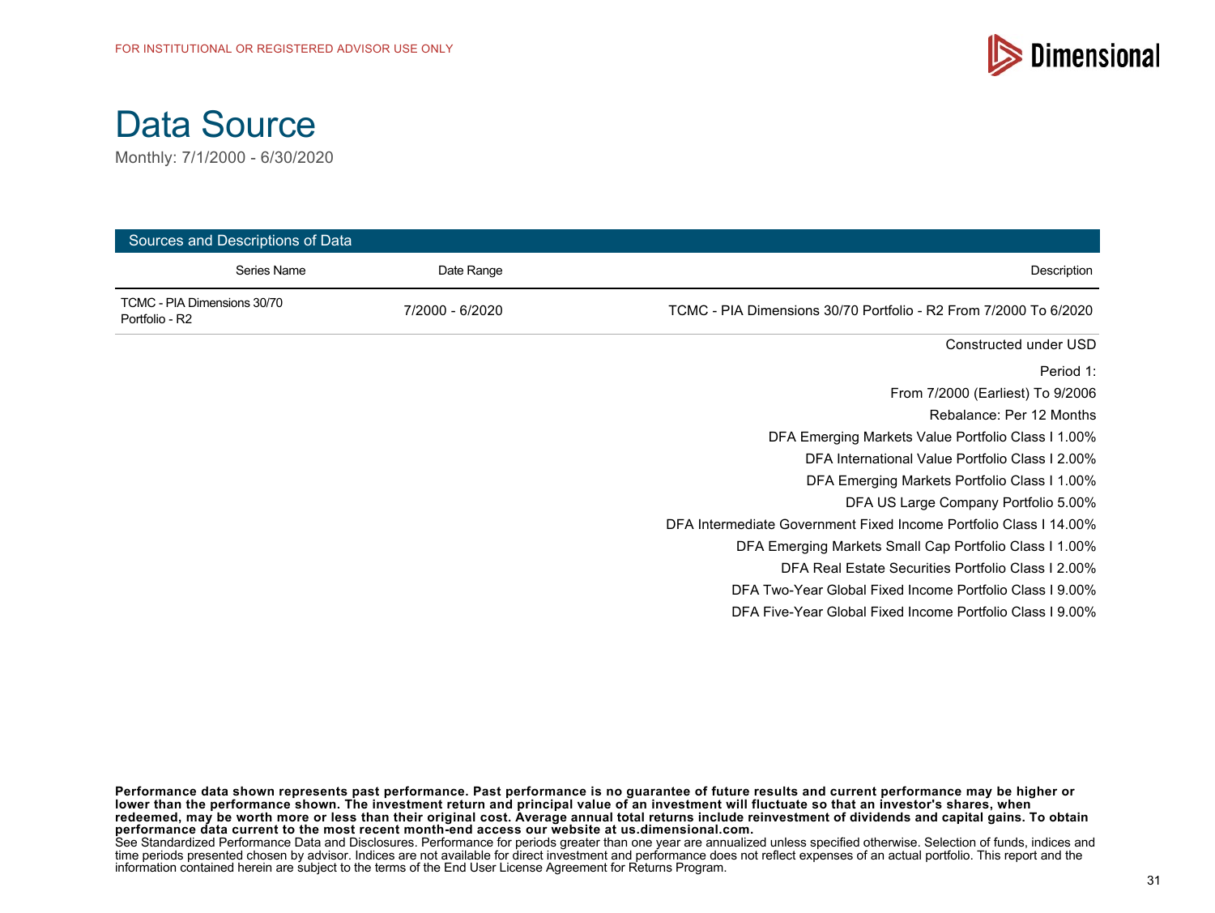FOR INSTITUTIONAL OR REGISTERED ADVISOR USE ONLY

# Data Source

Monthly: 7/1/2000 - 6/30/2020

## Sources and Descriptions of Data

| Series Name | Date Range | Description |
|---|---|---|
| TCMC - PIA Dimensions 30/70 Portfolio - R2 | 7/2000 - 6/2020 | TCMC - PIA Dimensions 30/70 Portfolio - R2 From 7/2000 To 6/2020 |

Constructed under USD

Period 1:

From 7/2000 (Earliest) To 9/2006

Rebalance: Per 12 Months

DFA Emerging Markets Value Portfolio Class I 1.00%

DFA International Value Portfolio Class I 2.00%

DFA Emerging Markets Portfolio Class I 1.00%

DFA US Large Company Portfolio 5.00%

DFA Intermediate Government Fixed Income Portfolio Class I 14.00%

DFA Emerging Markets Small Cap Portfolio Class I 1.00%

DFA Real Estate Securities Portfolio Class I 2.00%

DFA Two-Year Global Fixed Income Portfolio Class I 9.00%

DFA Five-Year Global Fixed Income Portfolio Class I 9.00%

**Performance data shown represents past performance. Past performance is no guarantee of future results and current performance may be higher or lower than the performance shown. The investment return and principal value of an investment will fluctuate so that an investor's shares, when redeemed, may be worth more or less than their original cost. Average annual total returns include reinvestment of dividends and capital gains. To obtain performance data current to the most recent month-end access our website at us.dimensional.com.**
See Standardized Performance Data and Disclosures. Performance for periods greater than one year are annualized unless specified otherwise. Selection of funds, indices and time periods presented chosen by advisor. Indices are not available for direct investment and performance does not reflect expenses of an actual portfolio. This report and the information contained herein are subject to the terms of the End User License Agreement for Returns Program.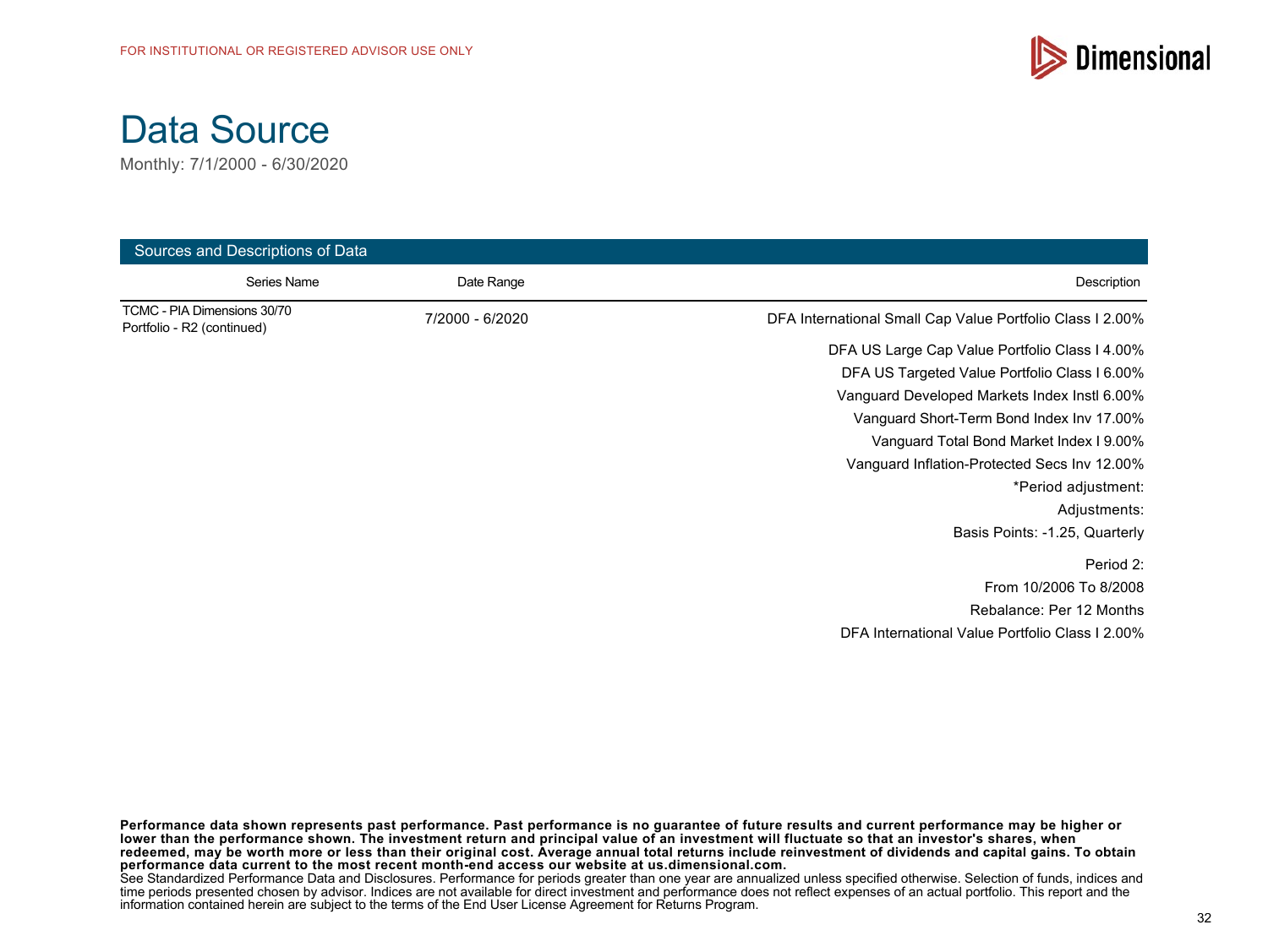FOR INSTITUTIONAL OR REGISTERED ADVISOR USE ONLY

# Data Source

Monthly: 7/1/2000 - 6/30/2020

## Sources and Descriptions of Data

| Series Name | Date Range | Description |
|---|---|---|
| TCMC - PIA Dimensions 30/70 Portfolio - R2 (continued) | 7/2000 - 6/2020 | DFA International Small Cap Value Portfolio Class I 2.00% |
| | | DFA US Large Cap Value Portfolio Class I 4.00% |
| | | DFA US Targeted Value Portfolio Class I 6.00% |
| | | Vanguard Developed Markets Index Instl 6.00% |
| | | Vanguard Short-Term Bond Index Inv 17.00% |
| | | Vanguard Total Bond Market Index I 9.00% |
| | | Vanguard Inflation-Protected Secs Inv 12.00% |
| | | *Period adjustment: |
| | | Adjustments: |
| | | Basis Points: -1.25, Quarterly |
| | | Period 2: |
| | | From 10/2006 To 8/2008 |
| | | Rebalance: Per 12 Months |
| | | DFA International Value Portfolio Class I 2.00% |

**Performance data shown represents past performance. Past performance is no guarantee of future results and current performance may be higher or lower than the performance shown. The investment return and principal value of an investment will fluctuate so that an investor's shares, when redeemed, may be worth more or less than their original cost. Average annual total returns include reinvestment of dividends and capital gains. To obtain performance data current to the most recent month-end access our website at us.dimensional.com.**
See Standardized Performance Data and Disclosures. Performance for periods greater than one year are annualized unless specified otherwise. Selection of funds, indices and time periods presented chosen by advisor. Indices are not available for direct investment and performance does not reflect expenses of an actual portfolio. This report and the information contained herein are subject to the terms of the End User License Agreement for Returns Program.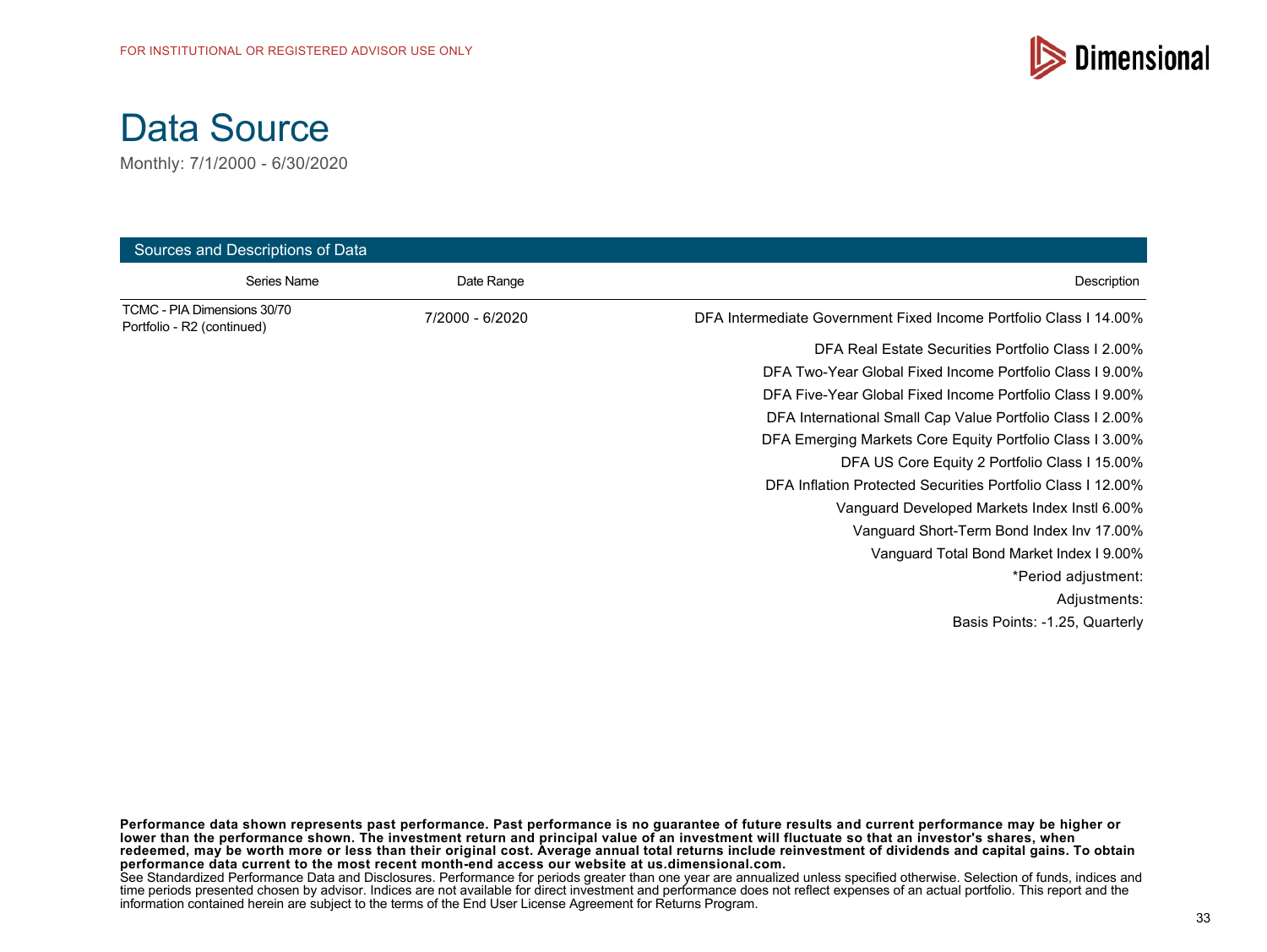FOR INSTITUTIONAL OR REGISTERED ADVISOR USE ONLY

# Data Source

Monthly: 7/1/2000 - 6/30/2020

## Sources and Descriptions of Data

| Series Name | Date Range | Description |
|---|---|---|
| TCMC - PIA Dimensions 30/70 Portfolio - R2 (continued) | 7/2000 - 6/2020 | DFA Intermediate Government Fixed Income Portfolio Class I 14.00% |
| | | DFA Real Estate Securities Portfolio Class I 2.00% |
| | | DFA Two-Year Global Fixed Income Portfolio Class I 9.00% |
| | | DFA Five-Year Global Fixed Income Portfolio Class I 9.00% |
| | | DFA International Small Cap Value Portfolio Class I 2.00% |
| | | DFA Emerging Markets Core Equity Portfolio Class I 3.00% |
| | | DFA US Core Equity 2 Portfolio Class I 15.00% |
| | | DFA Inflation Protected Securities Portfolio Class I 12.00% |
| | | Vanguard Developed Markets Index Instl 6.00% |
| | | Vanguard Short-Term Bond Index Inv 17.00% |
| | | Vanguard Total Bond Market Index I 9.00% |
| | | *Period adjustment: |
| | | Adjustments: |
| | | Basis Points: -1.25, Quarterly |

**Performance data shown represents past performance. Past performance is no guarantee of future results and current performance may be higher or lower than the performance shown. The investment return and principal value of an investment will fluctuate so that an investor's shares, when redeemed, may be worth more or less than their original cost. Average annual total returns include reinvestment of dividends and capital gains. To obtain performance data current to the most recent month-end access our website at us.dimensional.com.**
See Standardized Performance Data and Disclosures. Performance for periods greater than one year are annualized unless specified otherwise. Selection of funds, indices and time periods presented chosen by advisor. Indices are not available for direct investment and performance does not reflect expenses of an actual portfolio. This report and the information contained herein are subject to the terms of the End User License Agreement for Returns Program.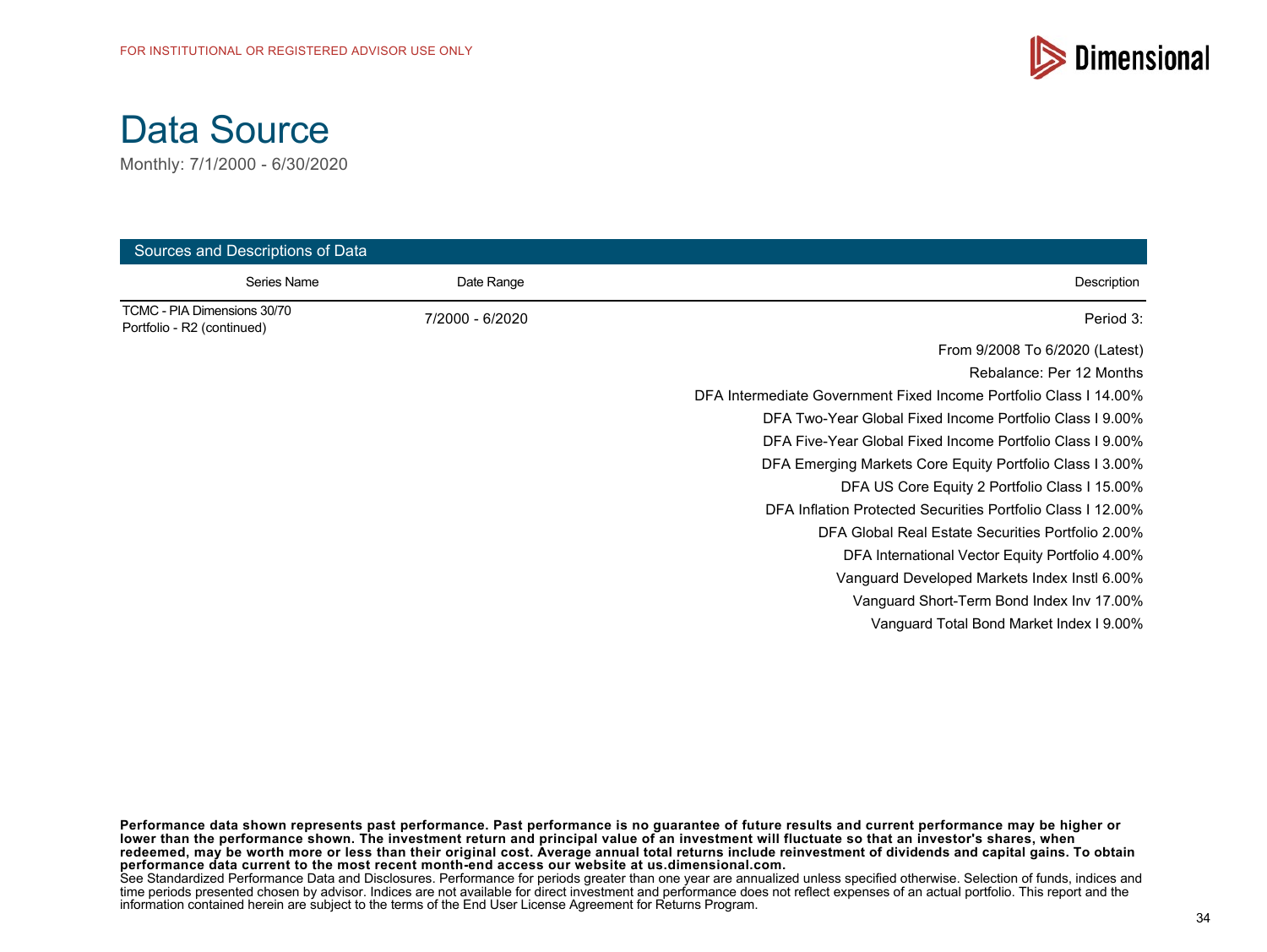FOR INSTITUTIONAL OR REGISTERED ADVISOR USE ONLY

# Data Source

Monthly: 7/1/2000 - 6/30/2020

## Sources and Descriptions of Data

| Series Name | Date Range | Description |
|---|---|---|
| TCMC - PIA Dimensions 30/70 Portfolio - R2 (continued) | 7/2000 - 6/2020 | Period 3: |
| | | From 9/2008 To 6/2020 (Latest) |
| | | Rebalance: Per 12 Months |
| | | DFA Intermediate Government Fixed Income Portfolio Class I 14.00% |
| | | DFA Two-Year Global Fixed Income Portfolio Class I 9.00% |
| | | DFA Five-Year Global Fixed Income Portfolio Class I 9.00% |
| | | DFA Emerging Markets Core Equity Portfolio Class I 3.00% |
| | | DFA US Core Equity 2 Portfolio Class I 15.00% |
| | | DFA Inflation Protected Securities Portfolio Class I 12.00% |
| | | DFA Global Real Estate Securities Portfolio 2.00% |
| | | DFA International Vector Equity Portfolio 4.00% |
| | | Vanguard Developed Markets Index Instl 6.00% |
| | | Vanguard Short-Term Bond Index Inv 17.00% |
| | | Vanguard Total Bond Market Index I 9.00% |

**Performance data shown represents past performance. Past performance is no guarantee of future results and current performance may be higher or lower than the performance shown. The investment return and principal value of an investment will fluctuate so that an investor's shares, when redeemed, may be worth more or less than their original cost. Average annual total returns include reinvestment of dividends and capital gains. To obtain performance data current to the most recent month-end access our website at us.dimensional.com.**

See Standardized Performance Data and Disclosures. Performance for periods greater than one year are annualized unless specified otherwise. Selection of funds, indices and time periods presented chosen by advisor. Indices are not available for direct investment and performance does not reflect expenses of an actual portfolio. This report and the information contained herein are subject to the terms of the End User License Agreement for Returns Program.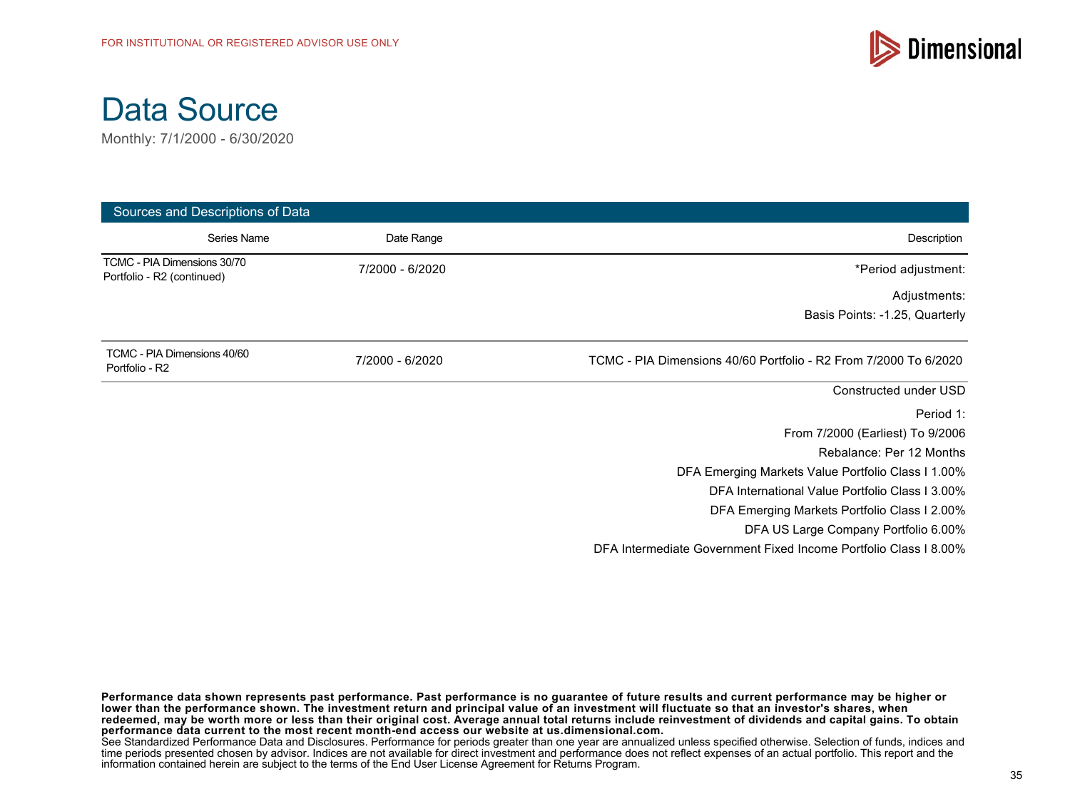FOR INSTITUTIONAL OR REGISTERED ADVISOR USE ONLY

# Data Source

Monthly: 7/1/2000 - 6/30/2020

## Sources and Descriptions of Data

| Series Name | Date Range | Description |
| --- | --- | --- |
| TCMC - PIA Dimensions 30/70 Portfolio - R2 (continued) | 7/2000 - 6/2020 | *Period adjustment: |
| | | Adjustments: |
| | | Basis Points: -1.25, Quarterly |
| TCMC - PIA Dimensions 40/60 Portfolio - R2 | 7/2000 - 6/2020 | TCMC - PIA Dimensions 40/60 Portfolio - R2 From 7/2000 To 6/2020 |
| | | Constructed under USD |
| | | Period 1: |
| | | From 7/2000 (Earliest) To 9/2006 |
| | | Rebalance: Per 12 Months |
| | | DFA Emerging Markets Value Portfolio Class I 1.00% |
| | | DFA International Value Portfolio Class I 3.00% |
| | | DFA Emerging Markets Portfolio Class I 2.00% |
| | | DFA US Large Company Portfolio 6.00% |
| | | DFA Intermediate Government Fixed Income Portfolio Class I 8.00% |

**Performance data shown represents past performance. Past performance is no guarantee of future results and current performance may be higher or lower than the performance shown. The investment return and principal value of an investment will fluctuate so that an investor's shares, when redeemed, may be worth more or less than their original cost. Average annual total returns include reinvestment of dividends and capital gains. To obtain performance data current to the most recent month-end access our website at us.dimensional.com.**
See Standardized Performance Data and Disclosures. Performance for periods greater than one year are annualized unless specified otherwise. Selection of funds, indices and time periods presented chosen by advisor. Indices are not available for direct investment and performance does not reflect expenses of an actual portfolio. This report and the information contained herein are subject to the terms of the End User License Agreement for Returns Program.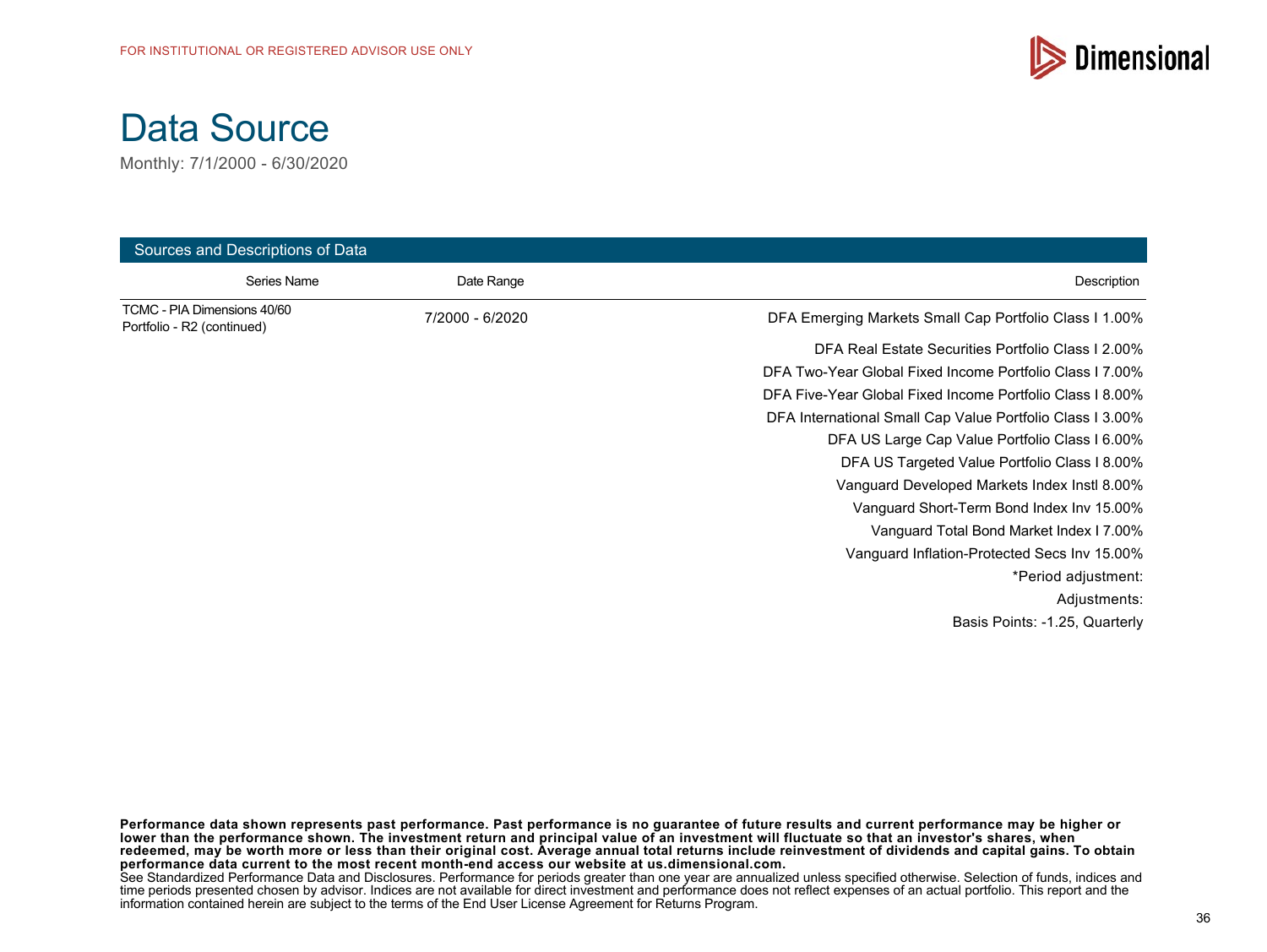FOR INSTITUTIONAL OR REGISTERED ADVISOR USE ONLY

# Data Source

Monthly: 7/1/2000 - 6/30/2020

## Sources and Descriptions of Data

| Series Name | Date Range | Description |
|---|---|---|
| TCMC - PIA Dimensions 40/60 Portfolio - R2 (continued) | 7/2000 - 6/2020 | DFA Emerging Markets Small Cap Portfolio Class I 1.00% |
| | | DFA Real Estate Securities Portfolio Class I 2.00% |
| | | DFA Two-Year Global Fixed Income Portfolio Class I 7.00% |
| | | DFA Five-Year Global Fixed Income Portfolio Class I 8.00% |
| | | DFA International Small Cap Value Portfolio Class I 3.00% |
| | | DFA US Large Cap Value Portfolio Class I 6.00% |
| | | DFA US Targeted Value Portfolio Class I 8.00% |
| | | Vanguard Developed Markets Index Instl 8.00% |
| | | Vanguard Short-Term Bond Index Inv 15.00% |
| | | Vanguard Total Bond Market Index I 7.00% |
| | | Vanguard Inflation-Protected Secs Inv 15.00% |
| | | *Period adjustment: |
| | | Adjustments: |
| | | Basis Points: -1.25, Quarterly |

**Performance data shown represents past performance. Past performance is no guarantee of future results and current performance may be higher or lower than the performance shown. The investment return and principal value of an investment will fluctuate so that an investor's shares, when redeemed, may be worth more or less than their original cost. Average annual total returns include reinvestment of dividends and capital gains. To obtain performance data current to the most recent month-end access our website at us.dimensional.com.**

See Standardized Performance Data and Disclosures. Performance for periods greater than one year are annualized unless specified otherwise. Selection of funds, indices and time periods presented chosen by advisor. Indices are not available for direct investment and performance does not reflect expenses of an actual portfolio. This report and the information contained herein are subject to the terms of the End User License Agreement for Returns Program.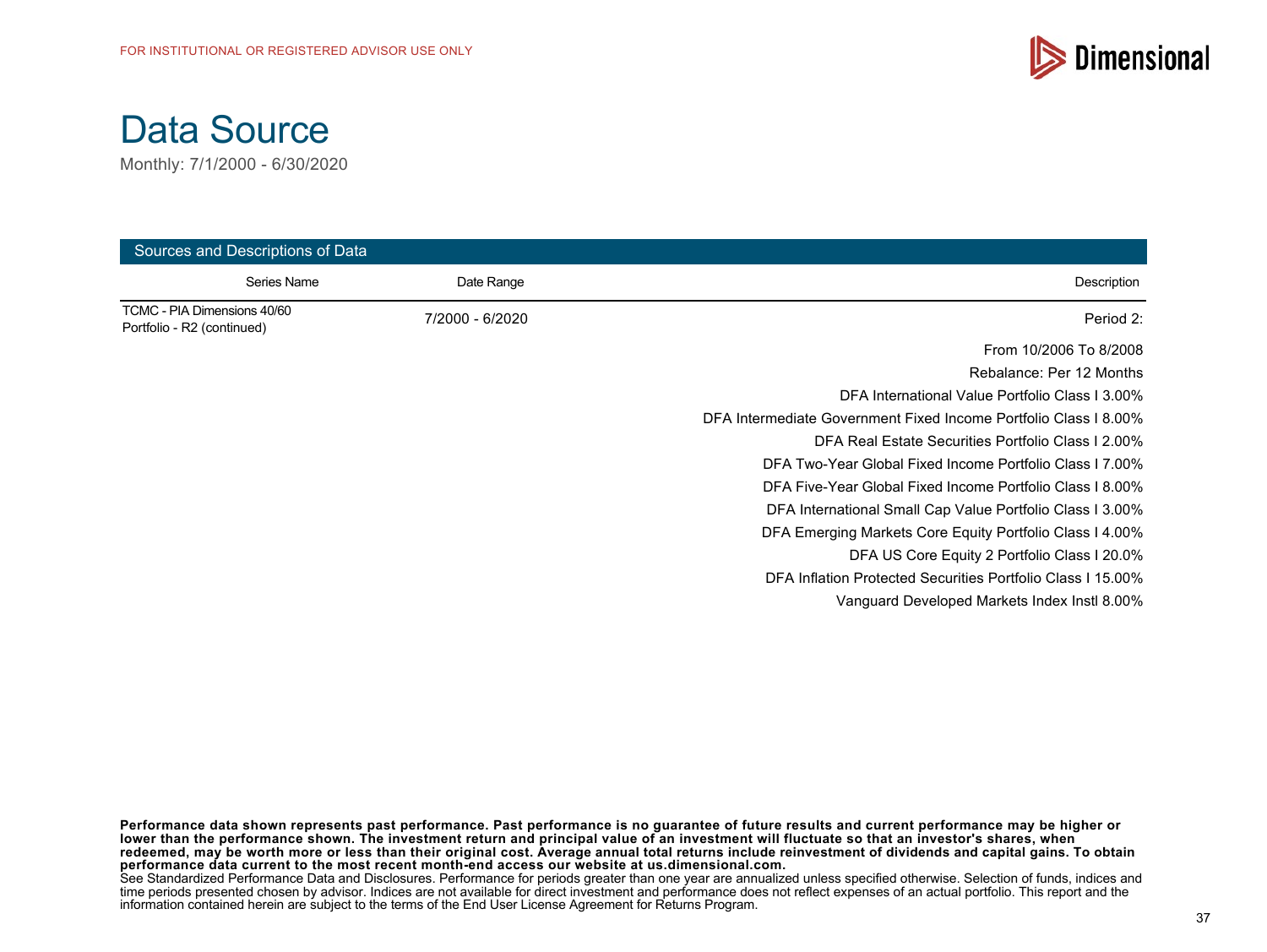FOR INSTITUTIONAL OR REGISTERED ADVISOR USE ONLY

# Data Source

Monthly: 7/1/2000 - 6/30/2020

## Sources and Descriptions of Data

| Series Name | Date Range | Description |
|---|---|---|
| TCMC - PIA Dimensions 40/60 Portfolio - R2 (continued) | 7/2000 - 6/2020 | Period 2: |
| | | From 10/2006 To 8/2008 |
| | | Rebalance: Per 12 Months |
| | | DFA International Value Portfolio Class I 3.00% |
| | | DFA Intermediate Government Fixed Income Portfolio Class I 8.00% |
| | | DFA Real Estate Securities Portfolio Class I 2.00% |
| | | DFA Two-Year Global Fixed Income Portfolio Class I 7.00% |
| | | DFA Five-Year Global Fixed Income Portfolio Class I 8.00% |
| | | DFA International Small Cap Value Portfolio Class I 3.00% |
| | | DFA Emerging Markets Core Equity Portfolio Class I 4.00% |
| | | DFA US Core Equity 2 Portfolio Class I 20.0% |
| | | DFA Inflation Protected Securities Portfolio Class I 15.00% |
| | | Vanguard Developed Markets Index Instl 8.00% |

**Performance data shown represents past performance. Past performance is no guarantee of future results and current performance may be higher or lower than the performance shown. The investment return and principal value of an investment will fluctuate so that an investor's shares, when redeemed, may be worth more or less than their original cost. Average annual total returns include reinvestment of dividends and capital gains. To obtain performance data current to the most recent month-end access our website at us.dimensional.com.**

See Standardized Performance Data and Disclosures. Performance for periods greater than one year are annualized unless specified otherwise. Selection of funds, indices and time periods presented chosen by advisor. Indices are not available for direct investment and performance does not reflect expenses of an actual portfolio. This report and the information contained herein are subject to the terms of the End User License Agreement for Returns Program.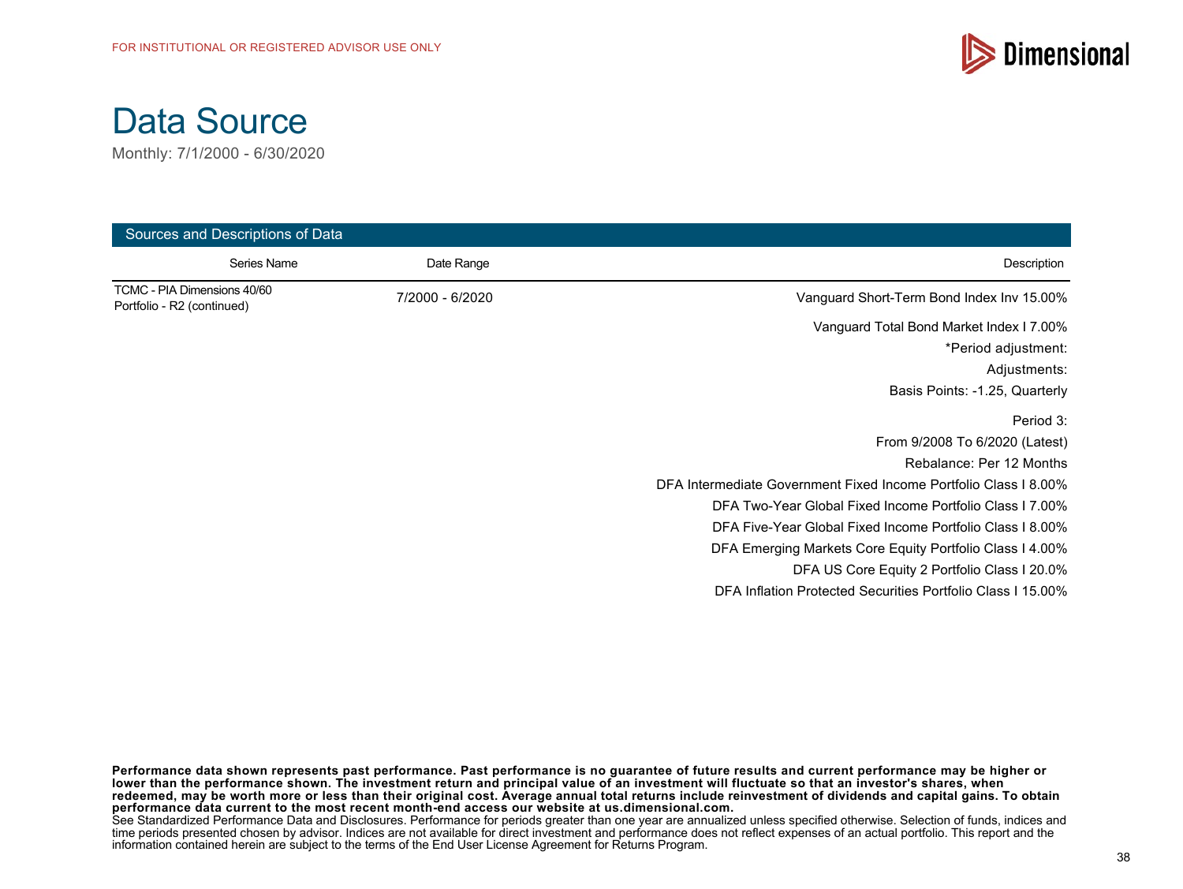FOR INSTITUTIONAL OR REGISTERED ADVISOR USE ONLY

# Data Source

Monthly: 7/1/2000 - 6/30/2020

## Sources and Descriptions of Data

| Series Name | Date Range | Description |
|---|---|---|
| TCMC - PIA Dimensions 40/60 Portfolio - R2 (continued) | 7/2000 - 6/2020 | Vanguard Short-Term Bond Index Inv 15.00% |
| | | Vanguard Total Bond Market Index I 7.00% |
| | | *Period adjustment: |
| | | Adjustments: |
| | | Basis Points: -1.25, Quarterly |
| | | Period 3: |
| | | From 9/2008 To 6/2020 (Latest) |
| | | Rebalance: Per 12 Months |
| | | DFA Intermediate Government Fixed Income Portfolio Class I 8.00% |
| | | DFA Two-Year Global Fixed Income Portfolio Class I 7.00% |
| | | DFA Five-Year Global Fixed Income Portfolio Class I 8.00% |
| | | DFA Emerging Markets Core Equity Portfolio Class I 4.00% |
| | | DFA US Core Equity 2 Portfolio Class I 20.0% |
| | | DFA Inflation Protected Securities Portfolio Class I 15.00% |

**Performance data shown represents past performance. Past performance is no guarantee of future results and current performance may be higher or lower than the performance shown. The investment return and principal value of an investment will fluctuate so that an investor's shares, when redeemed, may be worth more or less than their original cost. Average annual total returns include reinvestment of dividends and capital gains. To obtain performance data current to the most recent month-end access our website at us.dimensional.com.**
See Standardized Performance Data and Disclosures. Performance for periods greater than one year are annualized unless specified otherwise. Selection of funds, indices and time periods presented chosen by advisor. Indices are not available for direct investment and performance does not reflect expenses of an actual portfolio. This report and the information contained herein are subject to the terms of the End User License Agreement for Returns Program.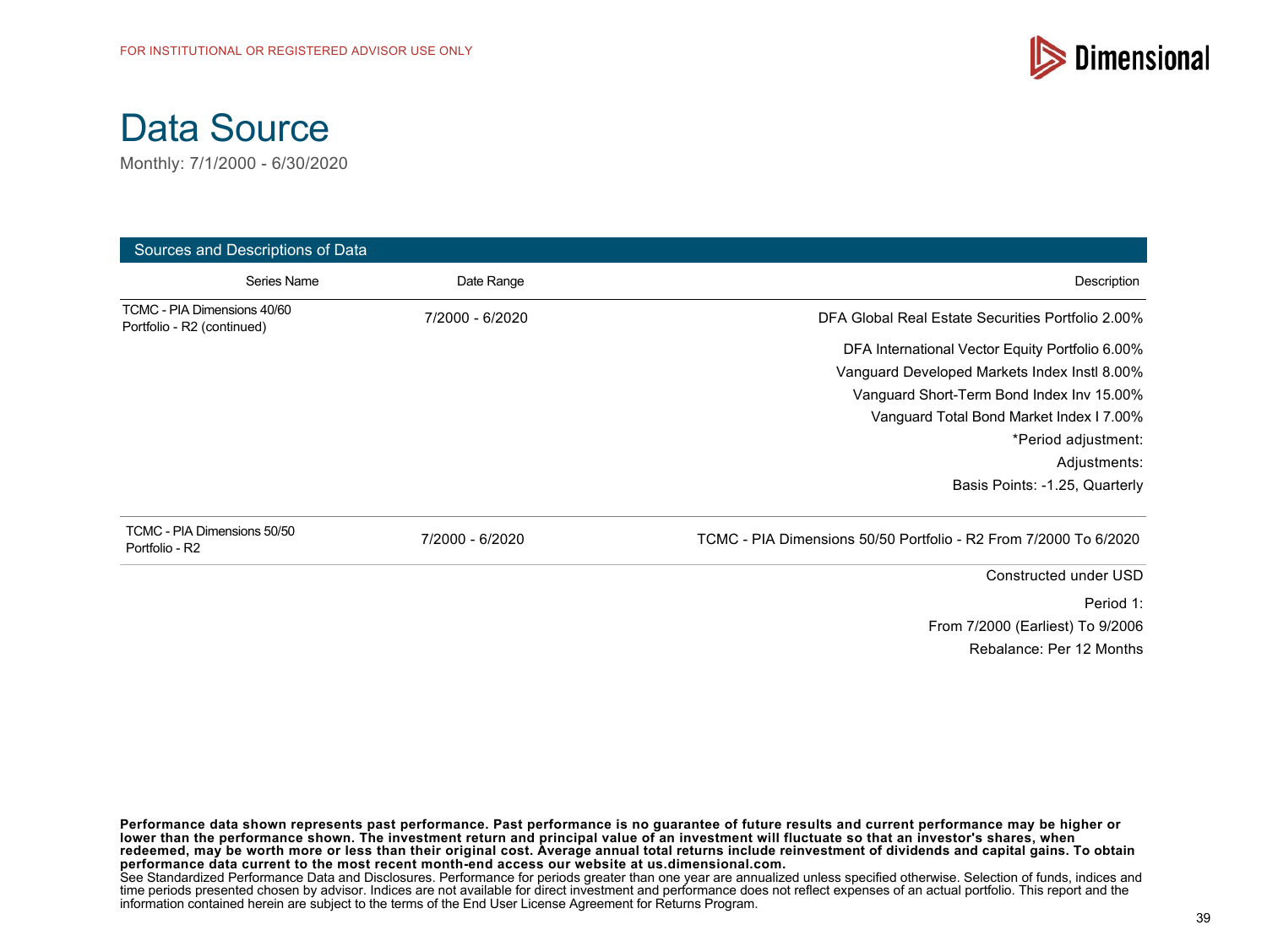FOR INSTITUTIONAL OR REGISTERED ADVISOR USE ONLY

# Data Source

Monthly: 7/1/2000 - 6/30/2020

## Sources and Descriptions of Data

| Series Name | Date Range | Description |
|---|---|---|
| TCMC - PIA Dimensions 40/60 Portfolio - R2 (continued) | 7/2000 - 6/2020 | DFA Global Real Estate Securities Portfolio 2.00% |
| | | DFA International Vector Equity Portfolio 6.00% |
| | | Vanguard Developed Markets Index Instl 8.00% |
| | | Vanguard Short-Term Bond Index Inv 15.00% |
| | | Vanguard Total Bond Market Index I 7.00% |
| | | *Period adjustment: |
| | | Adjustments: |
| | | Basis Points: -1.25, Quarterly |
| TCMC - PIA Dimensions 50/50 Portfolio - R2 | 7/2000 - 6/2020 | TCMC - PIA Dimensions 50/50 Portfolio - R2 From 7/2000 To 6/2020 |
| | | Constructed under USD |
| | | Period 1: |
| | | From 7/2000 (Earliest) To 9/2006 |
| | | Rebalance: Per 12 Months |

**Performance data shown represents past performance. Past performance is no guarantee of future results and current performance may be higher or lower than the performance shown. The investment return and principal value of an investment will fluctuate so that an investor's shares, when redeemed, may be worth more or less than their original cost. Average annual total returns include reinvestment of dividends and capital gains. To obtain performance data current to the most recent month-end access our website at us.dimensional.com.**
See Standardized Performance Data and Disclosures. Performance for periods greater than one year are annualized unless specified otherwise. Selection of funds, indices and time periods presented chosen by advisor. Indices are not available for direct investment and performance does not reflect expenses of an actual portfolio. This report and the information contained herein are subject to the terms of the End User License Agreement for Returns Program.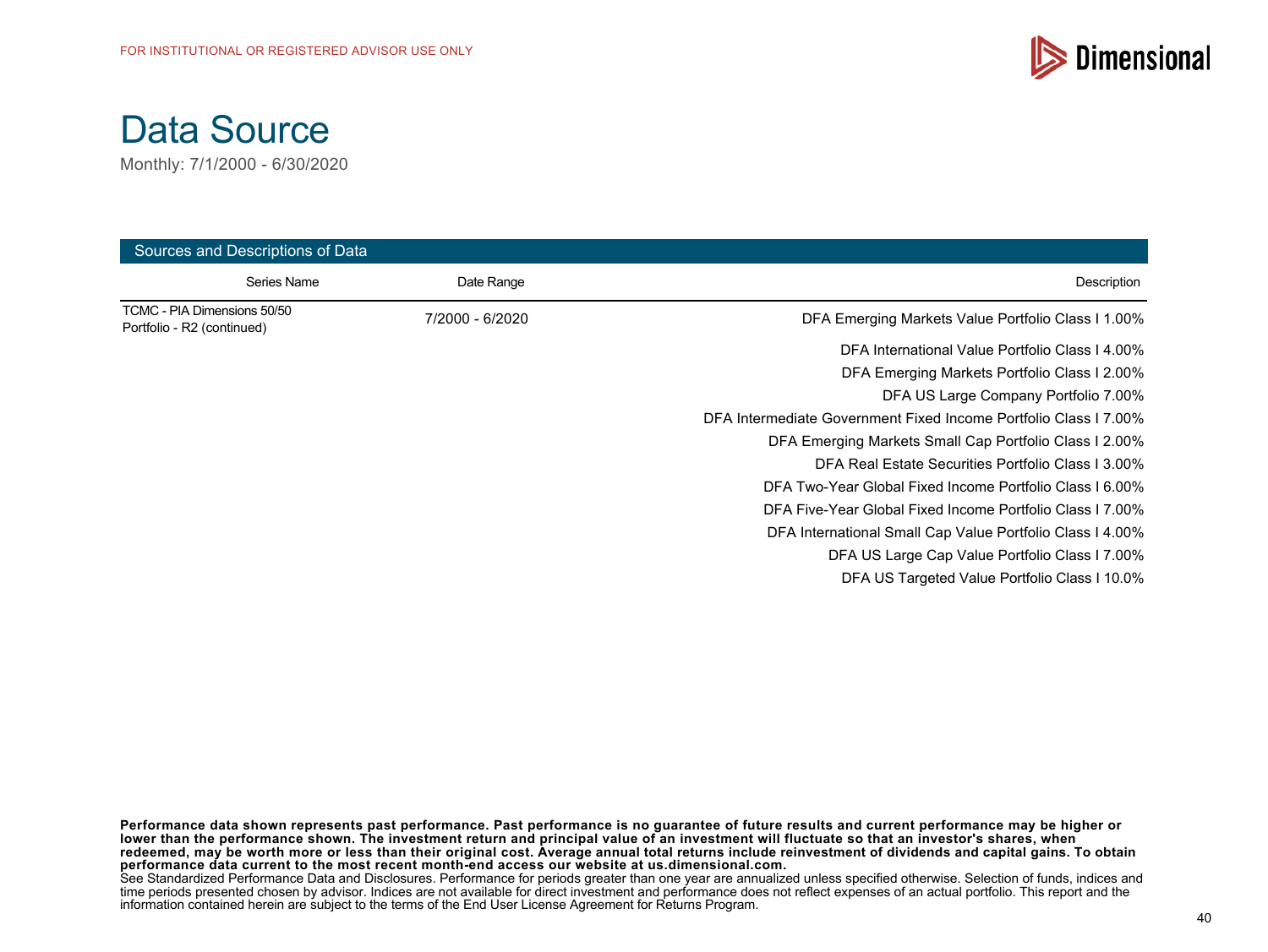# Data Source

Monthly: 7/1/2000 - 6/30/2020

| Sources and Descriptions of Data | | |
|---|---|---|
| Series Name | Date Range | Description |
| TCMC - PIA Dimensions 50/50 Portfolio - R2 (continued) | 7/2000 - 6/2020 | DFA Emerging Markets Value Portfolio Class I 1.00% |
| | | DFA International Value Portfolio Class I 4.00% |
| | | DFA Emerging Markets Portfolio Class I 2.00% |
| | | DFA US Large Company Portfolio 7.00% |
| | | DFA Intermediate Government Fixed Income Portfolio Class I 7.00% |
| | | DFA Emerging Markets Small Cap Portfolio Class I 2.00% |
| | | DFA Real Estate Securities Portfolio Class I 3.00% |
| | | DFA Two-Year Global Fixed Income Portfolio Class I 6.00% |
| | | DFA Five-Year Global Fixed Income Portfolio Class I 7.00% |
| | | DFA International Small Cap Value Portfolio Class I 4.00% |
| | | DFA US Large Cap Value Portfolio Class I 7.00% |
| | | DFA US Targeted Value Portfolio Class I 10.0% |

**Performance data shown represents past performance. Past performance is no guarantee of future results and current performance may be higher or lower than the performance shown. The investment return and principal value of an investment will fluctuate so that an investor's shares, when redeemed, may be worth more or less than their original cost. Average annual total returns include reinvestment of dividends and capital gains. To obtain performance data current to the most recent month-end access our website at us.dimensional.com.**
See Standardized Performance Data and Disclosures. Performance for periods greater than one year are annualized unless specified otherwise. Selection of funds, indices and time periods presented chosen by advisor. Indices are not available for direct investment and performance does not reflect expenses of an actual portfolio. This report and the information contained herein are subject to the terms of the End User License Agreement for Returns Program.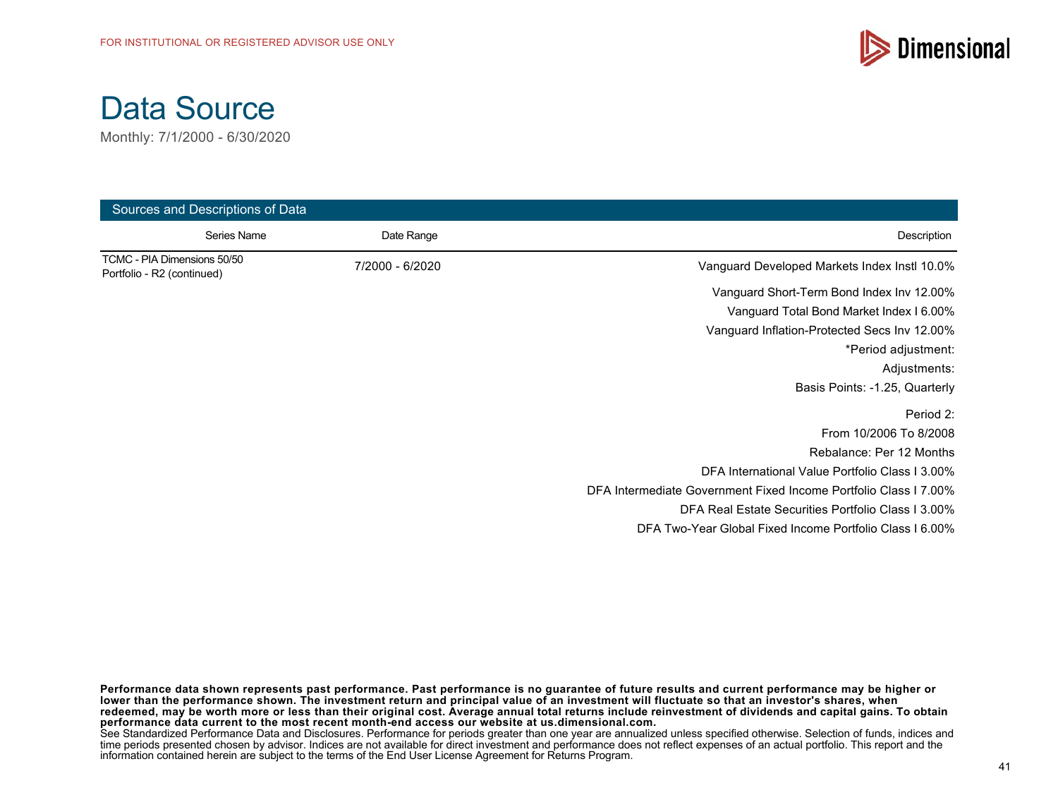FOR INSTITUTIONAL OR REGISTERED ADVISOR USE ONLY

# Data Source

Monthly: 7/1/2000 - 6/30/2020

**Sources and Descriptions of Data**

| Series Name | Date Range | Description |
|---|---|---|
| TCMC - PIA Dimensions 50/50 Portfolio - R2 (continued) | 7/2000 - 6/2020 | Vanguard Developed Markets Index Instl 10.0% |
| | | Vanguard Short-Term Bond Index Inv 12.00% |
| | | Vanguard Total Bond Market Index I 6.00% |
| | | Vanguard Inflation-Protected Secs Inv 12.00% |
| | | *Period adjustment: |
| | | Adjustments: |
| | | Basis Points: -1.25, Quarterly |
| | | Period 2: |
| | | From 10/2006 To 8/2008 |
| | | Rebalance: Per 12 Months |
| | | DFA International Value Portfolio Class I 3.00% |
| | | DFA Intermediate Government Fixed Income Portfolio Class I 7.00% |
| | | DFA Real Estate Securities Portfolio Class I 3.00% |
| | | DFA Two-Year Global Fixed Income Portfolio Class I 6.00% |

**Performance data shown represents past performance. Past performance is no guarantee of future results and current performance may be higher or lower than the performance shown. The investment return and principal value of an investment will fluctuate so that an investor's shares, when redeemed, may be worth more or less than their original cost. Average annual total returns include reinvestment of dividends and capital gains. To obtain performance data current to the most recent month-end access our website at us.dimensional.com.**
See Standardized Performance Data and Disclosures. Performance for periods greater than one year are annualized unless specified otherwise. Selection of funds, indices and time periods presented chosen by advisor. Indices are not available for direct investment and performance does not reflect expenses of an actual portfolio. This report and the information contained herein are subject to the terms of the End User License Agreement for Returns Program.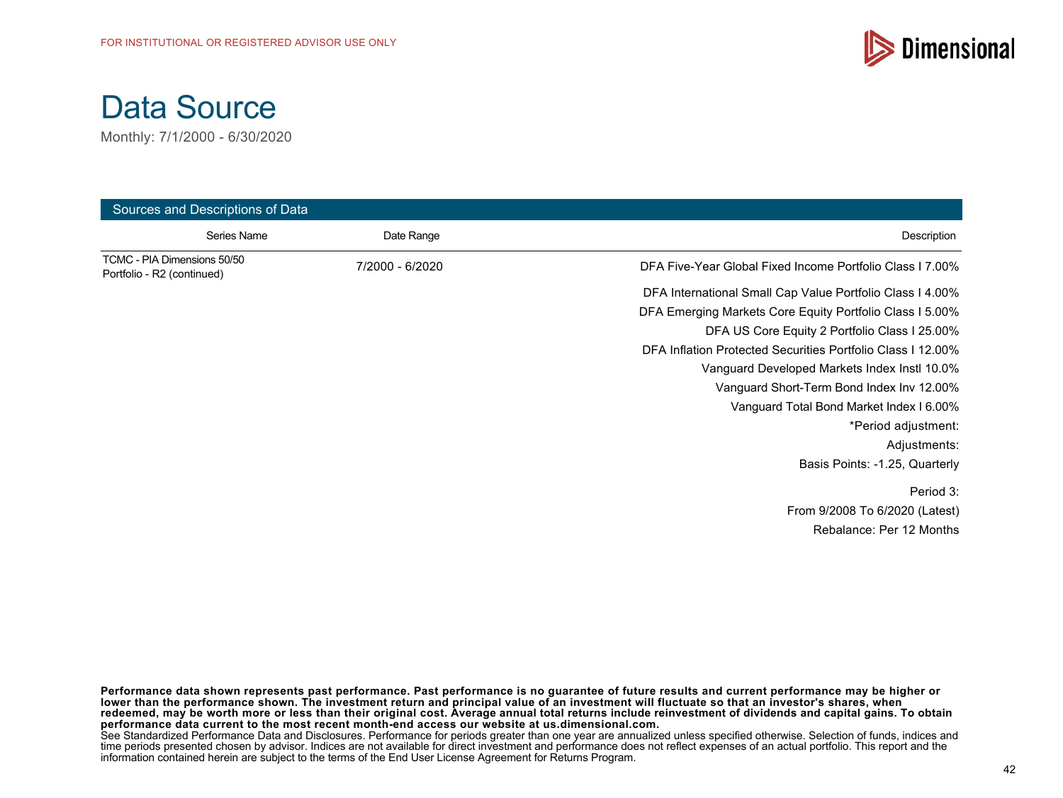FOR INSTITUTIONAL OR REGISTERED ADVISOR USE ONLY

# Data Source

Monthly: 7/1/2000 - 6/30/2020

## Sources and Descriptions of Data

| Series Name | Date Range | Description |
| --- | --- | --- |
| TCMC - PIA Dimensions 50/50 Portfolio - R2 (continued) | 7/2000 - 6/2020 | DFA Five-Year Global Fixed Income Portfolio Class I 7.00% |
| | | DFA International Small Cap Value Portfolio Class I 4.00% |
| | | DFA Emerging Markets Core Equity Portfolio Class I 5.00% |
| | | DFA US Core Equity 2 Portfolio Class I 25.00% |
| | | DFA Inflation Protected Securities Portfolio Class I 12.00% |
| | | Vanguard Developed Markets Index Instl 10.0% |
| | | Vanguard Short-Term Bond Index Inv 12.00% |
| | | Vanguard Total Bond Market Index I 6.00% |
| | | *Period adjustment: |
| | | Adjustments: |
| | | Basis Points: -1.25, Quarterly |
| | | Period 3: |
| | | From 9/2008 To 6/2020 (Latest) |
| | | Rebalance: Per 12 Months |

**Performance data shown represents past performance. Past performance is no guarantee of future results and current performance may be higher or lower than the performance shown. The investment return and principal value of an investment will fluctuate so that an investor's shares, when redeemed, may be worth more or less than their original cost. Average annual total returns include reinvestment of dividends and capital gains. To obtain performance data current to the most recent month-end access our website at us.dimensional.com.**

See Standardized Performance Data and Disclosures. Performance for periods greater than one year are annualized unless specified otherwise. Selection of funds, indices and time periods presented chosen by advisor. Indices are not available for direct investment and performance does not reflect expenses of an actual portfolio. This report and the information contained herein are subject to the terms of the End User License Agreement for Returns Program.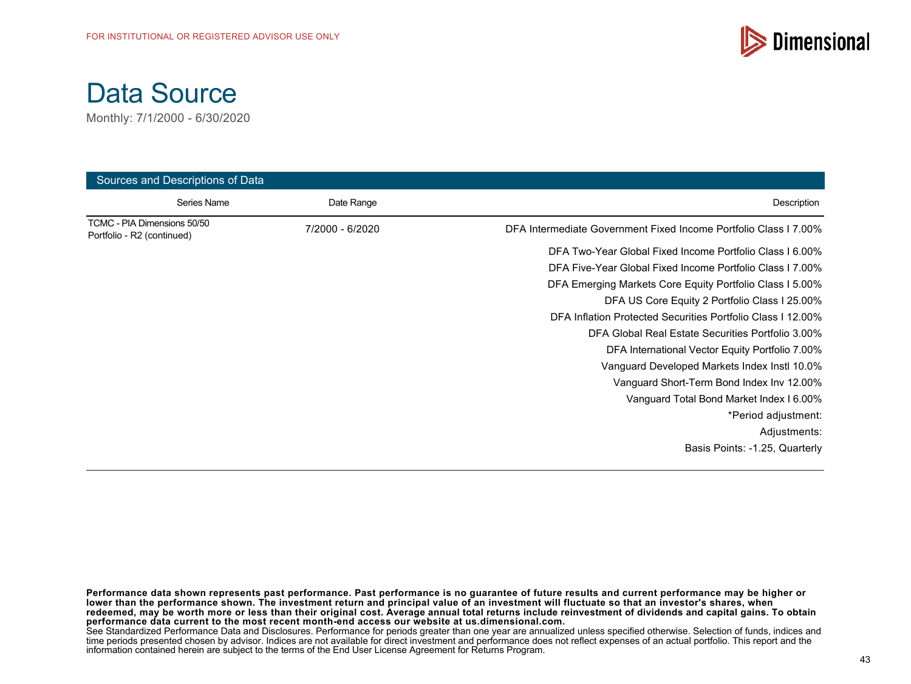FOR INSTITUTIONAL OR REGISTERED ADVISOR USE ONLY

# Data Source

Monthly: 7/1/2000 - 6/30/2020

## Sources and Descriptions of Data

| Series Name | Date Range | Description |
|---|---|---|
| TCMC - PIA Dimensions 50/50 Portfolio - R2 (continued) | 7/2000 - 6/2020 | DFA Intermediate Government Fixed Income Portfolio Class I 7.00% |
| | | DFA Two-Year Global Fixed Income Portfolio Class I 6.00% |
| | | DFA Five-Year Global Fixed Income Portfolio Class I 7.00% |
| | | DFA Emerging Markets Core Equity Portfolio Class I 5.00% |
| | | DFA US Core Equity 2 Portfolio Class I 25.00% |
| | | DFA Inflation Protected Securities Portfolio Class I 12.00% |
| | | DFA Global Real Estate Securities Portfolio 3.00% |
| | | DFA International Vector Equity Portfolio 7.00% |
| | | Vanguard Developed Markets Index Instl 10.0% |
| | | Vanguard Short-Term Bond Index Inv 12.00% |
| | | Vanguard Total Bond Market Index I 6.00% |
| | | *Period adjustment: |
| | | Adjustments: |
| | | Basis Points: -1.25, Quarterly |

**Performance data shown represents past performance. Past performance is no guarantee of future results and current performance may be higher or lower than the performance shown. The investment return and principal value of an investment will fluctuate so that an investor's shares, when redeemed, may be worth more or less than their original cost. Average annual total returns include reinvestment of dividends and capital gains. To obtain performance data current to the most recent month-end access our website at us.dimensional.com.**

See Standardized Performance Data and Disclosures. Performance for periods greater than one year are annualized unless specified otherwise. Selection of funds, indices and time periods presented chosen by advisor. Indices are not available for direct investment and performance does not reflect expenses of an actual portfolio. This report and the information contained herein are subject to the terms of the End User License Agreement for Returns Program.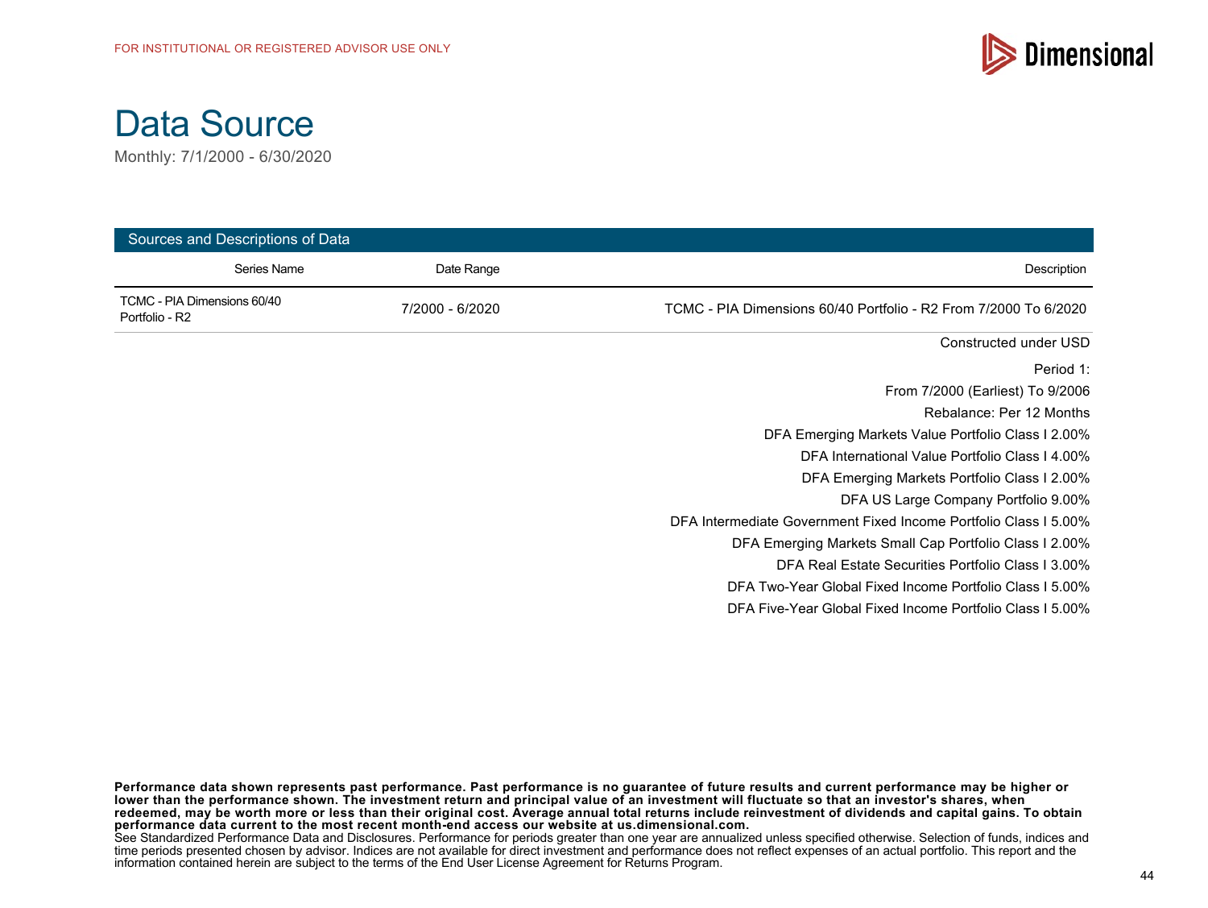FOR INSTITUTIONAL OR REGISTERED ADVISOR USE ONLY

# Data Source

Monthly: 7/1/2000 - 6/30/2020

**Sources and Descriptions of Data**

| Series Name | Date Range | Description |
|---|---|---|
| TCMC - PIA Dimensions 60/40 Portfolio - R2 | 7/2000 - 6/2020 | TCMC - PIA Dimensions 60/40 Portfolio - R2 From 7/2000 To 6/2020 |

Constructed under USD

Period 1:

From 7/2000 (Earliest) To 9/2006

Rebalance: Per 12 Months

DFA Emerging Markets Value Portfolio Class I 2.00%

DFA International Value Portfolio Class I 4.00%

DFA Emerging Markets Portfolio Class I 2.00%

DFA US Large Company Portfolio 9.00%

DFA Intermediate Government Fixed Income Portfolio Class I 5.00%

DFA Emerging Markets Small Cap Portfolio Class I 2.00%

DFA Real Estate Securities Portfolio Class I 3.00%

DFA Two-Year Global Fixed Income Portfolio Class I 5.00%

DFA Five-Year Global Fixed Income Portfolio Class I 5.00%

**Performance data shown represents past performance. Past performance is no guarantee of future results and current performance may be higher or lower than the performance shown. The investment return and principal value of an investment will fluctuate so that an investor's shares, when redeemed, may be worth more or less than their original cost. Average annual total returns include reinvestment of dividends and capital gains. To obtain performance data current to the most recent month-end access our website at us.dimensional.com.**
See Standardized Performance Data and Disclosures. Performance for periods greater than one year are annualized unless specified otherwise. Selection of funds, indices and time periods presented chosen by advisor. Indices are not available for direct investment and performance does not reflect expenses of an actual portfolio. This report and the information contained herein are subject to the terms of the End User License Agreement for Returns Program.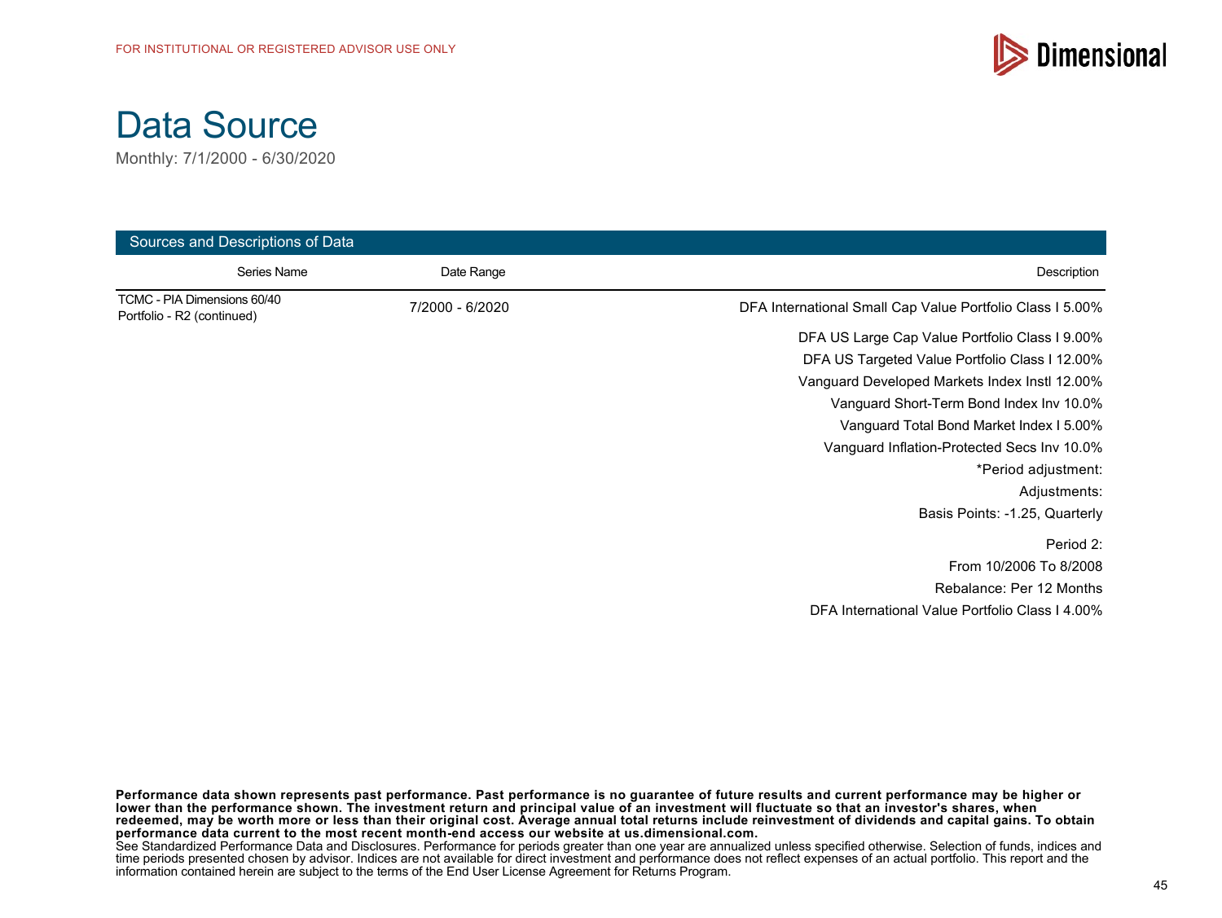FOR INSTITUTIONAL OR REGISTERED ADVISOR USE ONLY

# Data Source

Monthly: 7/1/2000 - 6/30/2020

**Sources and Descriptions of Data**

| Series Name | Date Range | Description |
|---|---|---|
| TCMC - PIA Dimensions 60/40 Portfolio - R2 (continued) | 7/2000 - 6/2020 | DFA International Small Cap Value Portfolio Class I 5.00% |
| | | DFA US Large Cap Value Portfolio Class I 9.00% |
| | | DFA US Targeted Value Portfolio Class I 12.00% |
| | | Vanguard Developed Markets Index Instl 12.00% |
| | | Vanguard Short-Term Bond Index Inv 10.0% |
| | | Vanguard Total Bond Market Index I 5.00% |
| | | Vanguard Inflation-Protected Secs Inv 10.0% |
| | | *Period adjustment: |
| | | Adjustments: |
| | | Basis Points: -1.25, Quarterly |
| | | Period 2: |
| | | From 10/2006 To 8/2008 |
| | | Rebalance: Per 12 Months |
| | | DFA International Value Portfolio Class I 4.00% |

**Performance data shown represents past performance. Past performance is no guarantee of future results and current performance may be higher or lower than the performance shown. The investment return and principal value of an investment will fluctuate so that an investor's shares, when redeemed, may be worth more or less than their original cost. Average annual total returns include reinvestment of dividends and capital gains. To obtain performance data current to the most recent month-end access our website at us.dimensional.com.**
See Standardized Performance Data and Disclosures. Performance for periods greater than one year are annualized unless specified otherwise. Selection of funds, indices and time periods presented chosen by advisor. Indices are not available for direct investment and performance does not reflect expenses of an actual portfolio. This report and the information contained herein are subject to the terms of the End User License Agreement for Returns Program.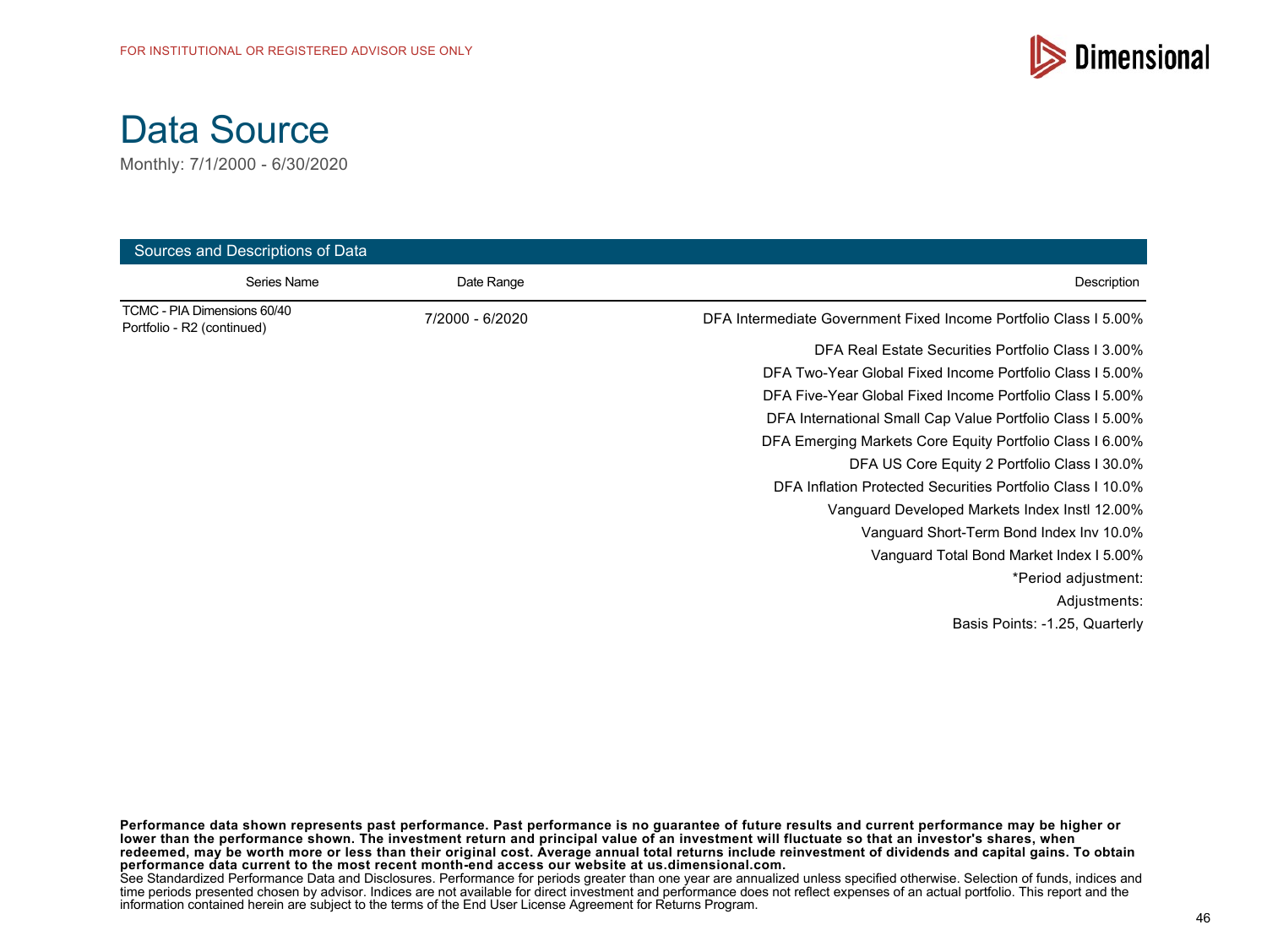FOR INSTITUTIONAL OR REGISTERED ADVISOR USE ONLY

# Data Source

Monthly: 7/1/2000 - 6/30/2020

## Sources and Descriptions of Data

| Series Name | Date Range | Description |
|---|---|---|
| TCMC - PIA Dimensions 60/40 Portfolio - R2 (continued) | 7/2000 - 6/2020 | DFA Intermediate Government Fixed Income Portfolio Class I 5.00% |
| | | DFA Real Estate Securities Portfolio Class I 3.00% |
| | | DFA Two-Year Global Fixed Income Portfolio Class I 5.00% |
| | | DFA Five-Year Global Fixed Income Portfolio Class I 5.00% |
| | | DFA International Small Cap Value Portfolio Class I 5.00% |
| | | DFA Emerging Markets Core Equity Portfolio Class I 6.00% |
| | | DFA US Core Equity 2 Portfolio Class I 30.0% |
| | | DFA Inflation Protected Securities Portfolio Class I 10.0% |
| | | Vanguard Developed Markets Index Instl 12.00% |
| | | Vanguard Short-Term Bond Index Inv 10.0% |
| | | Vanguard Total Bond Market Index I 5.00% |
| | | *Period adjustment: |
| | | Adjustments: |
| | | Basis Points: -1.25, Quarterly |

**Performance data shown represents past performance. Past performance is no guarantee of future results and current performance may be higher or lower than the performance shown. The investment return and principal value of an investment will fluctuate so that an investor's shares, when redeemed, may be worth more or less than their original cost. Average annual total returns include reinvestment of dividends and capital gains. To obtain performance data current to the most recent month-end access our website at us.dimensional.com.**

See Standardized Performance Data and Disclosures. Performance for periods greater than one year are annualized unless specified otherwise. Selection of funds, indices and time periods presented chosen by advisor. Indices are not available for direct investment and performance does not reflect expenses of an actual portfolio. This report and the information contained herein are subject to the terms of the End User License Agreement for Returns Program.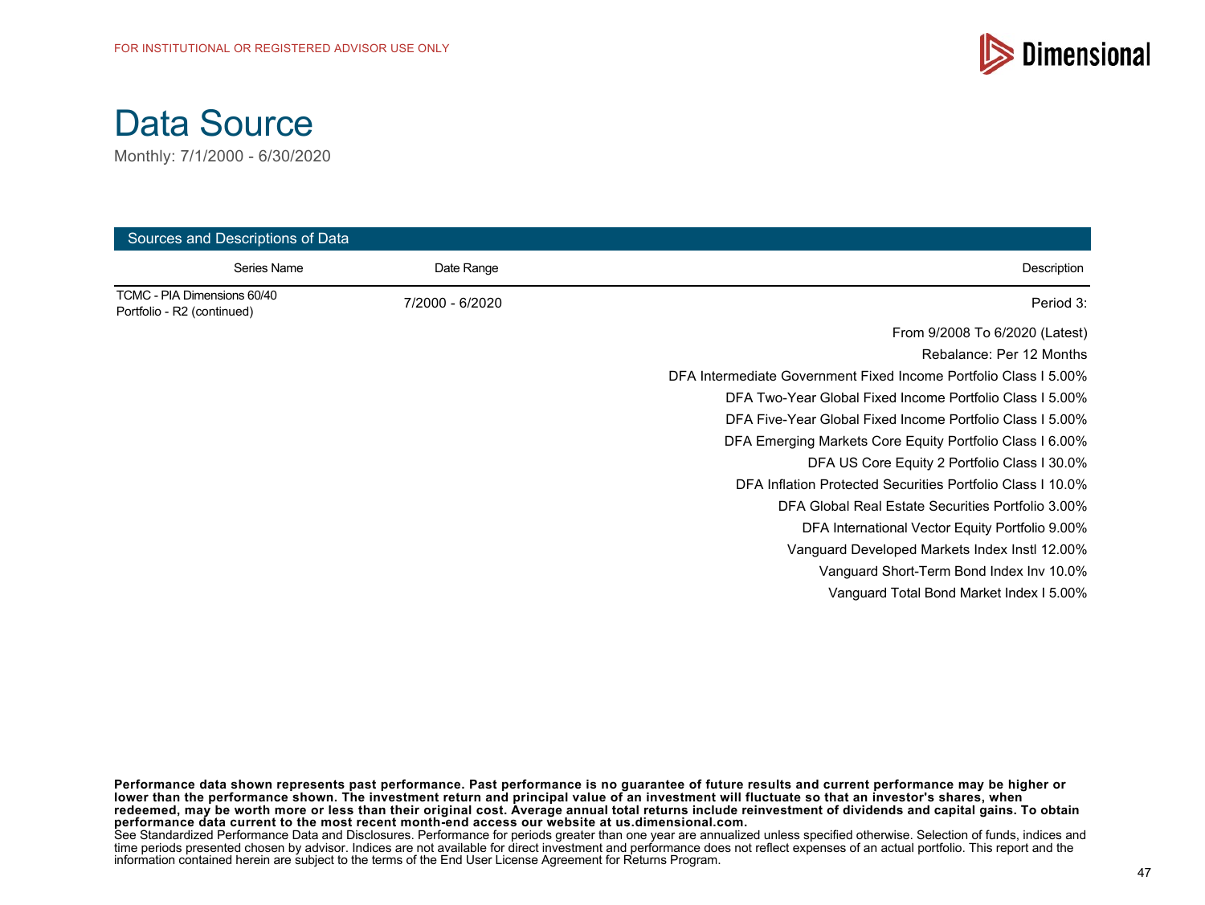FOR INSTITUTIONAL OR REGISTERED ADVISOR USE ONLY

# Data Source

Monthly: 7/1/2000 - 6/30/2020

## Sources and Descriptions of Data

| Series Name | Date Range | Description |
|---|---|---|
| TCMC - PIA Dimensions 60/40 Portfolio - R2 (continued) | 7/2000 - 6/2020 | Period 3: |
| | | From 9/2008 To 6/2020 (Latest) |
| | | Rebalance: Per 12 Months |
| | | DFA Intermediate Government Fixed Income Portfolio Class I 5.00% |
| | | DFA Two-Year Global Fixed Income Portfolio Class I 5.00% |
| | | DFA Five-Year Global Fixed Income Portfolio Class I 5.00% |
| | | DFA Emerging Markets Core Equity Portfolio Class I 6.00% |
| | | DFA US Core Equity 2 Portfolio Class I 30.0% |
| | | DFA Inflation Protected Securities Portfolio Class I 10.0% |
| | | DFA Global Real Estate Securities Portfolio 3.00% |
| | | DFA International Vector Equity Portfolio 9.00% |
| | | Vanguard Developed Markets Index Instl 12.00% |
| | | Vanguard Short-Term Bond Index Inv 10.0% |
| | | Vanguard Total Bond Market Index I 5.00% |

**Performance data shown represents past performance. Past performance is no guarantee of future results and current performance may be higher or lower than the performance shown. The investment return and principal value of an investment will fluctuate so that an investor's shares, when redeemed, may be worth more or less than their original cost. Average annual total returns include reinvestment of dividends and capital gains. To obtain performance data current to the most recent month-end access our website at us.dimensional.com.**

See Standardized Performance Data and Disclosures. Performance for periods greater than one year are annualized unless specified otherwise. Selection of funds, indices and time periods presented chosen by advisor. Indices are not available for direct investment and performance does not reflect expenses of an actual portfolio. This report and the information contained herein are subject to the terms of the End User License Agreement for Returns Program.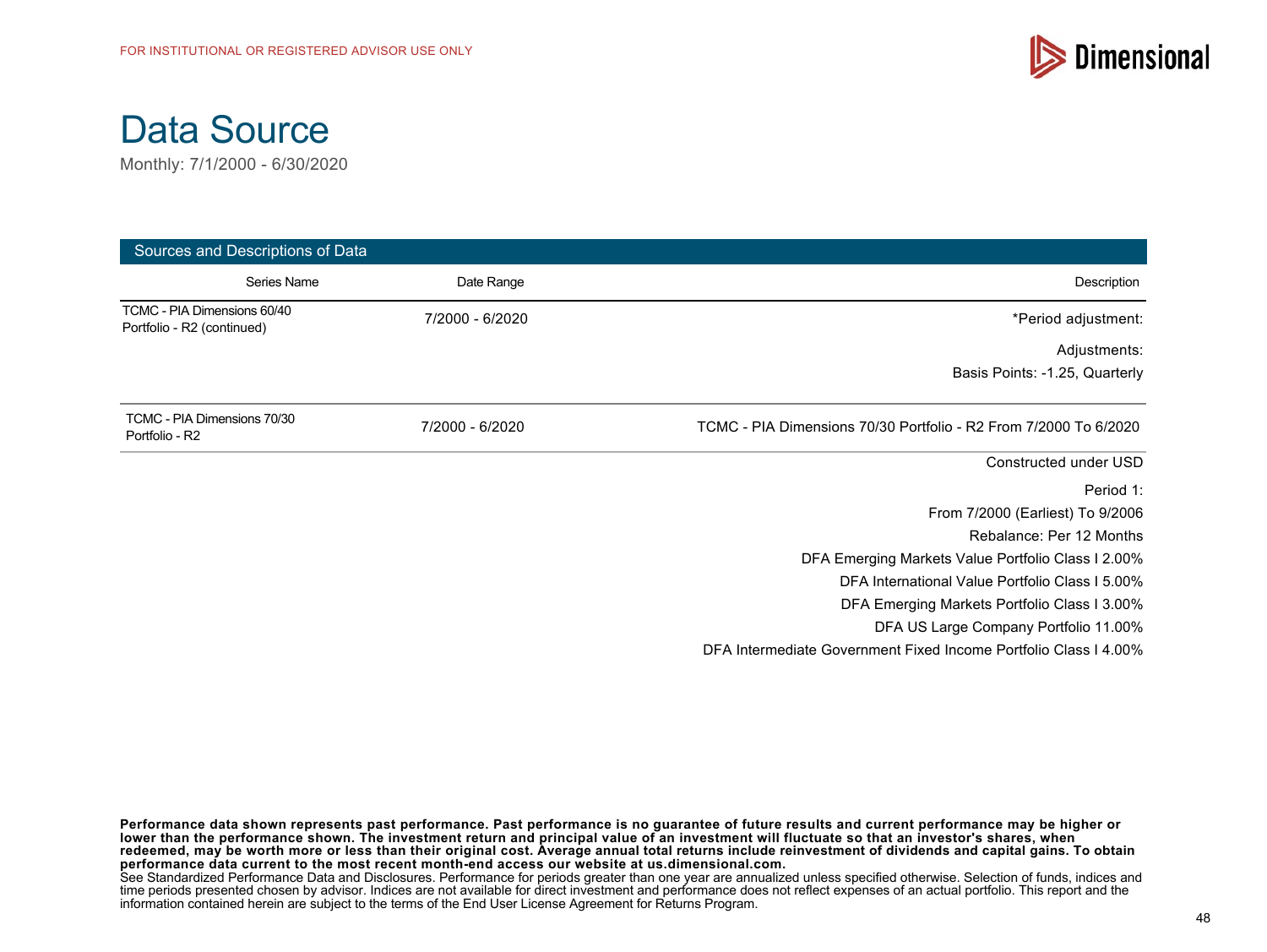FOR INSTITUTIONAL OR REGISTERED ADVISOR USE ONLY

# Data Source

Monthly: 7/1/2000 - 6/30/2020

## Sources and Descriptions of Data

| Series Name | Date Range | Description |
| --- | --- | --- |
| TCMC - PIA Dimensions 60/40 Portfolio - R2 (continued) | 7/2000 - 6/2020 | *Period adjustment:<br>Adjustments:<br>Basis Points: -1.25, Quarterly |
| TCMC - PIA Dimensions 70/30 Portfolio - R2 | 7/2000 - 6/2020 | TCMC - PIA Dimensions 70/30 Portfolio - R2 From 7/2000 To 6/2020<br>Constructed under USD<br>Period 1:<br>From 7/2000 (Earliest) To 9/2006<br>Rebalance: Per 12 Months<br>DFA Emerging Markets Value Portfolio Class I 2.00%<br>DFA International Value Portfolio Class I 5.00%<br>DFA Emerging Markets Portfolio Class I 3.00%<br>DFA US Large Company Portfolio 11.00%<br>DFA Intermediate Government Fixed Income Portfolio Class I 4.00% |

**Performance data shown represents past performance. Past performance is no guarantee of future results and current performance may be higher or lower than the performance shown. The investment return and principal value of an investment will fluctuate so that an investor's shares, when redeemed, may be worth more or less than their original cost. Average annual total returns include reinvestment of dividends and capital gains. To obtain performance data current to the most recent month-end access our website at us.dimensional.com.**

See Standardized Performance Data and Disclosures. Performance for periods greater than one year are annualized unless specified otherwise. Selection of funds, indices and time periods presented chosen by advisor. Indices are not available for direct investment and performance does not reflect expenses of an actual portfolio. This report and the information contained herein are subject to the terms of the End User License Agreement for Returns Program.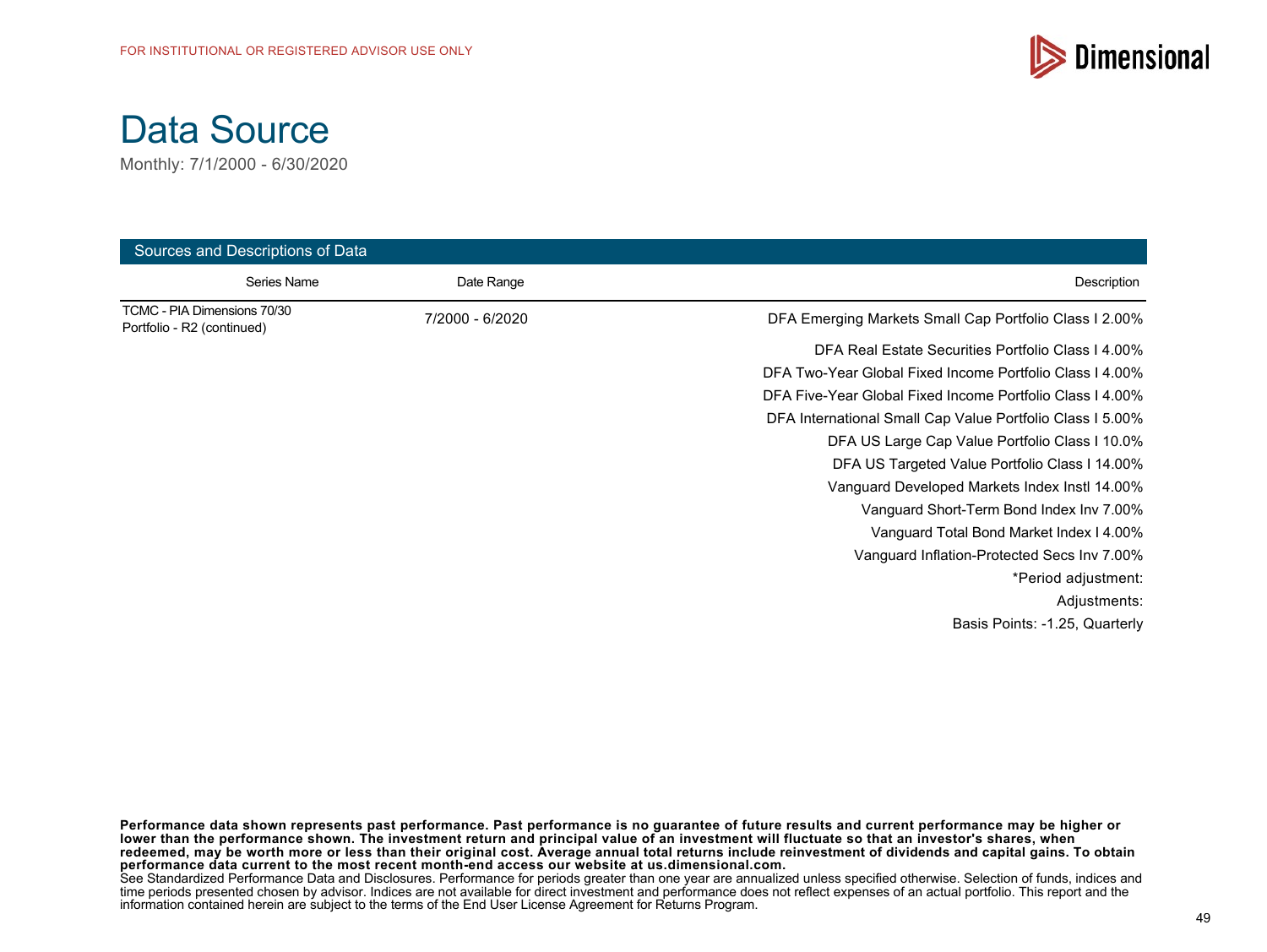FOR INSTITUTIONAL OR REGISTERED ADVISOR USE ONLY

# Data Source

Monthly: 7/1/2000 - 6/30/2020

## Sources and Descriptions of Data

| Series Name | Date Range | Description |
| --- | --- | --- |
| TCMC - PIA Dimensions 70/30 Portfolio - R2 (continued) | 7/2000 - 6/2020 | DFA Emerging Markets Small Cap Portfolio Class I 2.00% |
| | | DFA Real Estate Securities Portfolio Class I 4.00% |
| | | DFA Two-Year Global Fixed Income Portfolio Class I 4.00% |
| | | DFA Five-Year Global Fixed Income Portfolio Class I 4.00% |
| | | DFA International Small Cap Value Portfolio Class I 5.00% |
| | | DFA US Large Cap Value Portfolio Class I 10.0% |
| | | DFA US Targeted Value Portfolio Class I 14.00% |
| | | Vanguard Developed Markets Index Instl 14.00% |
| | | Vanguard Short-Term Bond Index Inv 7.00% |
| | | Vanguard Total Bond Market Index I 4.00% |
| | | Vanguard Inflation-Protected Secs Inv 7.00% |
| | | *Period adjustment: |
| | | Adjustments: |
| | | Basis Points: -1.25, Quarterly |

**Performance data shown represents past performance. Past performance is no guarantee of future results and current performance may be higher or lower than the performance shown. The investment return and principal value of an investment will fluctuate so that an investor's shares, when redeemed, may be worth more or less than their original cost. Average annual total returns include reinvestment of dividends and capital gains. To obtain performance data current to the most recent month-end access our website at us.dimensional.com.**

See Standardized Performance Data and Disclosures. Performance for periods greater than one year are annualized unless specified otherwise. Selection of funds, indices and time periods presented chosen by advisor. Indices are not available for direct investment and performance does not reflect expenses of an actual portfolio. This report and the information contained herein are subject to the terms of the End User License Agreement for Returns Program.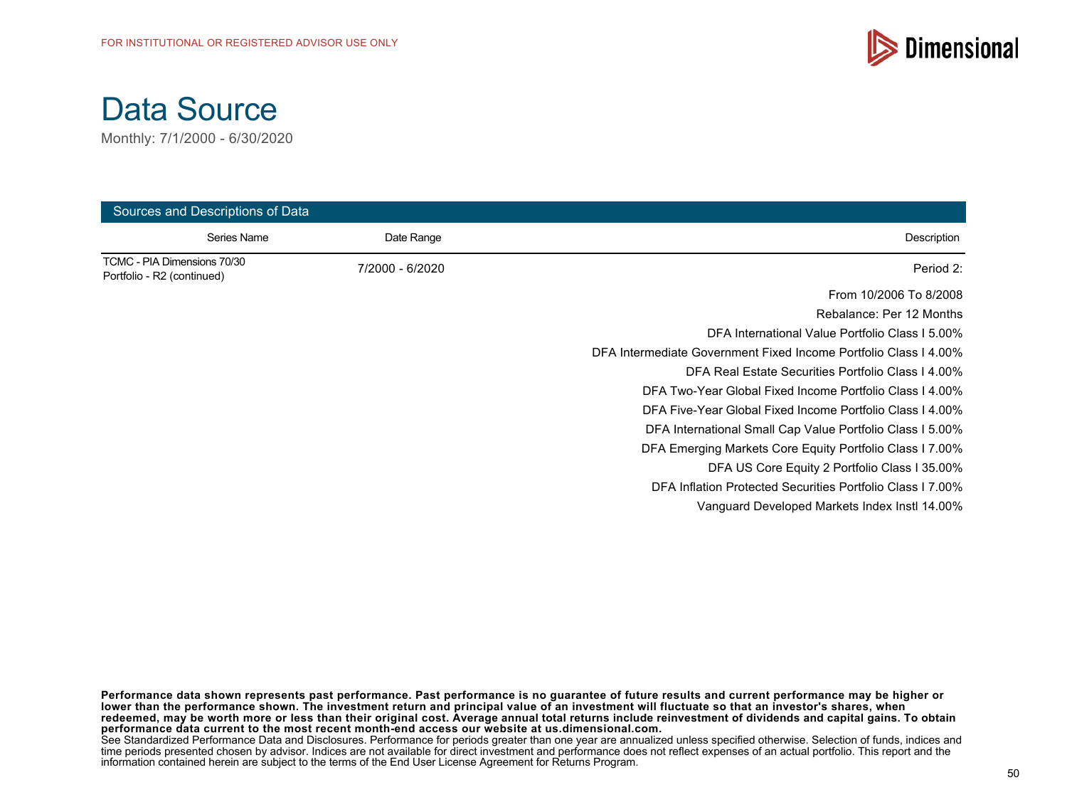FOR INSTITUTIONAL OR REGISTERED ADVISOR USE ONLY

# Data Source

Monthly: 7/1/2000 - 6/30/2020

| Sources and Descriptions of Data | | |
|---|---|---|
| **Series Name** | **Date Range** | **Description** |
| TCMC - PIA Dimensions 70/30 Portfolio - R2 (continued) | 7/2000 - 6/2020 | Period 2: |
| | | From 10/2006 To 8/2008 |
| | | Rebalance: Per 12 Months |
| | | DFA International Value Portfolio Class I 5.00% |
| | | DFA Intermediate Government Fixed Income Portfolio Class I 4.00% |
| | | DFA Real Estate Securities Portfolio Class I 4.00% |
| | | DFA Two-Year Global Fixed Income Portfolio Class I 4.00% |
| | | DFA Five-Year Global Fixed Income Portfolio Class I 4.00% |
| | | DFA International Small Cap Value Portfolio Class I 5.00% |
| | | DFA Emerging Markets Core Equity Portfolio Class I 7.00% |
| | | DFA US Core Equity 2 Portfolio Class I 35.00% |
| | | DFA Inflation Protected Securities Portfolio Class I 7.00% |
| | | Vanguard Developed Markets Index Instl 14.00% |

**Performance data shown represents past performance. Past performance is no guarantee of future results and current performance may be higher or lower than the performance shown. The investment return and principal value of an investment will fluctuate so that an investor's shares, when redeemed, may be worth more or less than their original cost. Average annual total returns include reinvestment of dividends and capital gains. To obtain performance data current to the most recent month-end access our website at us.dimensional.com.**
See Standardized Performance Data and Disclosures. Performance for periods greater than one year are annualized unless specified otherwise. Selection of funds, indices and time periods presented chosen by advisor. Indices are not available for direct investment and performance does not reflect expenses of an actual portfolio. This report and the information contained herein are subject to the terms of the End User License Agreement for Returns Program.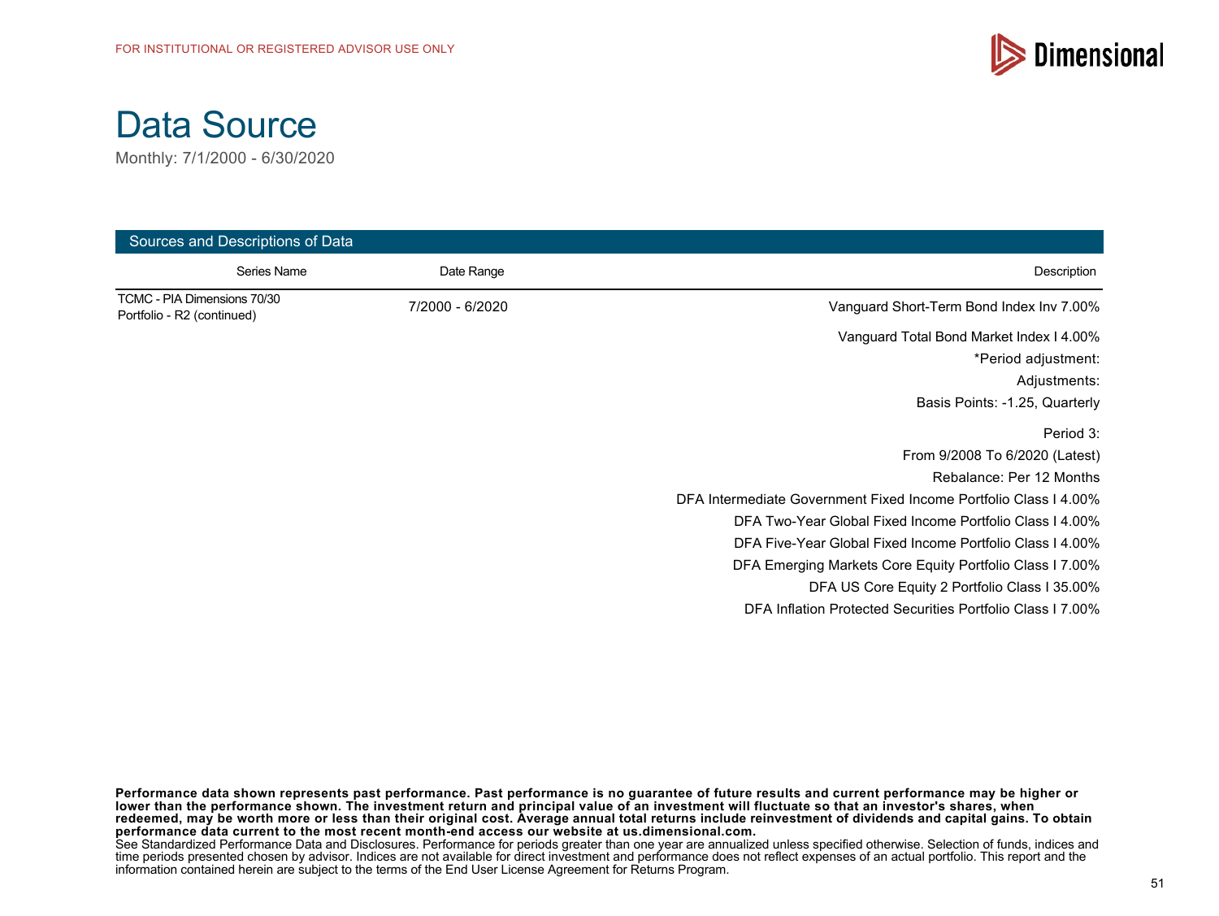FOR INSTITUTIONAL OR REGISTERED ADVISOR USE ONLY

# Data Source

Monthly: 7/1/2000 - 6/30/2020

## Sources and Descriptions of Data

| Series Name | Date Range | Description |
|---|---|---|
| TCMC - PIA Dimensions 70/30 Portfolio - R2 (continued) | 7/2000 - 6/2020 | Vanguard Short-Term Bond Index Inv 7.00% |
| | | Vanguard Total Bond Market Index I 4.00% |
| | | *Period adjustment: |
| | | Adjustments: |
| | | Basis Points: -1.25, Quarterly |
| | | Period 3: |
| | | From 9/2008 To 6/2020 (Latest) |
| | | Rebalance: Per 12 Months |
| | | DFA Intermediate Government Fixed Income Portfolio Class I 4.00% |
| | | DFA Two-Year Global Fixed Income Portfolio Class I 4.00% |
| | | DFA Five-Year Global Fixed Income Portfolio Class I 4.00% |
| | | DFA Emerging Markets Core Equity Portfolio Class I 7.00% |
| | | DFA US Core Equity 2 Portfolio Class I 35.00% |
| | | DFA Inflation Protected Securities Portfolio Class I 7.00% |

**Performance data shown represents past performance. Past performance is no guarantee of future results and current performance may be higher or lower than the performance shown. The investment return and principal value of an investment will fluctuate so that an investor's shares, when redeemed, may be worth more or less than their original cost. Average annual total returns include reinvestment of dividends and capital gains. To obtain performance data current to the most recent month-end access our website at us.dimensional.com.**
See Standardized Performance Data and Disclosures. Performance for periods greater than one year are annualized unless specified otherwise. Selection of funds, indices and time periods presented chosen by advisor. Indices are not available for direct investment and performance does not reflect expenses of an actual portfolio. This report and the information contained herein are subject to the terms of the End User License Agreement for Returns Program.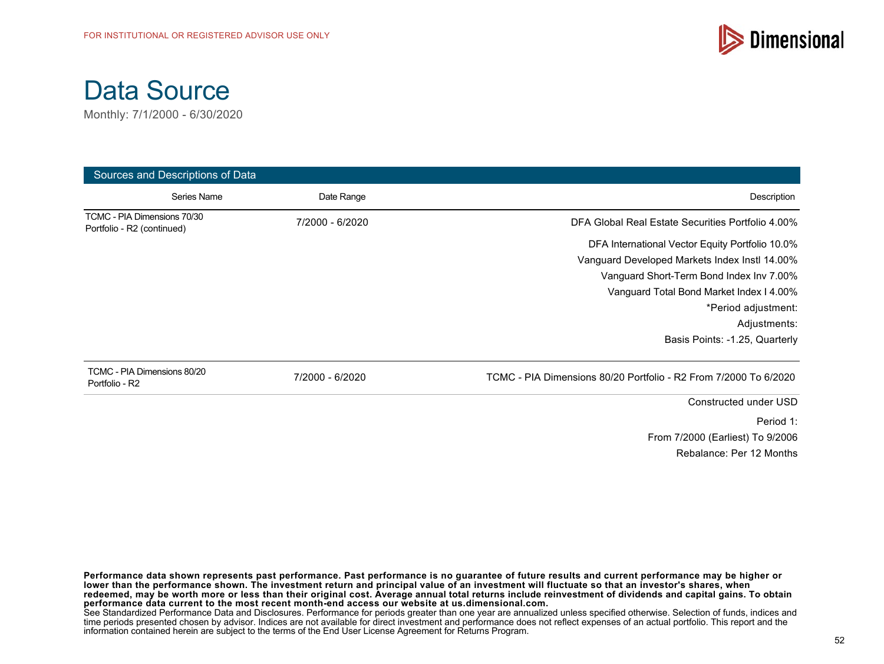FOR INSTITUTIONAL OR REGISTERED ADVISOR USE ONLY

# Data Source

Monthly: 7/1/2000 - 6/30/2020

**Sources and Descriptions of Data**

| Series Name | Date Range | Description |
|---|---|---|
| TCMC - PIA Dimensions 70/30 Portfolio - R2 (continued) | 7/2000 - 6/2020 | DFA Global Real Estate Securities Portfolio 4.00% |
| | | DFA International Vector Equity Portfolio 10.0% |
| | | Vanguard Developed Markets Index Instl 14.00% |
| | | Vanguard Short-Term Bond Index Inv 7.00% |
| | | Vanguard Total Bond Market Index I 4.00% |
| | | *Period adjustment: |
| | | Adjustments: |
| | | Basis Points: -1.25, Quarterly |
| TCMC - PIA Dimensions 80/20 Portfolio - R2 | 7/2000 - 6/2020 | TCMC - PIA Dimensions 80/20 Portfolio - R2 From 7/2000 To 6/2020 |
| | | Constructed under USD |
| | | Period 1: |
| | | From 7/2000 (Earliest) To 9/2006 |
| | | Rebalance: Per 12 Months |

**Performance data shown represents past performance. Past performance is no guarantee of future results and current performance may be higher or lower than the performance shown. The investment return and principal value of an investment will fluctuate so that an investor's shares, when redeemed, may be worth more or less than their original cost. Average annual total returns include reinvestment of dividends and capital gains. To obtain performance data current to the most recent month-end access our website at us.dimensional.com.**
See Standardized Performance Data and Disclosures. Performance for periods greater than one year are annualized unless specified otherwise. Selection of funds, indices and time periods presented chosen by advisor. Indices are not available for direct investment and performance does not reflect expenses of an actual portfolio. This report and the information contained herein are subject to the terms of the End User License Agreement for Returns Program.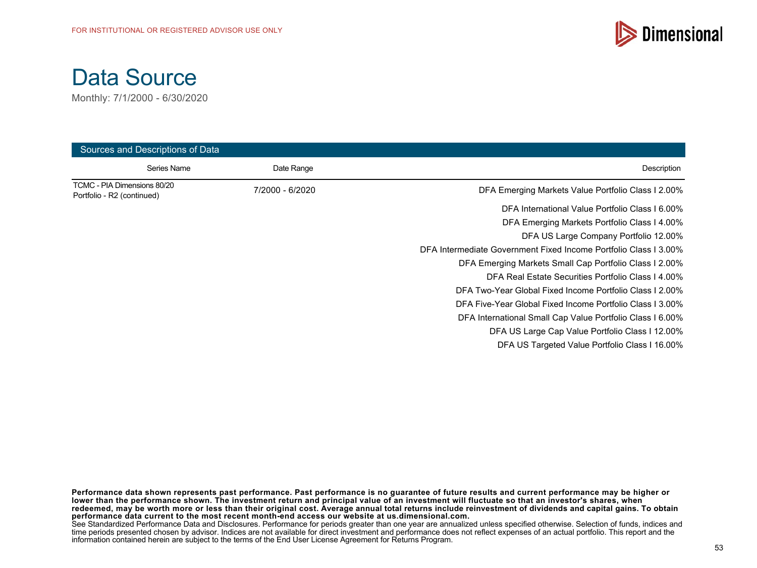FOR INSTITUTIONAL OR REGISTERED ADVISOR USE ONLY

# Data Source

Monthly: 7/1/2000 - 6/30/2020

**Sources and Descriptions of Data**

| Series Name | Date Range | Description |
|---|---|---|
| TCMC - PIA Dimensions 80/20 Portfolio - R2 (continued) | 7/2000 - 6/2020 | DFA Emerging Markets Value Portfolio Class I 2.00% |
| | | DFA International Value Portfolio Class I 6.00% |
| | | DFA Emerging Markets Portfolio Class I 4.00% |
| | | DFA US Large Company Portfolio 12.00% |
| | | DFA Intermediate Government Fixed Income Portfolio Class I 3.00% |
| | | DFA Emerging Markets Small Cap Portfolio Class I 2.00% |
| | | DFA Real Estate Securities Portfolio Class I 4.00% |
| | | DFA Two-Year Global Fixed Income Portfolio Class I 2.00% |
| | | DFA Five-Year Global Fixed Income Portfolio Class I 3.00% |
| | | DFA International Small Cap Value Portfolio Class I 6.00% |
| | | DFA US Large Cap Value Portfolio Class I 12.00% |
| | | DFA US Targeted Value Portfolio Class I 16.00% |

**Performance data shown represents past performance. Past performance is no guarantee of future results and current performance may be higher or lower than the performance shown. The investment return and principal value of an investment will fluctuate so that an investor's shares, when redeemed, may be worth more or less than their original cost. Average annual total returns include reinvestment of dividends and capital gains. To obtain performance data current to the most recent month-end access our website at us.dimensional.com.**
See Standardized Performance Data and Disclosures. Performance for periods greater than one year are annualized unless specified otherwise. Selection of funds, indices and time periods presented chosen by advisor. Indices are not available for direct investment and performance does not reflect expenses of an actual portfolio. This report and the information contained herein are subject to the terms of the End User License Agreement for Returns Program.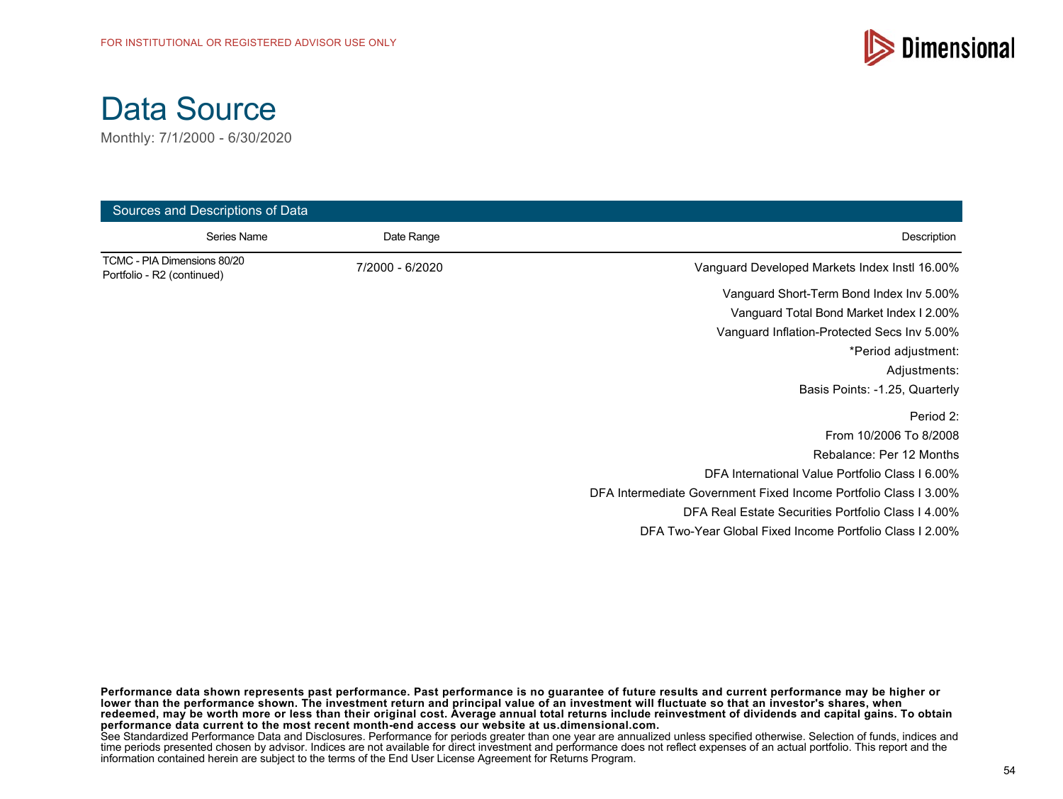FOR INSTITUTIONAL OR REGISTERED ADVISOR USE ONLY

# Data Source

Monthly: 7/1/2000 - 6/30/2020

## Sources and Descriptions of Data

| Series Name | Date Range | Description |
|---|---|---|
| TCMC - PIA Dimensions 80/20 Portfolio - R2 (continued) | 7/2000 - 6/2020 | Vanguard Developed Markets Index Instl 16.00% |
| | | Vanguard Short-Term Bond Index Inv 5.00% |
| | | Vanguard Total Bond Market Index I 2.00% |
| | | Vanguard Inflation-Protected Secs Inv 5.00% |
| | | *Period adjustment: |
| | | Adjustments: |
| | | Basis Points: -1.25, Quarterly |
| | | Period 2: |
| | | From 10/2006 To 8/2008 |
| | | Rebalance: Per 12 Months |
| | | DFA International Value Portfolio Class I 6.00% |
| | | DFA Intermediate Government Fixed Income Portfolio Class I 3.00% |
| | | DFA Real Estate Securities Portfolio Class I 4.00% |
| | | DFA Two-Year Global Fixed Income Portfolio Class I 2.00% |

**Performance data shown represents past performance. Past performance is no guarantee of future results and current performance may be higher or lower than the performance shown. The investment return and principal value of an investment will fluctuate so that an investor's shares, when redeemed, may be worth more or less than their original cost. Average annual total returns include reinvestment of dividends and capital gains. To obtain performance data current to the most recent month-end access our website at us.dimensional.com.**

See Standardized Performance Data and Disclosures. Performance for periods greater than one year are annualized unless specified otherwise. Selection of funds, indices and time periods presented chosen by advisor. Indices are not available for direct investment and performance does not reflect expenses of an actual portfolio. This report and the information contained herein are subject to the terms of the End User License Agreement for Returns Program.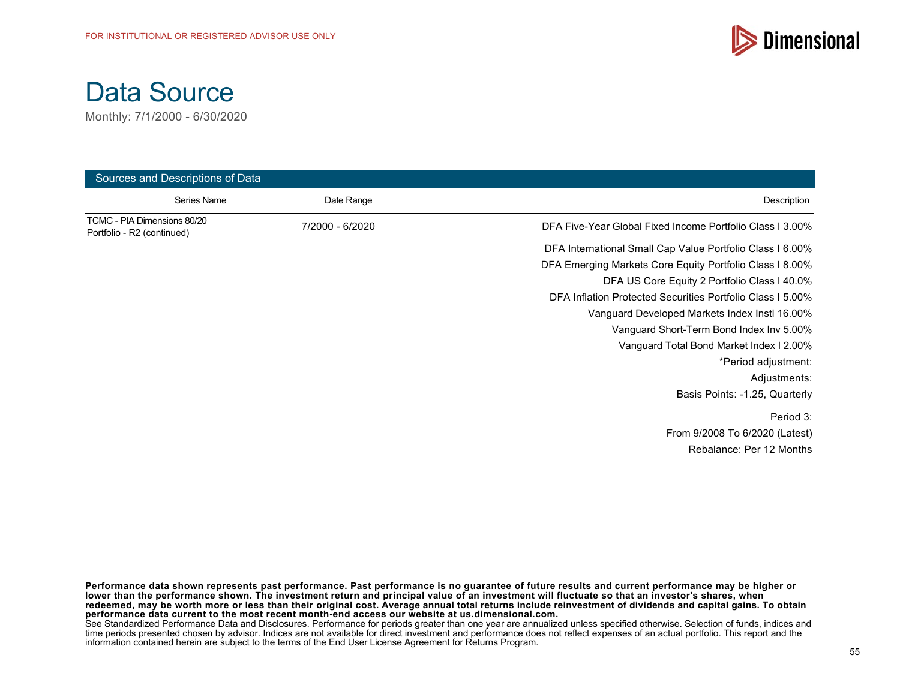FOR INSTITUTIONAL OR REGISTERED ADVISOR USE ONLY

# Data Source

Monthly: 7/1/2000 - 6/30/2020

## Sources and Descriptions of Data

| Series Name | Date Range | Description |
|---|---|---|
| TCMC - PIA Dimensions 80/20 Portfolio - R2 (continued) | 7/2000 - 6/2020 | DFA Five-Year Global Fixed Income Portfolio Class I 3.00% |
| | | DFA International Small Cap Value Portfolio Class I 6.00% |
| | | DFA Emerging Markets Core Equity Portfolio Class I 8.00% |
| | | DFA US Core Equity 2 Portfolio Class I 40.0% |
| | | DFA Inflation Protected Securities Portfolio Class I 5.00% |
| | | Vanguard Developed Markets Index Instl 16.00% |
| | | Vanguard Short-Term Bond Index Inv 5.00% |
| | | Vanguard Total Bond Market Index I 2.00% |
| | | *Period adjustment: |
| | | Adjustments: |
| | | Basis Points: -1.25, Quarterly |
| | | Period 3: |
| | | From 9/2008 To 6/2020 (Latest) |
| | | Rebalance: Per 12 Months |

**Performance data shown represents past performance. Past performance is no guarantee of future results and current performance may be higher or lower than the performance shown. The investment return and principal value of an investment will fluctuate so that an investor's shares, when redeemed, may be worth more or less than their original cost. Average annual total returns include reinvestment of dividends and capital gains. To obtain performance data current to the most recent month-end access our website at us.dimensional.com.**

See Standardized Performance Data and Disclosures. Performance for periods greater than one year are annualized unless specified otherwise. Selection of funds, indices and time periods presented chosen by advisor. Indices are not available for direct investment and performance does not reflect expenses of an actual portfolio. This report and the information contained herein are subject to the terms of the End User License Agreement for Returns Program.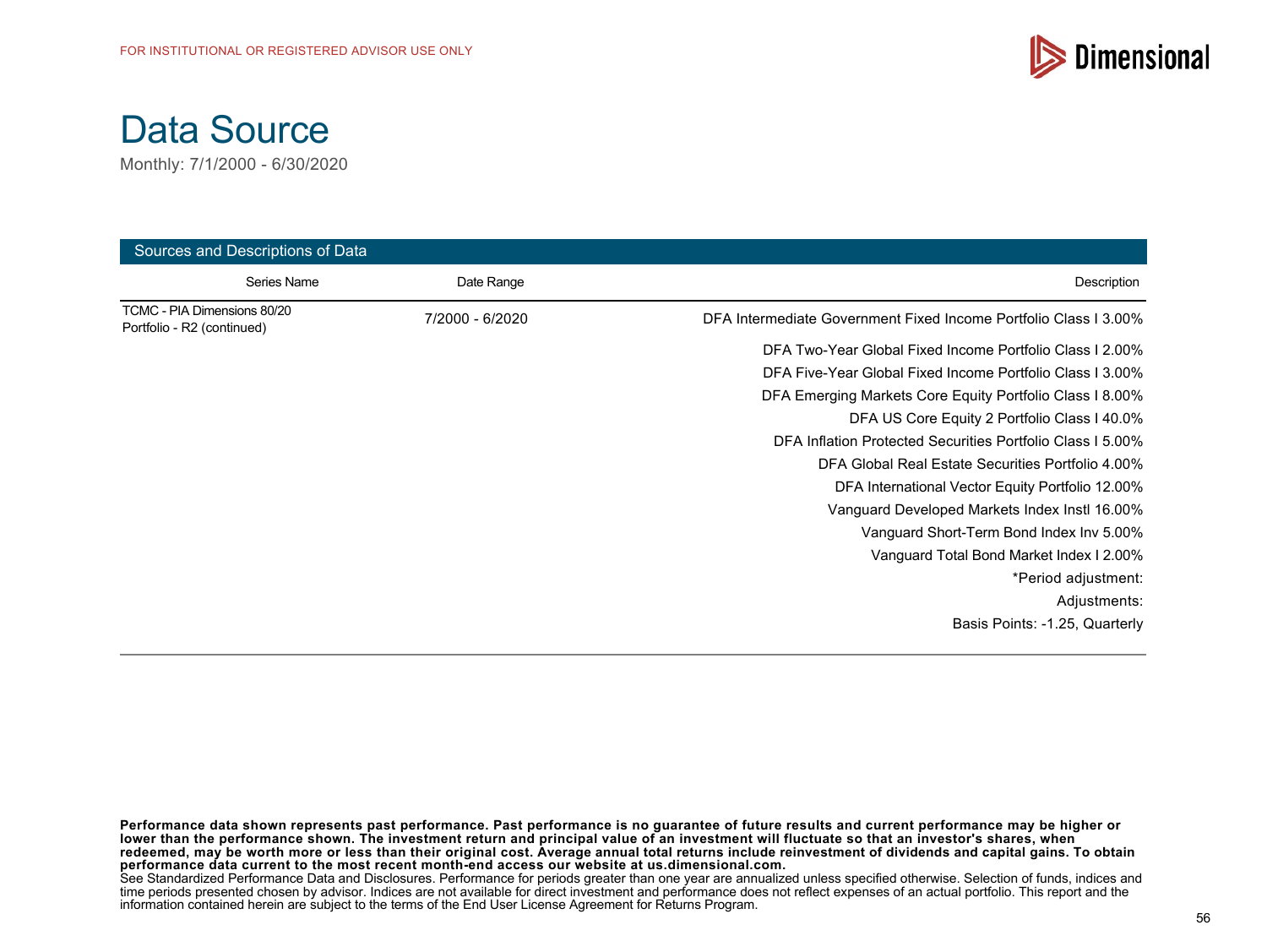FOR INSTITUTIONAL OR REGISTERED ADVISOR USE ONLY

# Data Source

Monthly: 7/1/2000 - 6/30/2020

## Sources and Descriptions of Data

| Series Name | Date Range | Description |
|---|---|---|
| TCMC - PIA Dimensions 80/20 Portfolio - R2 (continued) | 7/2000 - 6/2020 | DFA Intermediate Government Fixed Income Portfolio Class I 3.00% |
| | | DFA Two-Year Global Fixed Income Portfolio Class I 2.00% |
| | | DFA Five-Year Global Fixed Income Portfolio Class I 3.00% |
| | | DFA Emerging Markets Core Equity Portfolio Class I 8.00% |
| | | DFA US Core Equity 2 Portfolio Class I 40.0% |
| | | DFA Inflation Protected Securities Portfolio Class I 5.00% |
| | | DFA Global Real Estate Securities Portfolio 4.00% |
| | | DFA International Vector Equity Portfolio 12.00% |
| | | Vanguard Developed Markets Index Instl 16.00% |
| | | Vanguard Short-Term Bond Index Inv 5.00% |
| | | Vanguard Total Bond Market Index I 2.00% |
| | | *Period adjustment: |
| | | Adjustments: |
| | | Basis Points: -1.25, Quarterly |

**Performance data shown represents past performance. Past performance is no guarantee of future results and current performance may be higher or lower than the performance shown. The investment return and principal value of an investment will fluctuate so that an investor's shares, when redeemed, may be worth more or less than their original cost. Average annual total returns include reinvestment of dividends and capital gains. To obtain performance data current to the most recent month-end access our website at us.dimensional.com.**
See Standardized Performance Data and Disclosures. Performance for periods greater than one year are annualized unless specified otherwise. Selection of funds, indices and time periods presented chosen by advisor. Indices are not available for direct investment and performance does not reflect expenses of an actual portfolio. This report and the information contained herein are subject to the terms of the End User License Agreement for Returns Program.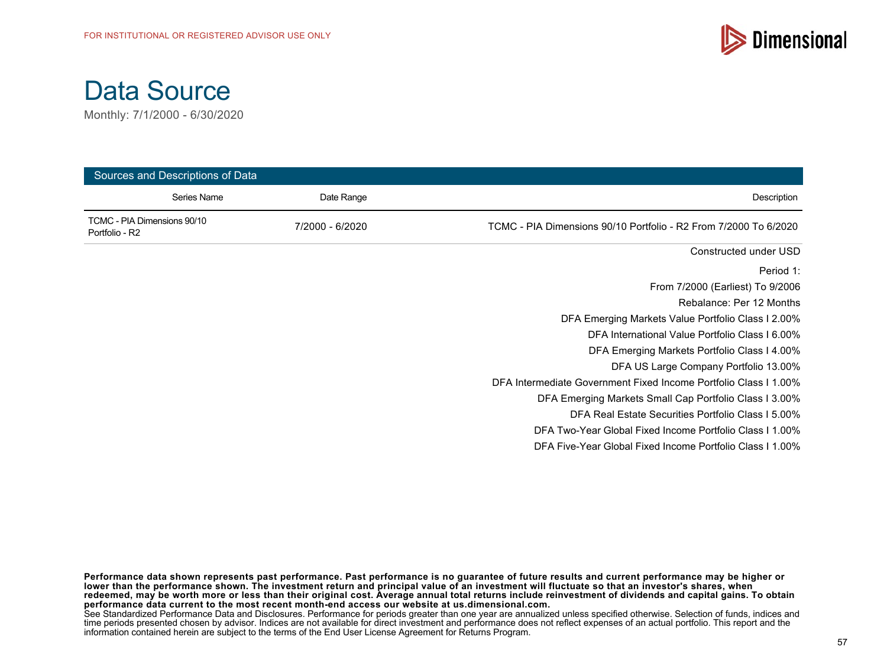FOR INSTITUTIONAL OR REGISTERED ADVISOR USE ONLY

# Data Source

Monthly: 7/1/2000 - 6/30/2020

## Sources and Descriptions of Data

| Series Name | Date Range | Description |
|---|---|---|
| TCMC - PIA Dimensions 90/10 Portfolio - R2 | 7/2000 - 6/2020 | TCMC - PIA Dimensions 90/10 Portfolio - R2 From 7/2000 To 6/2020 |
| | | Constructed under USD |
| | | Period 1: |
| | | From 7/2000 (Earliest) To 9/2006 |
| | | Rebalance: Per 12 Months |
| | | DFA Emerging Markets Value Portfolio Class I 2.00% |
| | | DFA International Value Portfolio Class I 6.00% |
| | | DFA Emerging Markets Portfolio Class I 4.00% |
| | | DFA US Large Company Portfolio 13.00% |
| | | DFA Intermediate Government Fixed Income Portfolio Class I 1.00% |
| | | DFA Emerging Markets Small Cap Portfolio Class I 3.00% |
| | | DFA Real Estate Securities Portfolio Class I 5.00% |
| | | DFA Two-Year Global Fixed Income Portfolio Class I 1.00% |
| | | DFA Five-Year Global Fixed Income Portfolio Class I 1.00% |

**Performance data shown represents past performance. Past performance is no guarantee of future results and current performance may be higher or lower than the performance shown. The investment return and principal value of an investment will fluctuate so that an investor's shares, when redeemed, may be worth more or less than their original cost. Average annual total returns include reinvestment of dividends and capital gains. To obtain performance data current to the most recent month-end access our website at us.dimensional.com.**
See Standardized Performance Data and Disclosures. Performance for periods greater than one year are annualized unless specified otherwise. Selection of funds, indices and time periods presented chosen by advisor. Indices are not available for direct investment and performance does not reflect expenses of an actual portfolio. This report and the information contained herein are subject to the terms of the End User License Agreement for Returns Program.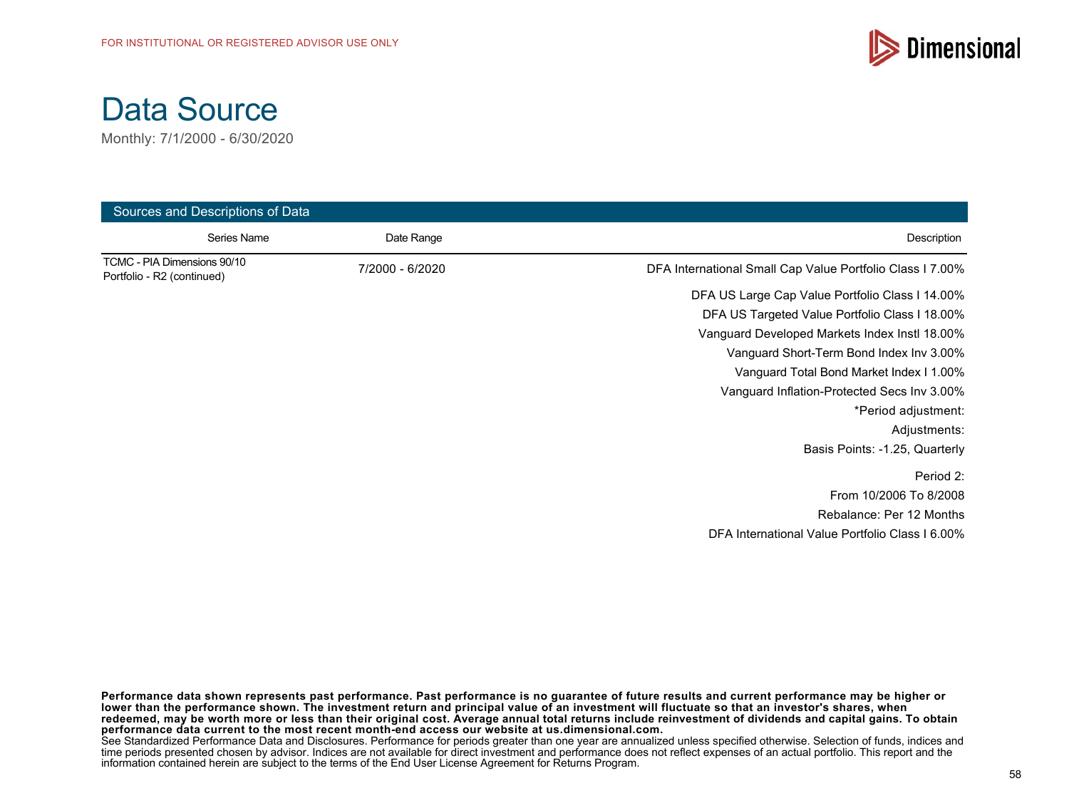FOR INSTITUTIONAL OR REGISTERED ADVISOR USE ONLY

# Data Source

Monthly: 7/1/2000 - 6/30/2020

## Sources and Descriptions of Data

| Series Name | Date Range | Description |
|---|---|---|
| TCMC - PIA Dimensions 90/10 Portfolio - R2 (continued) | 7/2000 - 6/2020 | DFA International Small Cap Value Portfolio Class I 7.00% |
| | | DFA US Large Cap Value Portfolio Class I 14.00% |
| | | DFA US Targeted Value Portfolio Class I 18.00% |
| | | Vanguard Developed Markets Index Instl 18.00% |
| | | Vanguard Short-Term Bond Index Inv 3.00% |
| | | Vanguard Total Bond Market Index I 1.00% |
| | | Vanguard Inflation-Protected Secs Inv 3.00% |
| | | *Period adjustment: |
| | | Adjustments: |
| | | Basis Points: -1.25, Quarterly |
| | | Period 2: |
| | | From 10/2006 To 8/2008 |
| | | Rebalance: Per 12 Months |
| | | DFA International Value Portfolio Class I 6.00% |

**Performance data shown represents past performance. Past performance is no guarantee of future results and current performance may be higher or lower than the performance shown. The investment return and principal value of an investment will fluctuate so that an investor's shares, when redeemed, may be worth more or less than their original cost. Average annual total returns include reinvestment of dividends and capital gains. To obtain performance data current to the most recent month-end access our website at us.dimensional.com.**
See Standardized Performance Data and Disclosures. Performance for periods greater than one year are annualized unless specified otherwise. Selection of funds, indices and time periods presented chosen by advisor. Indices are not available for direct investment and performance does not reflect expenses of an actual portfolio. This report and the information contained herein are subject to the terms of the End User License Agreement for Returns Program.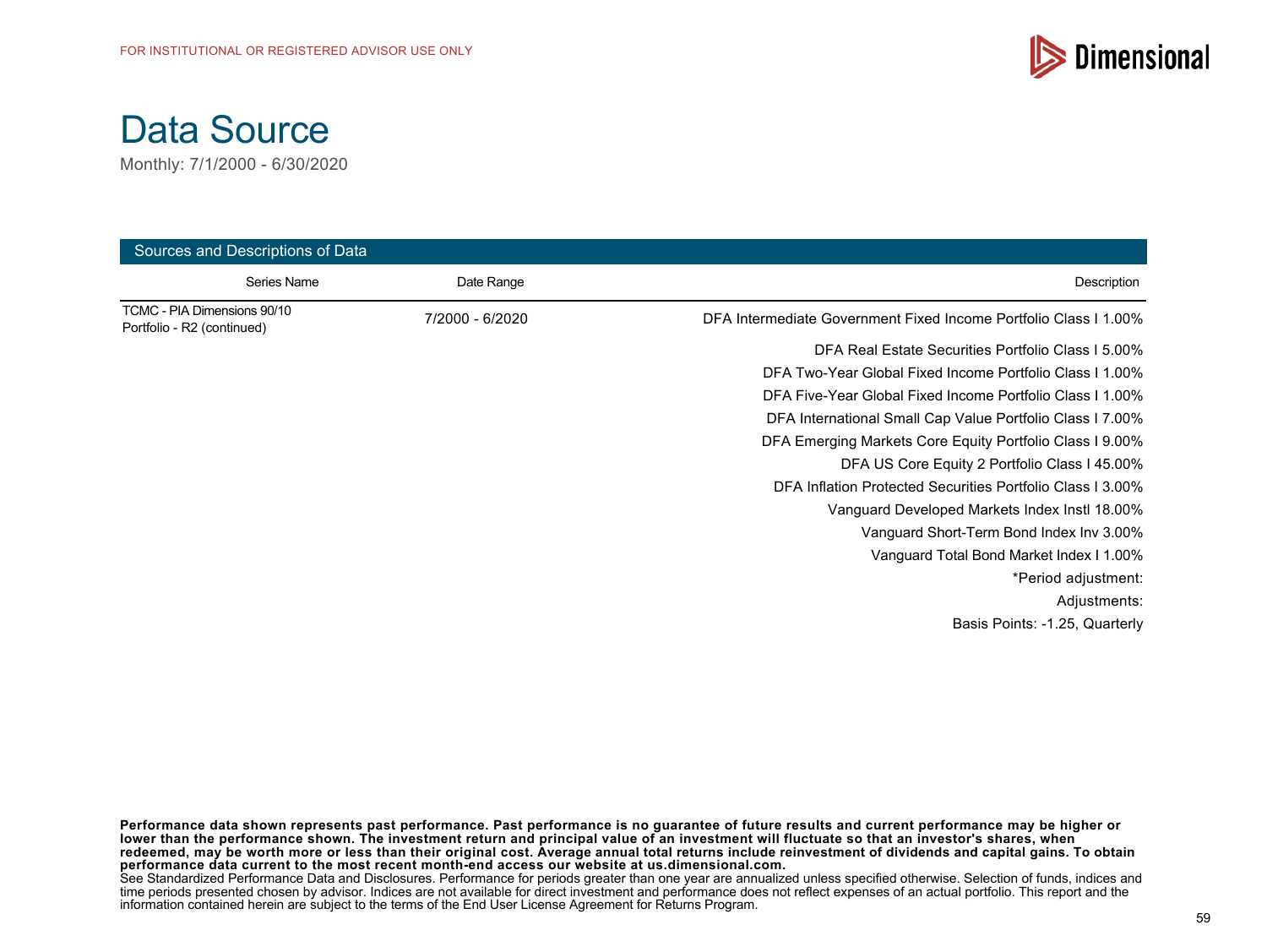FOR INSTITUTIONAL OR REGISTERED ADVISOR USE ONLY

# Data Source

Monthly: 7/1/2000 - 6/30/2020

## Sources and Descriptions of Data

| Series Name | Date Range | Description |
|---|---|---|
| TCMC - PIA Dimensions 90/10 Portfolio - R2 (continued) | 7/2000 - 6/2020 | DFA Intermediate Government Fixed Income Portfolio Class I 1.00% |
| | | DFA Real Estate Securities Portfolio Class I 5.00% |
| | | DFA Two-Year Global Fixed Income Portfolio Class I 1.00% |
| | | DFA Five-Year Global Fixed Income Portfolio Class I 1.00% |
| | | DFA International Small Cap Value Portfolio Class I 7.00% |
| | | DFA Emerging Markets Core Equity Portfolio Class I 9.00% |
| | | DFA US Core Equity 2 Portfolio Class I 45.00% |
| | | DFA Inflation Protected Securities Portfolio Class I 3.00% |
| | | Vanguard Developed Markets Index Instl 18.00% |
| | | Vanguard Short-Term Bond Index Inv 3.00% |
| | | Vanguard Total Bond Market Index I 1.00% |
| | | *Period adjustment: |
| | | Adjustments: |
| | | Basis Points: -1.25, Quarterly |

**Performance data shown represents past performance. Past performance is no guarantee of future results and current performance may be higher or lower than the performance shown. The investment return and principal value of an investment will fluctuate so that an investor's shares, when redeemed, may be worth more or less than their original cost. Average annual total returns include reinvestment of dividends and capital gains. To obtain performance data current to the most recent month-end access our website at us.dimensional.com.**

See Standardized Performance Data and Disclosures. Performance for periods greater than one year are annualized unless specified otherwise. Selection of funds, indices and time periods presented chosen by advisor. Indices are not available for direct investment and performance does not reflect expenses of an actual portfolio. This report and the information contained herein are subject to the terms of the End User License Agreement for Returns Program.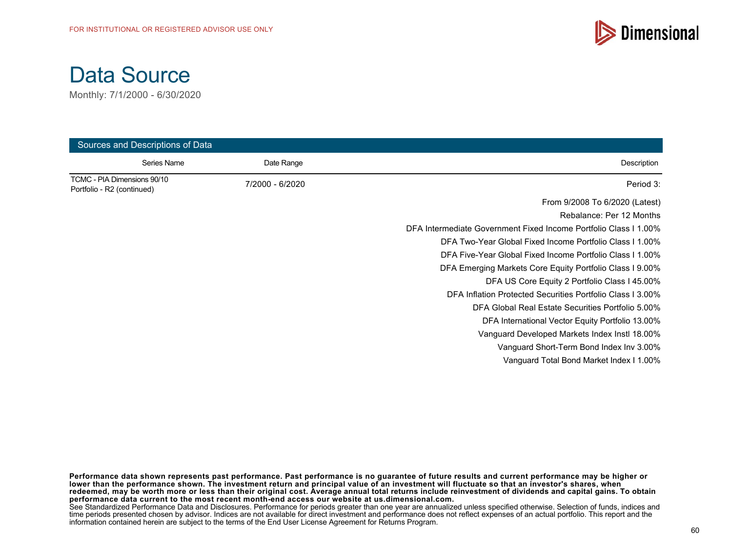FOR INSTITUTIONAL OR REGISTERED ADVISOR USE ONLY

# Data Source

Monthly: 7/1/2000 - 6/30/2020

## Sources and Descriptions of Data

| Series Name | Date Range | Description |
|---|---|---|
| TCMC - PIA Dimensions 90/10 Portfolio - R2 (continued) | 7/2000 - 6/2020 | Period 3: |
| | | From 9/2008 To 6/2020 (Latest) |
| | | Rebalance: Per 12 Months |
| | | DFA Intermediate Government Fixed Income Portfolio Class I 1.00% |
| | | DFA Two-Year Global Fixed Income Portfolio Class I 1.00% |
| | | DFA Five-Year Global Fixed Income Portfolio Class I 1.00% |
| | | DFA Emerging Markets Core Equity Portfolio Class I 9.00% |
| | | DFA US Core Equity 2 Portfolio Class I 45.00% |
| | | DFA Inflation Protected Securities Portfolio Class I 3.00% |
| | | DFA Global Real Estate Securities Portfolio 5.00% |
| | | DFA International Vector Equity Portfolio 13.00% |
| | | Vanguard Developed Markets Index Instl 18.00% |
| | | Vanguard Short-Term Bond Index Inv 3.00% |
| | | Vanguard Total Bond Market Index I 1.00% |

**Performance data shown represents past performance. Past performance is no guarantee of future results and current performance may be higher or lower than the performance shown. The investment return and principal value of an investment will fluctuate so that an investor's shares, when redeemed, may be worth more or less than their original cost. Average annual total returns include reinvestment of dividends and capital gains. To obtain performance data current to the most recent month-end access our website at us.dimensional.com.**

See Standardized Performance Data and Disclosures. Performance for periods greater than one year are annualized unless specified otherwise. Selection of funds, indices and time periods presented chosen by advisor. Indices are not available for direct investment and performance does not reflect expenses of an actual portfolio. This report and the information contained herein are subject to the terms of the End User License Agreement for Returns Program.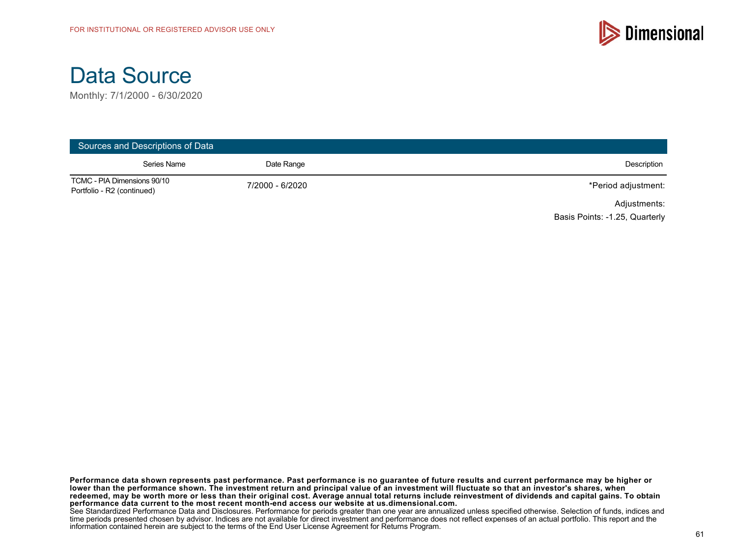FOR INSTITUTIONAL OR REGISTERED ADVISOR USE ONLY

# Data Source

Monthly: 7/1/2000 - 6/30/2020

## Sources and Descriptions of Data

| Series Name | Date Range | Description |
|---|---|---|
| TCMC - PIA Dimensions 90/10 Portfolio - R2 (continued) | 7/2000 - 6/2020 | *Period adjustment: |
| | | Adjustments: |
| | | Basis Points: -1.25, Quarterly |

**Performance data shown represents past performance. Past performance is no guarantee of future results and current performance may be higher or lower than the performance shown. The investment return and principal value of an investment will fluctuate so that an investor's shares, when redeemed, may be worth more or less than their original cost. Average annual total returns include reinvestment of dividends and capital gains. To obtain performance data current to the most recent month-end access our website at us.dimensional.com.**
See Standardized Performance Data and Disclosures. Performance for periods greater than one year are annualized unless specified otherwise. Selection of funds, indices and time periods presented chosen by advisor. Indices are not available for direct investment and performance does not reflect expenses of an actual portfolio. This report and the information contained herein are subject to the terms of the End User License Agreement for Returns Program.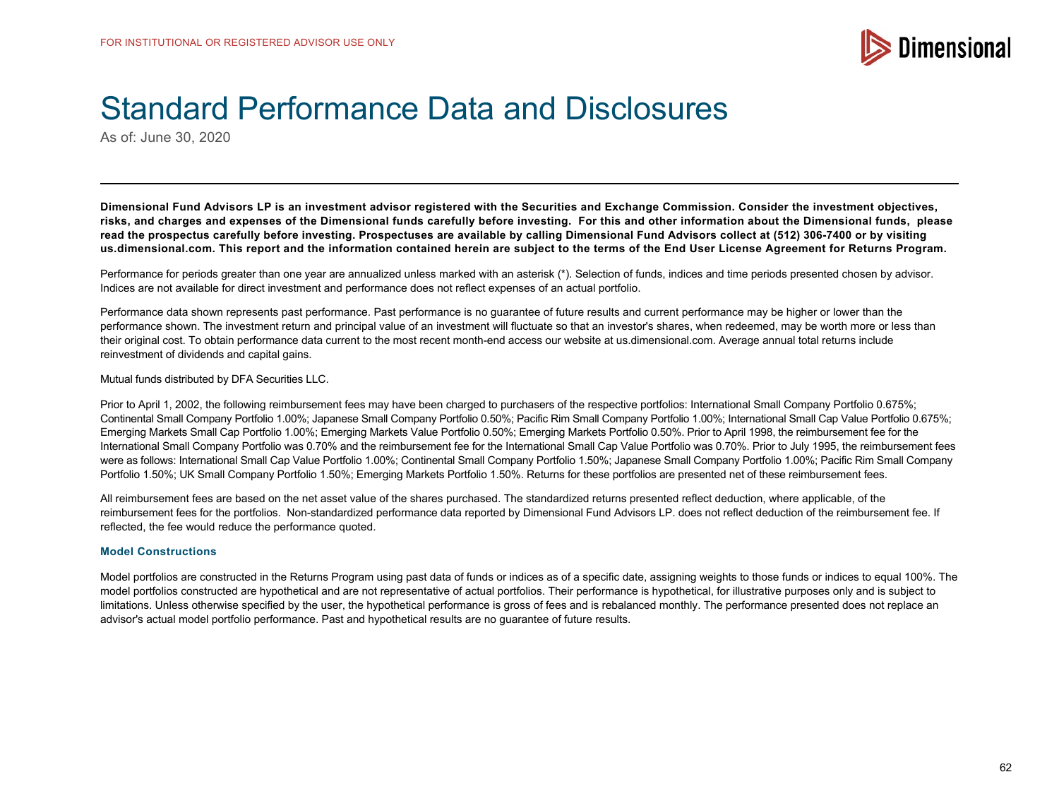FOR INSTITUTIONAL OR REGISTERED ADVISOR USE ONLY

# Standard Performance Data and Disclosures

As of: June 30, 2020

**Dimensional Fund Advisors LP is an investment advisor registered with the Securities and Exchange Commission. Consider the investment objectives, risks, and charges and expenses of the Dimensional funds carefully before investing. For this and other information about the Dimensional funds, please read the prospectus carefully before investing. Prospectuses are available by calling Dimensional Fund Advisors collect at (512) 306-7400 or by visiting us.dimensional.com. This report and the information contained herein are subject to the terms of the End User License Agreement for Returns Program.**

Performance for periods greater than one year are annualized unless marked with an asterisk (*). Selection of funds, indices and time periods presented chosen by advisor. Indices are not available for direct investment and performance does not reflect expenses of an actual portfolio.

Performance data shown represents past performance. Past performance is no guarantee of future results and current performance may be higher or lower than the performance shown. The investment return and principal value of an investment will fluctuate so that an investor's shares, when redeemed, may be worth more or less than their original cost. To obtain performance data current to the most recent month-end access our website at us.dimensional.com. Average annual total returns include reinvestment of dividends and capital gains.

Mutual funds distributed by DFA Securities LLC.

Prior to April 1, 2002, the following reimbursement fees may have been charged to purchasers of the respective portfolios: International Small Company Portfolio 0.675%; Continental Small Company Portfolio 1.00%; Japanese Small Company Portfolio 0.50%; Pacific Rim Small Company Portfolio 1.00%; International Small Cap Value Portfolio 0.675%; Emerging Markets Small Cap Portfolio 1.00%; Emerging Markets Value Portfolio 0.50%; Emerging Markets Portfolio 0.50%. Prior to April 1998, the reimbursement fee for the International Small Company Portfolio was 0.70% and the reimbursement fee for the International Small Cap Value Portfolio was 0.70%. Prior to July 1995, the reimbursement fees were as follows: International Small Cap Value Portfolio 1.00%; Continental Small Company Portfolio 1.50%; Japanese Small Company Portfolio 1.00%; Pacific Rim Small Company Portfolio 1.50%; UK Small Company Portfolio 1.50%; Emerging Markets Portfolio 1.50%. Returns for these portfolios are presented net of these reimbursement fees.

All reimbursement fees are based on the net asset value of the shares purchased. The standardized returns presented reflect deduction, where applicable, of the reimbursement fees for the portfolios. Non-standardized performance data reported by Dimensional Fund Advisors LP. does not reflect deduction of the reimbursement fee. If reflected, the fee would reduce the performance quoted.

### Model Constructions

Model portfolios are constructed in the Returns Program using past data of funds or indices as of a specific date, assigning weights to those funds or indices to equal 100%. The model portfolios constructed are hypothetical and are not representative of actual portfolios. Their performance is hypothetical, for illustrative purposes only and is subject to limitations. Unless otherwise specified by the user, the hypothetical performance is gross of fees and is rebalanced monthly. The performance presented does not replace an advisor's actual model portfolio performance. Past and hypothetical results are no guarantee of future results.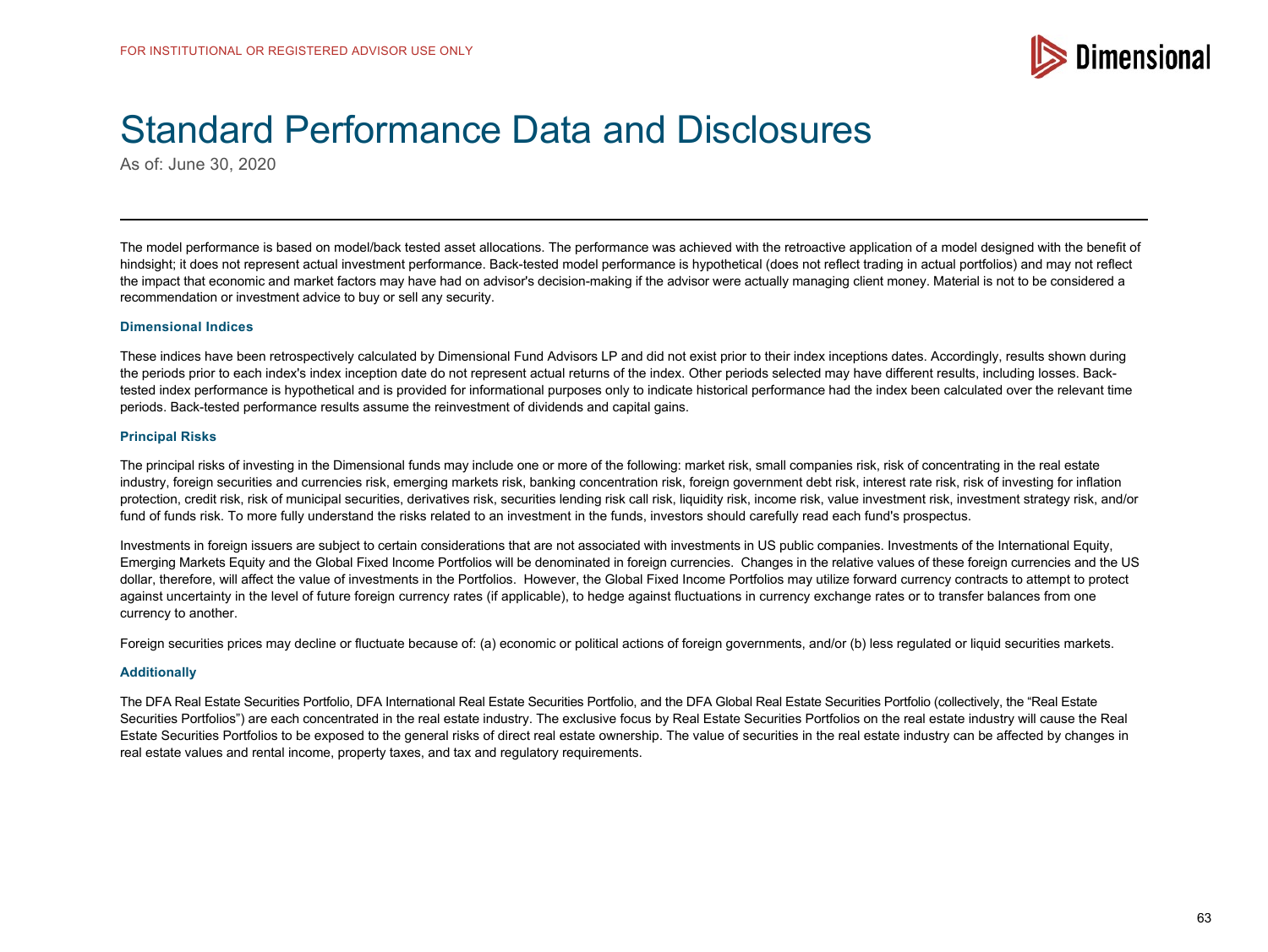FOR INSTITUTIONAL OR REGISTERED ADVISOR USE ONLY

# Standard Performance Data and Disclosures

As of: June 30, 2020

The model performance is based on model/back tested asset allocations. The performance was achieved with the retroactive application of a model designed with the benefit of hindsight; it does not represent actual investment performance. Back-tested model performance is hypothetical (does not reflect trading in actual portfolios) and may not reflect the impact that economic and market factors may have had on advisor's decision-making if the advisor were actually managing client money. Material is not to be considered a recommendation or investment advice to buy or sell any security.

### Dimensional Indices

These indices have been retrospectively calculated by Dimensional Fund Advisors LP and did not exist prior to their index inceptions dates. Accordingly, results shown during the periods prior to each index's index inception date do not represent actual returns of the index. Other periods selected may have different results, including losses. Back-tested index performance is hypothetical and is provided for informational purposes only to indicate historical performance had the index been calculated over the relevant time periods. Back-tested performance results assume the reinvestment of dividends and capital gains.

### Principal Risks

The principal risks of investing in the Dimensional funds may include one or more of the following: market risk, small companies risk, risk of concentrating in the real estate industry, foreign securities and currencies risk, emerging markets risk, banking concentration risk, foreign government debt risk, interest rate risk, risk of investing for inflation protection, credit risk, risk of municipal securities, derivatives risk, securities lending risk call risk, liquidity risk, income risk, value investment risk, investment strategy risk, and/or fund of funds risk. To more fully understand the risks related to an investment in the funds, investors should carefully read each fund's prospectus.

Investments in foreign issuers are subject to certain considerations that are not associated with investments in US public companies. Investments of the International Equity, Emerging Markets Equity and the Global Fixed Income Portfolios will be denominated in foreign currencies. Changes in the relative values of these foreign currencies and the US dollar, therefore, will affect the value of investments in the Portfolios. However, the Global Fixed Income Portfolios may utilize forward currency contracts to attempt to protect against uncertainty in the level of future foreign currency rates (if applicable), to hedge against fluctuations in currency exchange rates or to transfer balances from one currency to another.

Foreign securities prices may decline or fluctuate because of: (a) economic or political actions of foreign governments, and/or (b) less regulated or liquid securities markets.

### Additionally

The DFA Real Estate Securities Portfolio, DFA International Real Estate Securities Portfolio, and the DFA Global Real Estate Securities Portfolio (collectively, the “Real Estate Securities Portfolios”) are each concentrated in the real estate industry. The exclusive focus by Real Estate Securities Portfolios on the real estate industry will cause the Real Estate Securities Portfolios to be exposed to the general risks of direct real estate ownership. The value of securities in the real estate industry can be affected by changes in real estate values and rental income, property taxes, and tax and regulatory requirements.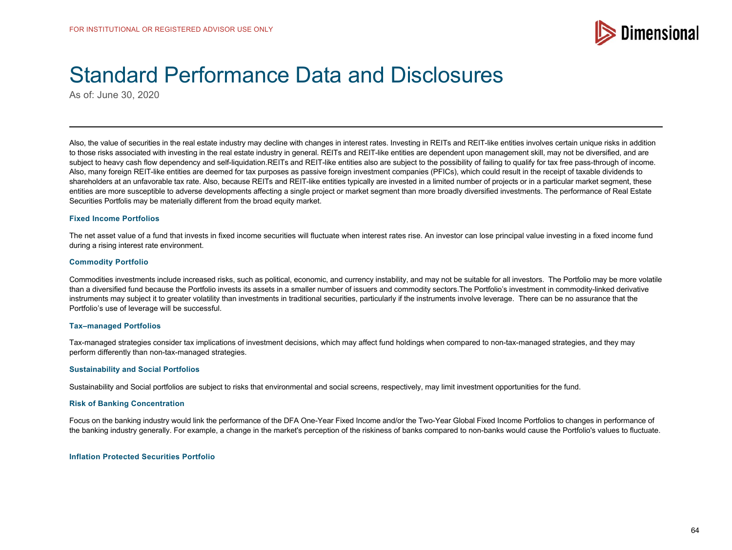# Standard Performance Data and Disclosures

As of: June 30, 2020

Also, the value of securities in the real estate industry may decline with changes in interest rates. Investing in REITs and REIT-like entities involves certain unique risks in addition to those risks associated with investing in the real estate industry in general. REITs and REIT-like entities are dependent upon management skill, may not be diversified, and are subject to heavy cash flow dependency and self-liquidation.REITs and REIT-like entities also are subject to the possibility of failing to qualify for tax free pass-through of income. Also, many foreign REIT-like entities are deemed for tax purposes as passive foreign investment companies (PFICs), which could result in the receipt of taxable dividends to shareholders at an unfavorable tax rate. Also, because REITs and REIT-like entities typically are invested in a limited number of projects or in a particular market segment, these entities are more susceptible to adverse developments affecting a single project or market segment than more broadly diversified investments. The performance of Real Estate Securities Portfolis may be materially different from the broad equity market.

**Fixed Income Portfolios**

The net asset value of a fund that invests in fixed income securities will fluctuate when interest rates rise. An investor can lose principal value investing in a fixed income fund during a rising interest rate environment.

**Commodity Portfolio**

Commodities investments include increased risks, such as political, economic, and currency instability, and may not be suitable for all investors. The Portfolio may be more volatile than a diversified fund because the Portfolio invests its assets in a smaller number of issuers and commodity sectors.The Portfolio's investment in commodity-linked derivative instruments may subject it to greater volatility than investments in traditional securities, particularly if the instruments involve leverage. There can be no assurance that the Portfolio's use of leverage will be successful.

**Tax–managed Portfolios**

Tax-managed strategies consider tax implications of investment decisions, which may affect fund holdings when compared to non-tax-managed strategies, and they may perform differently than non-tax-managed strategies.

**Sustainability and Social Portfolios**

Sustainability and Social portfolios are subject to risks that environmental and social screens, respectively, may limit investment opportunities for the fund.

**Risk of Banking Concentration**

Focus on the banking industry would link the performance of the DFA One-Year Fixed Income and/or the Two-Year Global Fixed Income Portfolios to changes in performance of the banking industry generally. For example, a change in the market's perception of the riskiness of banks compared to non-banks would cause the Portfolio's values to fluctuate.

**Inflation Protected Securities Portfolio**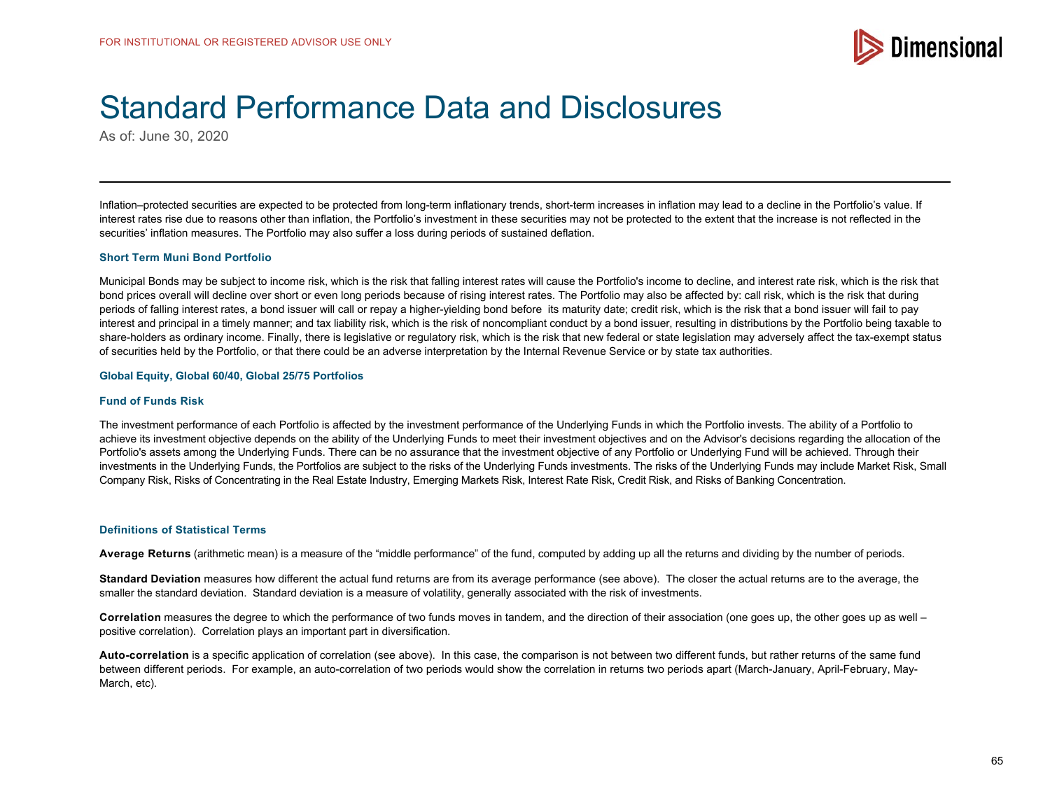# Standard Performance Data and Disclosures

As of: June 30, 2020

Inflation–protected securities are expected to be protected from long-term inflationary trends, short-term increases in inflation may lead to a decline in the Portfolio's value. If interest rates rise due to reasons other than inflation, the Portfolio's investment in these securities may not be protected to the extent that the increase is not reflected in the securities' inflation measures. The Portfolio may also suffer a loss during periods of sustained deflation.

### Short Term Muni Bond Portfolio

Municipal Bonds may be subject to income risk, which is the risk that falling interest rates will cause the Portfolio's income to decline, and interest rate risk, which is the risk that bond prices overall will decline over short or even long periods because of rising interest rates. The Portfolio may also be affected by: call risk, which is the risk that during periods of falling interest rates, a bond issuer will call or repay a higher-yielding bond before its maturity date; credit risk, which is the risk that a bond issuer will fail to pay interest and principal in a timely manner; and tax liability risk, which is the risk of noncompliant conduct by a bond issuer, resulting in distributions by the Portfolio being taxable to share-holders as ordinary income. Finally, there is legislative or regulatory risk, which is the risk that new federal or state legislation may adversely affect the tax-exempt status of securities held by the Portfolio, or that there could be an adverse interpretation by the Internal Revenue Service or by state tax authorities.

### Global Equity, Global 60/40, Global 25/75 Portfolios

### Fund of Funds Risk

The investment performance of each Portfolio is affected by the investment performance of the Underlying Funds in which the Portfolio invests. The ability of a Portfolio to achieve its investment objective depends on the ability of the Underlying Funds to meet their investment objectives and on the Advisor's decisions regarding the allocation of the Portfolio's assets among the Underlying Funds. There can be no assurance that the investment objective of any Portfolio or Underlying Fund will be achieved. Through their investments in the Underlying Funds, the Portfolios are subject to the risks of the Underlying Funds investments. The risks of the Underlying Funds may include Market Risk, Small Company Risk, Risks of Concentrating in the Real Estate Industry, Emerging Markets Risk, Interest Rate Risk, Credit Risk, and Risks of Banking Concentration.

### Definitions of Statistical Terms

**Average Returns** (arithmetic mean) is a measure of the "middle performance" of the fund, computed by adding up all the returns and dividing by the number of periods.

**Standard Deviation** measures how different the actual fund returns are from its average performance (see above). The closer the actual returns are to the average, the smaller the standard deviation. Standard deviation is a measure of volatility, generally associated with the risk of investments.

**Correlation** measures the degree to which the performance of two funds moves in tandem, and the direction of their association (one goes up, the other goes up as well – positive correlation). Correlation plays an important part in diversification.

**Auto-correlation** is a specific application of correlation (see above). In this case, the comparison is not between two different funds, but rather returns of the same fund between different periods. For example, an auto-correlation of two periods would show the correlation in returns two periods apart (March-January, April-February, May-March, etc).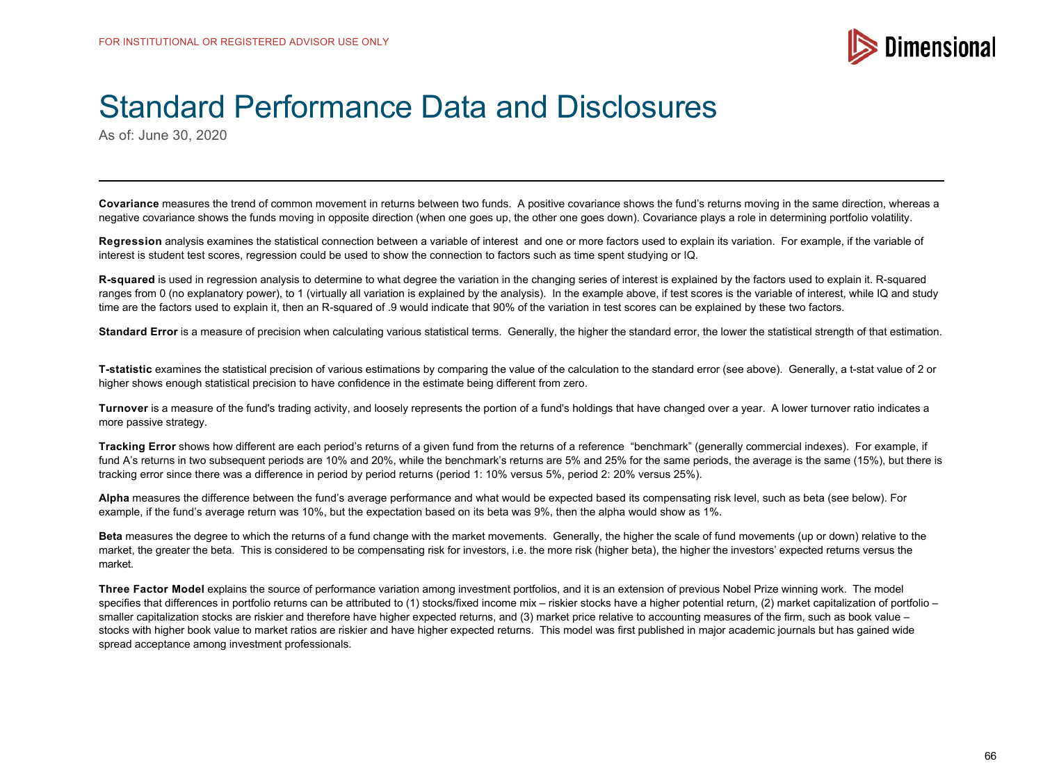FOR INSTITUTIONAL OR REGISTERED ADVISOR USE ONLY

# Standard Performance Data and Disclosures

As of: June 30, 2020

**Covariance** measures the trend of common movement in returns between two funds. A positive covariance shows the fund's returns moving in the same direction, whereas a negative covariance shows the funds moving in opposite direction (when one goes up, the other one goes down). Covariance plays a role in determining portfolio volatility.

**Regression** analysis examines the statistical connection between a variable of interest and one or more factors used to explain its variation. For example, if the variable of interest is student test scores, regression could be used to show the connection to factors such as time spent studying or IQ.

**R-squared** is used in regression analysis to determine to what degree the variation in the changing series of interest is explained by the factors used to explain it. R-squared ranges from 0 (no explanatory power), to 1 (virtually all variation is explained by the analysis). In the example above, if test scores is the variable of interest, while IQ and study time are the factors used to explain it, then an R-squared of .9 would indicate that 90% of the variation in test scores can be explained by these two factors.

**Standard Error** is a measure of precision when calculating various statistical terms. Generally, the higher the standard error, the lower the statistical strength of that estimation.

**T-statistic** examines the statistical precision of various estimations by comparing the value of the calculation to the standard error (see above). Generally, a t-stat value of 2 or higher shows enough statistical precision to have confidence in the estimate being different from zero.

**Turnover** is a measure of the fund's trading activity, and loosely represents the portion of a fund's holdings that have changed over a year. A lower turnover ratio indicates a more passive strategy.

**Tracking Error** shows how different are each period's returns of a given fund from the returns of a reference "benchmark" (generally commercial indexes). For example, if fund A's returns in two subsequent periods are 10% and 20%, while the benchmark's returns are 5% and 25% for the same periods, the average is the same (15%), but there is tracking error since there was a difference in period by period returns (period 1: 10% versus 5%, period 2: 20% versus 25%).

**Alpha** measures the difference between the fund's average performance and what would be expected based its compensating risk level, such as beta (see below). For example, if the fund's average return was 10%, but the expectation based on its beta was 9%, then the alpha would show as 1%.

**Beta** measures the degree to which the returns of a fund change with the market movements. Generally, the higher the scale of fund movements (up or down) relative to the market, the greater the beta. This is considered to be compensating risk for investors, i.e. the more risk (higher beta), the higher the investors' expected returns versus the market.

**Three Factor Model** explains the source of performance variation among investment portfolios, and it is an extension of previous Nobel Prize winning work. The model specifies that differences in portfolio returns can be attributed to (1) stocks/fixed income mix – riskier stocks have a higher potential return, (2) market capitalization of portfolio – smaller capitalization stocks are riskier and therefore have higher expected returns, and (3) market price relative to accounting measures of the firm, such as book value – stocks with higher book value to market ratios are riskier and have higher expected returns. This model was first published in major academic journals but has gained wide spread acceptance among investment professionals.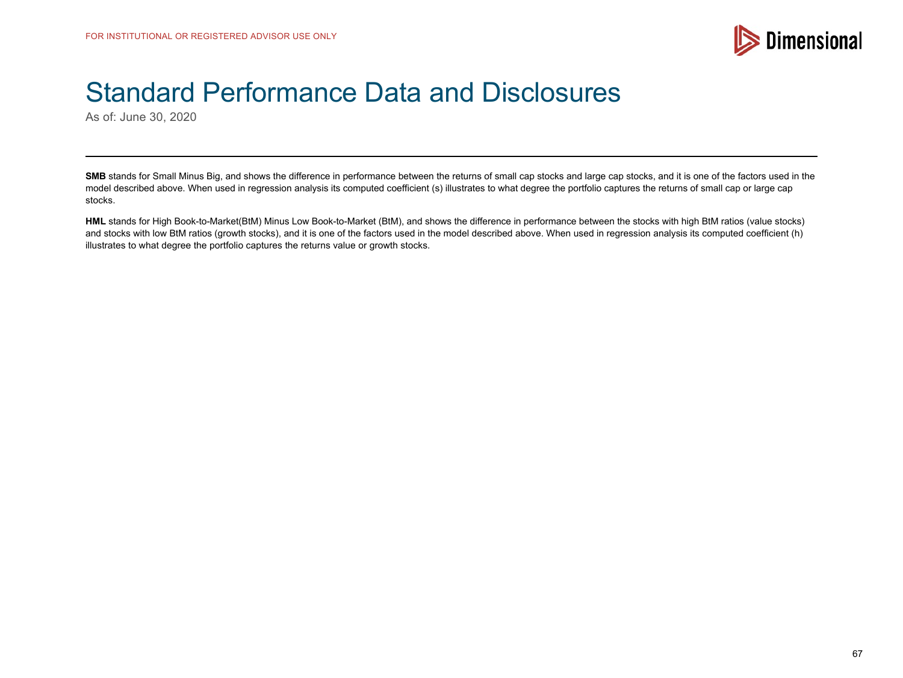# Standard Performance Data and Disclosures

As of: June 30, 2020

**SMB** stands for Small Minus Big, and shows the difference in performance between the returns of small cap stocks and large cap stocks, and it is one of the factors used in the model described above. When used in regression analysis its computed coefficient (s) illustrates to what degree the portfolio captures the returns of small cap or large cap stocks.

**HML** stands for High Book-to-Market(BtM) Minus Low Book-to-Market (BtM), and shows the difference in performance between the stocks with high BtM ratios (value stocks) and stocks with low BtM ratios (growth stocks), and it is one of the factors used in the model described above. When used in regression analysis its computed coefficient (h) illustrates to what degree the portfolio captures the returns value or growth stocks.